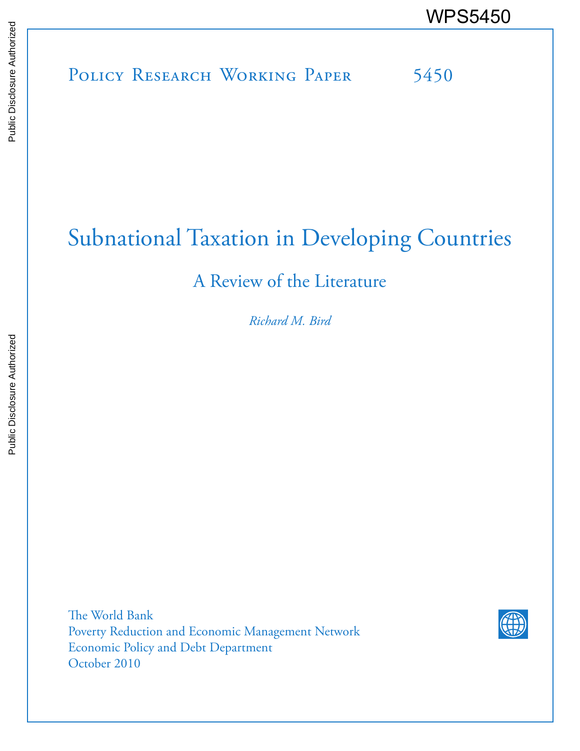WPS5450

Policy Research Working Paper 5450

# Subnational Taxation in Developing Countries

## A Review of the Literature

*Richard M. Bird*

The World Bank
Poverty Reduction and Economic Management Network
Economic Policy and Debt Department
October 2010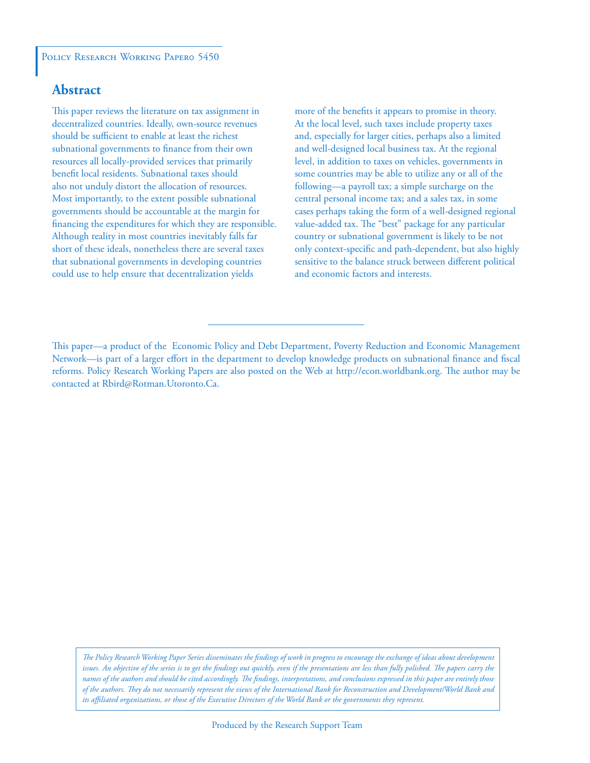Policy Research Working Papero 5450

## Abstract

This paper reviews the literature on tax assignment in decentralized countries. Ideally, own-source revenues should be sufficient to enable at least the richest subnational governments to finance from their own resources all locally-provided services that primarily benefit local residents. Subnational taxes should also not unduly distort the allocation of resources. Most importantly, to the extent possible subnational governments should be accountable at the margin for financing the expenditures for which they are responsible. Although reality in most countries inevitably falls far short of these ideals, nonetheless there are several taxes that subnational governments in developing countries could use to help ensure that decentralization yields more of the benefits it appears to promise in theory. At the local level, such taxes include property taxes and, especially for larger cities, perhaps also a limited and well-designed local business tax. At the regional level, in addition to taxes on vehicles, governments in some countries may be able to utilize any or all of the following—a payroll tax; a simple surcharge on the central personal income tax; and a sales tax, in some cases perhaps taking the form of a well-designed regional value-added tax. The "best" package for any particular country or subnational government is likely to be not only context-specific and path-dependent, but also highly sensitive to the balance struck between different political and economic factors and interests.

This paper—a product of the Economic Policy and Debt Department, Poverty Reduction and Economic Management Network—is part of a larger effort in the department to develop knowledge products on subnational finance and fiscal reforms. Policy Research Working Papers are also posted on the Web at http://econ.worldbank.org. The author may be contacted at Rbird@Rotman.Utoronto.Ca.

*The Policy Research Working Paper Series disseminates the findings of work in progress to encourage the exchange of ideas about development issues. An objective of the series is to get the findings out quickly, even if the presentations are less than fully polished. The papers carry the names of the authors and should be cited accordingly. The findings, interpretations, and conclusions expressed in this paper are entirely those of the authors. They do not necessarily represent the views of the International Bank for Reconstruction and Development/World Bank and its affiliated organizations, or those of the Executive Directors of the World Bank or the governments they represent.*

Produced by the Research Support Team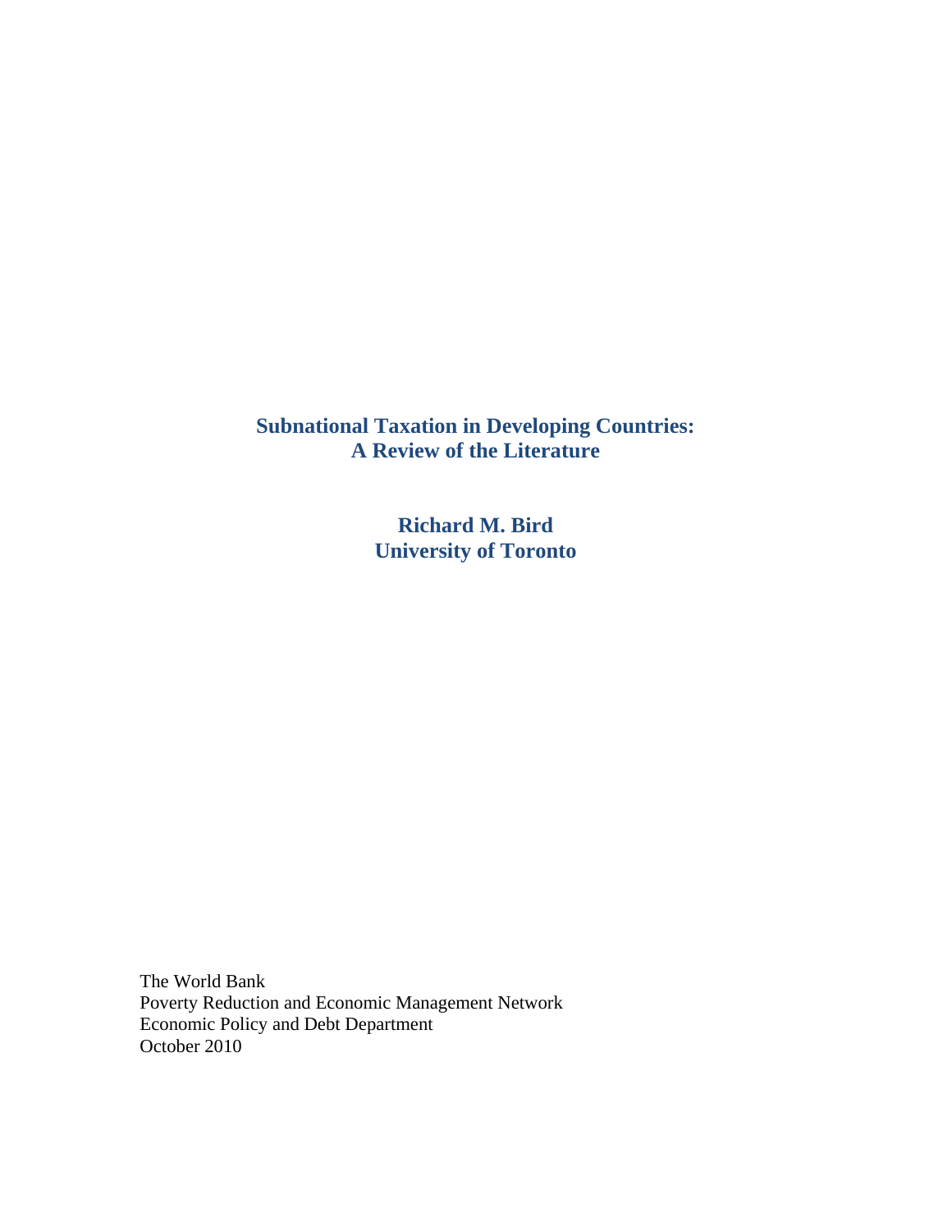# Subnational Taxation in Developing Countries: A Review of the Literature

**Richard M. Bird**
**University of Toronto**

The World Bank
Poverty Reduction and Economic Management Network
Economic Policy and Debt Department
October 2010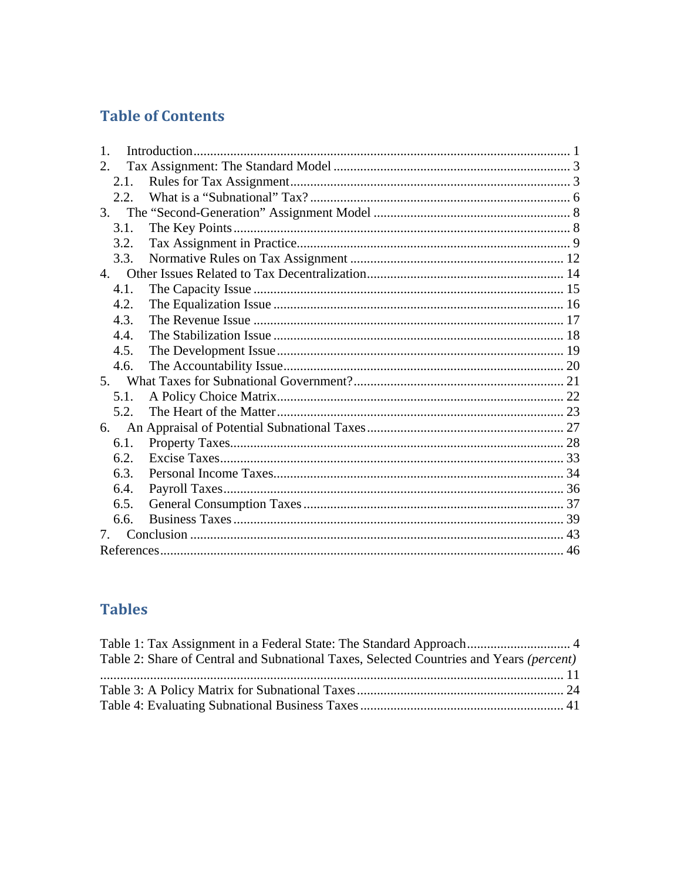## Table of Contents

1. Introduction ........................................................................................................ 1
2. Tax Assignment: The Standard Model ........................................................................ 3
   - 2.1. Rules for Tax Assignment ...................................................................... 3
   - 2.2. What is a "Subnational" Tax? ............................................................... 6
3. The "Second-Generation" Assignment Model .............................................................. 8
   - 3.1. The Key Points ................................................................................... 8
   - 3.2. Tax Assignment in Practice .................................................................... 9
   - 3.3. Normative Rules on Tax Assignment ....................................................... 12
4. Other Issues Related to Tax Decentralization ............................................................ 14
   - 4.1. The Capacity Issue .............................................................................. 15
   - 4.2. The Equalization Issue ......................................................................... 16
   - 4.3. The Revenue Issue ............................................................................... 17
   - 4.4. The Stabilization Issue ......................................................................... 18
   - 4.5. The Development Issue ......................................................................... 19
   - 4.6. The Accountability Issue ....................................................................... 20
5. What Taxes for Subnational Government? ................................................................. 21
   - 5.1. A Policy Choice Matrix .......................................................................... 22
   - 5.2. The Heart of the Matter ........................................................................ 23
6. An Appraisal of Potential Subnational Taxes ............................................................. 27
   - 6.1. Property Taxes ..................................................................................... 28
   - 6.2. Excise Taxes ....................................................................................... 33
   - 6.3. Personal Income Taxes ......................................................................... 34
   - 6.4. Payroll Taxes ...................................................................................... 36
   - 6.5. General Consumption Taxes .................................................................. 37
   - 6.6. Business Taxes .................................................................................... 39
7. Conclusion ......................................................................................................... 43

References ............................................................................................................ 46

## Tables

Table 1: Tax Assignment in a Federal State: The Standard Approach ................................ 4

Table 2: Share of Central and Subnational Taxes, Selected Countries and Years *(percent)* ........................................................................................................................ 11

Table 3: A Policy Matrix for Subnational Taxes ............................................................ 24

Table 4: Evaluating Subnational Business Taxes ........................................................... 41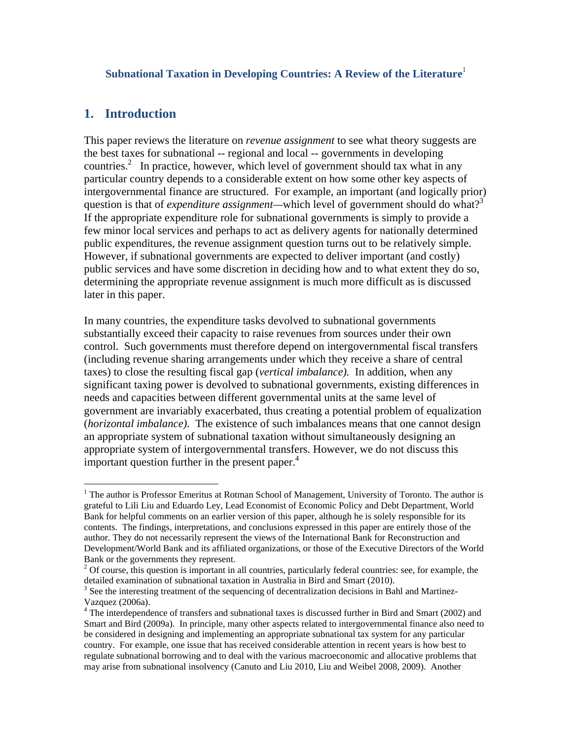**Subnational Taxation in Developing Countries: A Review of the Literature**[1]

## 1. Introduction

This paper reviews the literature on *revenue assignment* to see what theory suggests are the best taxes for subnational -- regional and local -- governments in developing countries.[2] In practice, however, which level of government should tax what in any particular country depends to a considerable extent on how some other key aspects of intergovernmental finance are structured. For example, an important (and logically prior) question is that of *expenditure assignment*—which level of government should do what?[3] If the appropriate expenditure role for subnational governments is simply to provide a few minor local services and perhaps to act as delivery agents for nationally determined public expenditures, the revenue assignment question turns out to be relatively simple. However, if subnational governments are expected to deliver important (and costly) public services and have some discretion in deciding how and to what extent they do so, determining the appropriate revenue assignment is much more difficult as is discussed later in this paper.

In many countries, the expenditure tasks devolved to subnational governments substantially exceed their capacity to raise revenues from sources under their own control. Such governments must therefore depend on intergovernmental fiscal transfers (including revenue sharing arrangements under which they receive a share of central taxes) to close the resulting fiscal gap (*vertical imbalance).* In addition, when any significant taxing power is devolved to subnational governments, existing differences in needs and capacities between different governmental units at the same level of government are invariably exacerbated, thus creating a potential problem of equalization (*horizontal imbalance).* The existence of such imbalances means that one cannot design an appropriate system of subnational taxation without simultaneously designing an appropriate system of intergovernmental transfers. However, we do not discuss this important question further in the present paper.[4]

---

[1] The author is Professor Emeritus at Rotman School of Management, University of Toronto. The author is grateful to Lili Liu and Eduardo Ley, Lead Economist of Economic Policy and Debt Department, World Bank for helpful comments on an earlier version of this paper, although he is solely responsible for its contents. The findings, interpretations, and conclusions expressed in this paper are entirely those of the author. They do not necessarily represent the views of the International Bank for Reconstruction and Development/World Bank and its affiliated organizations, or those of the Executive Directors of the World Bank or the governments they represent.

[2] Of course, this question is important in all countries, particularly federal countries: see, for example, the detailed examination of subnational taxation in Australia in Bird and Smart (2010).

[3] See the interesting treatment of the sequencing of decentralization decisions in Bahl and Martinez-Vazquez (2006a).

[4] The interdependence of transfers and subnational taxes is discussed further in Bird and Smart (2002) and Smart and Bird (2009a). In principle, many other aspects related to intergovernmental finance also need to be considered in designing and implementing an appropriate subnational tax system for any particular country. For example, one issue that has received considerable attention in recent years is how best to regulate subnational borrowing and to deal with the various macroeconomic and allocative problems that may arise from subnational insolvency (Canuto and Liu 2010, Liu and Weibel 2008, 2009). Another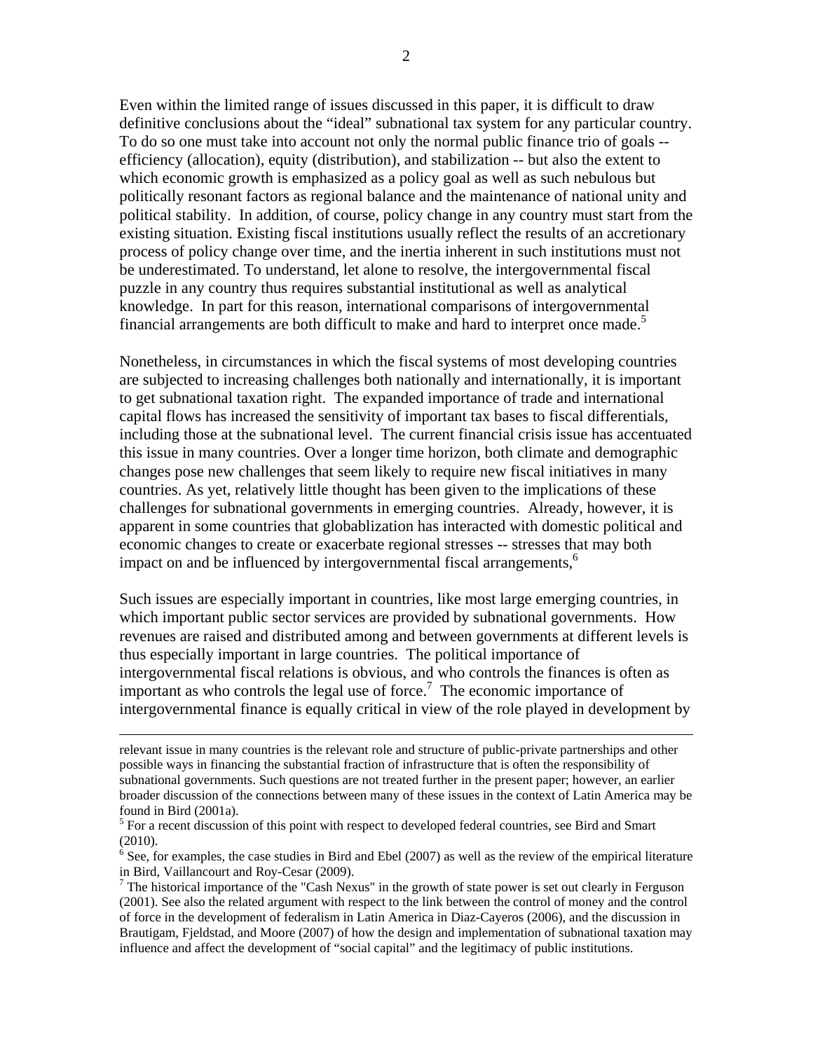Even within the limited range of issues discussed in this paper, it is difficult to draw definitive conclusions about the "ideal" subnational tax system for any particular country. To do so one must take into account not only the normal public finance trio of goals -- efficiency (allocation), equity (distribution), and stabilization -- but also the extent to which economic growth is emphasized as a policy goal as well as such nebulous but politically resonant factors as regional balance and the maintenance of national unity and political stability. In addition, of course, policy change in any country must start from the existing situation. Existing fiscal institutions usually reflect the results of an accretionary process of policy change over time, and the inertia inherent in such institutions must not be underestimated. To understand, let alone to resolve, the intergovernmental fiscal puzzle in any country thus requires substantial institutional as well as analytical knowledge. In part for this reason, international comparisons of intergovernmental financial arrangements are both difficult to make and hard to interpret once made.[5]

Nonetheless, in circumstances in which the fiscal systems of most developing countries are subjected to increasing challenges both nationally and internationally, it is important to get subnational taxation right. The expanded importance of trade and international capital flows has increased the sensitivity of important tax bases to fiscal differentials, including those at the subnational level. The current financial crisis issue has accentuated this issue in many countries. Over a longer time horizon, both climate and demographic changes pose new challenges that seem likely to require new fiscal initiatives in many countries. As yet, relatively little thought has been given to the implications of these challenges for subnational governments in emerging countries. Already, however, it is apparent in some countries that globablization has interacted with domestic political and economic changes to create or exacerbate regional stresses -- stresses that may both impact on and be influenced by intergovernmental fiscal arrangements,[6]

Such issues are especially important in countries, like most large emerging countries, in which important public sector services are provided by subnational governments. How revenues are raised and distributed among and between governments at different levels is thus especially important in large countries. The political importance of intergovernmental fiscal relations is obvious, and who controls the finances is often as important as who controls the legal use of force.[7] The economic importance of intergovernmental finance is equally critical in view of the role played in development by

---

relevant issue in many countries is the relevant role and structure of public-private partnerships and other possible ways in financing the substantial fraction of infrastructure that is often the responsibility of subnational governments. Such questions are not treated further in the present paper; however, an earlier broader discussion of the connections between many of these issues in the context of Latin America may be found in Bird (2001a).

[5] For a recent discussion of this point with respect to developed federal countries, see Bird and Smart (2010).

[6] See, for examples, the case studies in Bird and Ebel (2007) as well as the review of the empirical literature in Bird, Vaillancourt and Roy-Cesar (2009).

[7] The historical importance of the "Cash Nexus" in the growth of state power is set out clearly in Ferguson (2001). See also the related argument with respect to the link between the control of money and the control of force in the development of federalism in Latin America in Diaz-Cayeros (2006), and the discussion in Brautigam, Fjeldstad, and Moore (2007) of how the design and implementation of subnational taxation may influence and affect the development of "social capital" and the legitimacy of public institutions.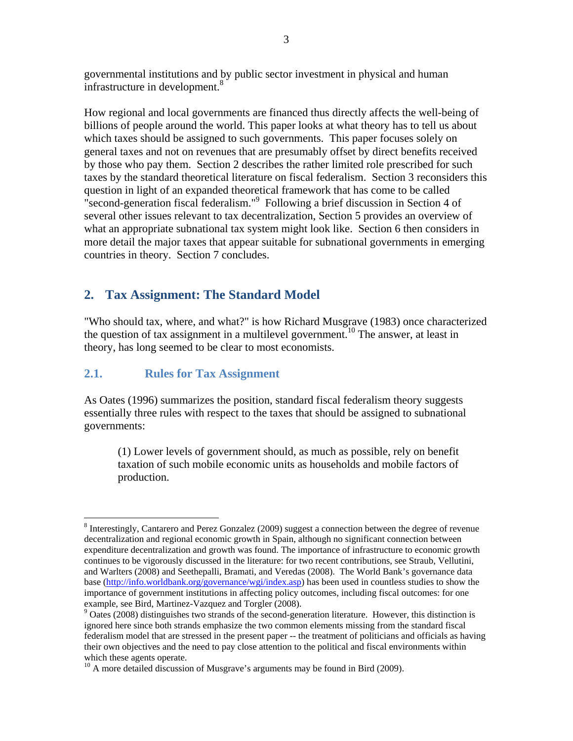governmental institutions and by public sector investment in physical and human infrastructure in development.[8]

How regional and local governments are financed thus directly affects the well-being of billions of people around the world. This paper looks at what theory has to tell us about which taxes should be assigned to such governments. This paper focuses solely on general taxes and not on revenues that are presumably offset by direct benefits received by those who pay them. Section 2 describes the rather limited role prescribed for such taxes by the standard theoretical literature on fiscal federalism. Section 3 reconsiders this question in light of an expanded theoretical framework that has come to be called "second-generation fiscal federalism."[9] Following a brief discussion in Section 4 of several other issues relevant to tax decentralization, Section 5 provides an overview of what an appropriate subnational tax system might look like. Section 6 then considers in more detail the major taxes that appear suitable for subnational governments in emerging countries in theory. Section 7 concludes.

## 2. Tax Assignment: The Standard Model

"Who should tax, where, and what?" is how Richard Musgrave (1983) once characterized the question of tax assignment in a multilevel government.[10] The answer, at least in theory, has long seemed to be clear to most economists.

### 2.1. Rules for Tax Assignment

As Oates (1996) summarizes the position, standard fiscal federalism theory suggests essentially three rules with respect to the taxes that should be assigned to subnational governments:

> (1) Lower levels of government should, as much as possible, rely on benefit taxation of such mobile economic units as households and mobile factors of production.

---

[8] Interestingly, Cantarero and Perez Gonzalez (2009) suggest a connection between the degree of revenue decentralization and regional economic growth in Spain, although no significant connection between expenditure decentralization and growth was found. The importance of infrastructure to economic growth continues to be vigorously discussed in the literature: for two recent contributions, see Straub, Vellutini, and Warlters (2008) and Seethepalli, Bramati, and Veredas (2008). The World Bank's governance data base (http://info.worldbank.org/governance/wgi/index.asp) has been used in countless studies to show the importance of government institutions in affecting policy outcomes, including fiscal outcomes: for one example, see Bird, Martinez-Vazquez and Torgler (2008).

[9] Oates (2008) distinguishes two strands of the second-generation literature. However, this distinction is ignored here since both strands emphasize the two common elements missing from the standard fiscal federalism model that are stressed in the present paper -- the treatment of politicians and officials as having their own objectives and the need to pay close attention to the political and fiscal environments within which these agents operate.

[10] A more detailed discussion of Musgrave's arguments may be found in Bird (2009).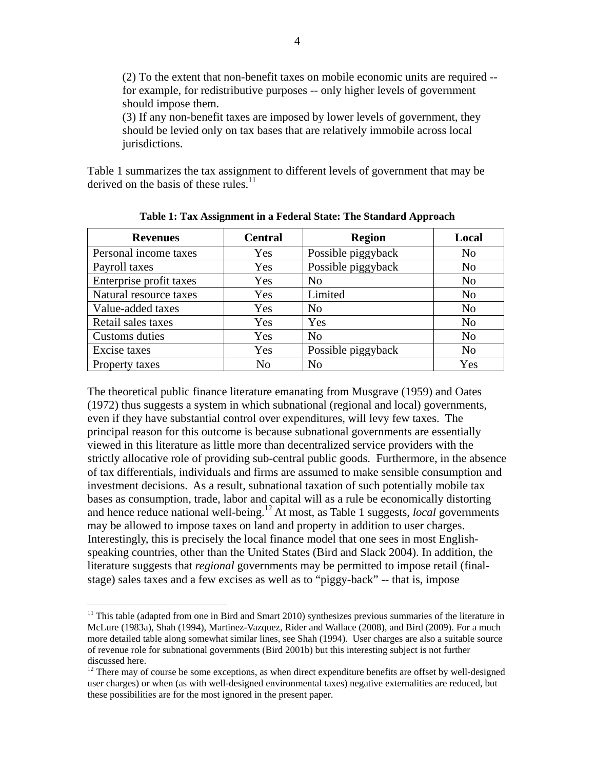(2) To the extent that non-benefit taxes on mobile economic units are required -- for example, for redistributive purposes -- only higher levels of government should impose them.
(3) If any non-benefit taxes are imposed by lower levels of government, they should be levied only on tax bases that are relatively immobile across local jurisdictions.

Table 1 summarizes the tax assignment to different levels of government that may be derived on the basis of these rules.[11]

**Table 1: Tax Assignment in a Federal State: The Standard Approach**

| Revenues | Central | Region | Local |
|---|---|---|---|
| Personal income taxes | Yes | Possible piggyback | No |
| Payroll taxes | Yes | Possible piggyback | No |
| Enterprise profit taxes | Yes | No | No |
| Natural resource taxes | Yes | Limited | No |
| Value-added taxes | Yes | No | No |
| Retail sales taxes | Yes | Yes | No |
| Customs duties | Yes | No | No |
| Excise taxes | Yes | Possible piggyback | No |
| Property taxes | No | No | Yes |

The theoretical public finance literature emanating from Musgrave (1959) and Oates (1972) thus suggests a system in which subnational (regional and local) governments, even if they have substantial control over expenditures, will levy few taxes. The principal reason for this outcome is because subnational governments are essentially viewed in this literature as little more than decentralized service providers with the strictly allocative role of providing sub-central public goods. Furthermore, in the absence of tax differentials, individuals and firms are assumed to make sensible consumption and investment decisions. As a result, subnational taxation of such potentially mobile tax bases as consumption, trade, labor and capital will as a rule be economically distorting and hence reduce national well-being.[12] At most, as Table 1 suggests, *local* governments may be allowed to impose taxes on land and property in addition to user charges. Interestingly, this is precisely the local finance model that one sees in most English-speaking countries, other than the United States (Bird and Slack 2004). In addition, the literature suggests that *regional* governments may be permitted to impose retail (final-stage) sales taxes and a few excises as well as to "piggy-back" -- that is, impose

[11] This table (adapted from one in Bird and Smart 2010) synthesizes previous summaries of the literature in McLure (1983a), Shah (1994), Martinez-Vazquez, Rider and Wallace (2008), and Bird (2009). For a much more detailed table along somewhat similar lines, see Shah (1994). User charges are also a suitable source of revenue role for subnational governments (Bird 2001b) but this interesting subject is not further discussed here.

[12] There may of course be some exceptions, as when direct expenditure benefits are offset by well-designed user charges) or when (as with well-designed environmental taxes) negative externalities are reduced, but these possibilities are for the most ignored in the present paper.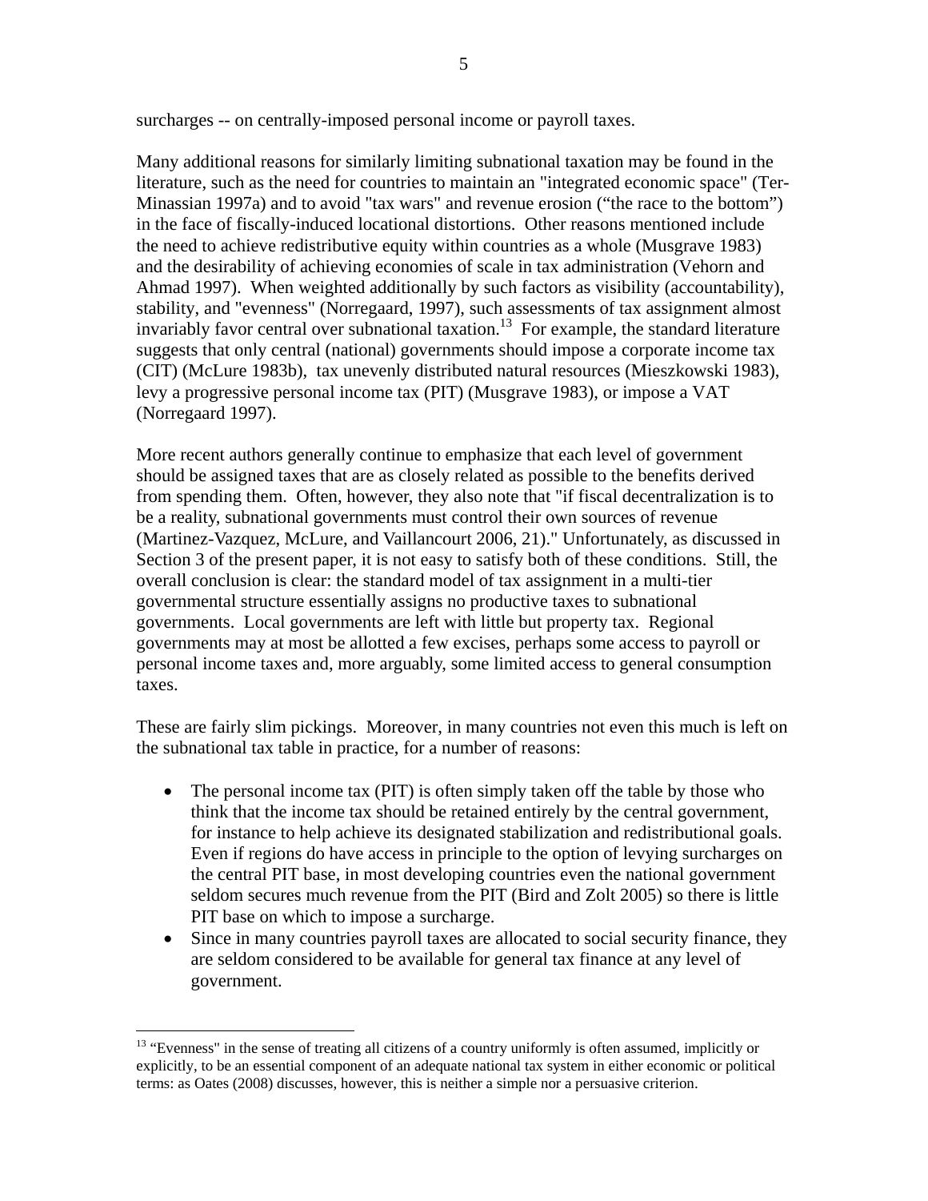surcharges -- on centrally-imposed personal income or payroll taxes.

Many additional reasons for similarly limiting subnational taxation may be found in the literature, such as the need for countries to maintain an "integrated economic space" (Ter-Minassian 1997a) and to avoid "tax wars" and revenue erosion ("the race to the bottom") in the face of fiscally-induced locational distortions. Other reasons mentioned include the need to achieve redistributive equity within countries as a whole (Musgrave 1983) and the desirability of achieving economies of scale in tax administration (Vehorn and Ahmad 1997). When weighted additionally by such factors as visibility (accountability), stability, and "evenness" (Norregaard, 1997), such assessments of tax assignment almost invariably favor central over subnational taxation.[13] For example, the standard literature suggests that only central (national) governments should impose a corporate income tax (CIT) (McLure 1983b), tax unevenly distributed natural resources (Mieszkowski 1983), levy a progressive personal income tax (PIT) (Musgrave 1983), or impose a VAT (Norregaard 1997).

More recent authors generally continue to emphasize that each level of government should be assigned taxes that are as closely related as possible to the benefits derived from spending them. Often, however, they also note that "if fiscal decentralization is to be a reality, subnational governments must control their own sources of revenue (Martinez-Vazquez, McLure, and Vaillancourt 2006, 21)." Unfortunately, as discussed in Section 3 of the present paper, it is not easy to satisfy both of these conditions. Still, the overall conclusion is clear: the standard model of tax assignment in a multi-tier governmental structure essentially assigns no productive taxes to subnational governments. Local governments are left with little but property tax. Regional governments may at most be allotted a few excises, perhaps some access to payroll or personal income taxes and, more arguably, some limited access to general consumption taxes.

These are fairly slim pickings. Moreover, in many countries not even this much is left on the subnational tax table in practice, for a number of reasons:

- The personal income tax (PIT) is often simply taken off the table by those who think that the income tax should be retained entirely by the central government, for instance to help achieve its designated stabilization and redistributional goals. Even if regions do have access in principle to the option of levying surcharges on the central PIT base, in most developing countries even the national government seldom secures much revenue from the PIT (Bird and Zolt 2005) so there is little PIT base on which to impose a surcharge.
- Since in many countries payroll taxes are allocated to social security finance, they are seldom considered to be available for general tax finance at any level of government.

[13] "Evenness" in the sense of treating all citizens of a country uniformly is often assumed, implicitly or explicitly, to be an essential component of an adequate national tax system in either economic or political terms: as Oates (2008) discusses, however, this is neither a simple nor a persuasive criterion.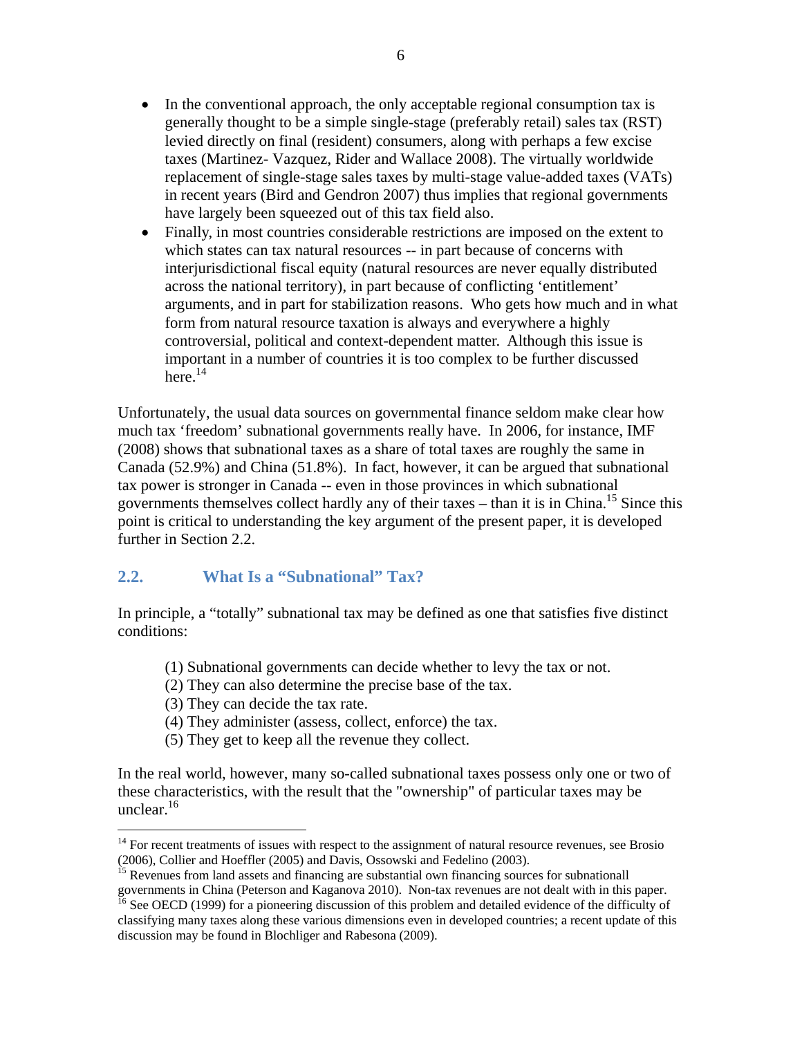- In the conventional approach, the only acceptable regional consumption tax is generally thought to be a simple single-stage (preferably retail) sales tax (RST) levied directly on final (resident) consumers, along with perhaps a few excise taxes (Martinez- Vazquez, Rider and Wallace 2008). The virtually worldwide replacement of single-stage sales taxes by multi-stage value-added taxes (VATs) in recent years (Bird and Gendron 2007) thus implies that regional governments have largely been squeezed out of this tax field also.
- Finally, in most countries considerable restrictions are imposed on the extent to which states can tax natural resources -- in part because of concerns with interjurisdictional fiscal equity (natural resources are never equally distributed across the national territory), in part because of conflicting 'entitlement' arguments, and in part for stabilization reasons. Who gets how much and in what form from natural resource taxation is always and everywhere a highly controversial, political and context-dependent matter. Although this issue is important in a number of countries it is too complex to be further discussed here.[14]

Unfortunately, the usual data sources on governmental finance seldom make clear how much tax 'freedom' subnational governments really have. In 2006, for instance, IMF (2008) shows that subnational taxes as a share of total taxes are roughly the same in Canada (52.9%) and China (51.8%). In fact, however, it can be argued that subnational tax power is stronger in Canada -- even in those provinces in which subnational governments themselves collect hardly any of their taxes – than it is in China.[15] Since this point is critical to understanding the key argument of the present paper, it is developed further in Section 2.2.

## 2.2. What Is a "Subnational" Tax?

In principle, a "totally" subnational tax may be defined as one that satisfies five distinct conditions:

(1) Subnational governments can decide whether to levy the tax or not.
(2) They can also determine the precise base of the tax.
(3) They can decide the tax rate.
(4) They administer (assess, collect, enforce) the tax.
(5) They get to keep all the revenue they collect.

In the real world, however, many so-called subnational taxes possess only one or two of these characteristics, with the result that the "ownership" of particular taxes may be unclear.[16]

---

[14] For recent treatments of issues with respect to the assignment of natural resource revenues, see Brosio (2006), Collier and Hoeffler (2005) and Davis, Ossowski and Fedelino (2003).

[15] Revenues from land assets and financing are substantial own financing sources for subnationall governments in China (Peterson and Kaganova 2010). Non-tax revenues are not dealt with in this paper.

[16] See OECD (1999) for a pioneering discussion of this problem and detailed evidence of the difficulty of classifying many taxes along these various dimensions even in developed countries; a recent update of this discussion may be found in Blochliger and Rabesona (2009).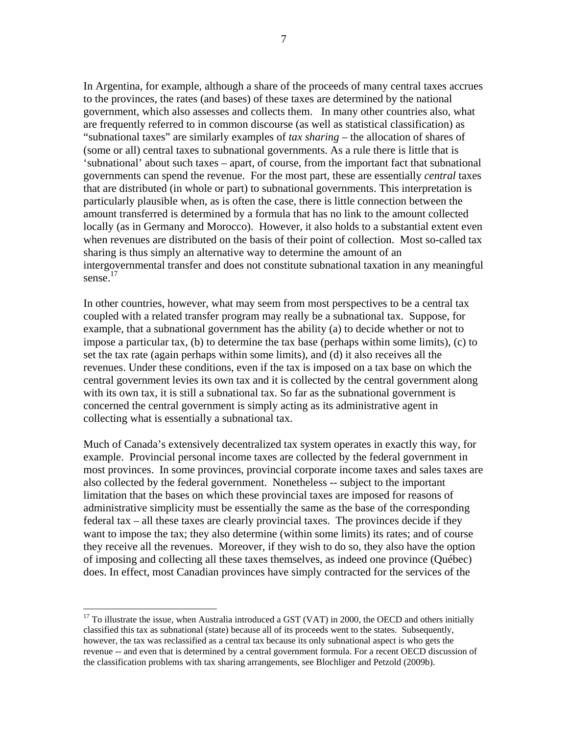In Argentina, for example, although a share of the proceeds of many central taxes accrues to the provinces, the rates (and bases) of these taxes are determined by the national government, which also assesses and collects them. In many other countries also, what are frequently referred to in common discourse (as well as statistical classification) as "subnational taxes" are similarly examples of *tax sharing* – the allocation of shares of (some or all) central taxes to subnational governments. As a rule there is little that is 'subnational' about such taxes – apart, of course, from the important fact that subnational governments can spend the revenue. For the most part, these are essentially *central* taxes that are distributed (in whole or part) to subnational governments. This interpretation is particularly plausible when, as is often the case, there is little connection between the amount transferred is determined by a formula that has no link to the amount collected locally (as in Germany and Morocco). However, it also holds to a substantial extent even when revenues are distributed on the basis of their point of collection. Most so-called tax sharing is thus simply an alternative way to determine the amount of an intergovernmental transfer and does not constitute subnational taxation in any meaningful sense.[17]

In other countries, however, what may seem from most perspectives to be a central tax coupled with a related transfer program may really be a subnational tax. Suppose, for example, that a subnational government has the ability (a) to decide whether or not to impose a particular tax, (b) to determine the tax base (perhaps within some limits), (c) to set the tax rate (again perhaps within some limits), and (d) it also receives all the revenues. Under these conditions, even if the tax is imposed on a tax base on which the central government levies its own tax and it is collected by the central government along with its own tax, it is still a subnational tax. So far as the subnational government is concerned the central government is simply acting as its administrative agent in collecting what is essentially a subnational tax.

Much of Canada's extensively decentralized tax system operates in exactly this way, for example. Provincial personal income taxes are collected by the federal government in most provinces. In some provinces, provincial corporate income taxes and sales taxes are also collected by the federal government. Nonetheless -- subject to the important limitation that the bases on which these provincial taxes are imposed for reasons of administrative simplicity must be essentially the same as the base of the corresponding federal tax – all these taxes are clearly provincial taxes. The provinces decide if they want to impose the tax; they also determine (within some limits) its rates; and of course they receive all the revenues. Moreover, if they wish to do so, they also have the option of imposing and collecting all these taxes themselves, as indeed one province (Québec) does. In effect, most Canadian provinces have simply contracted for the services of the

---

[17] To illustrate the issue, when Australia introduced a GST (VAT) in 2000, the OECD and others initially classified this tax as subnational (state) because all of its proceeds went to the states. Subsequently, however, the tax was reclassified as a central tax because its only subnational aspect is who gets the revenue -- and even that is determined by a central government formula. For a recent OECD discussion of the classification problems with tax sharing arrangements, see Blochliger and Petzold (2009b).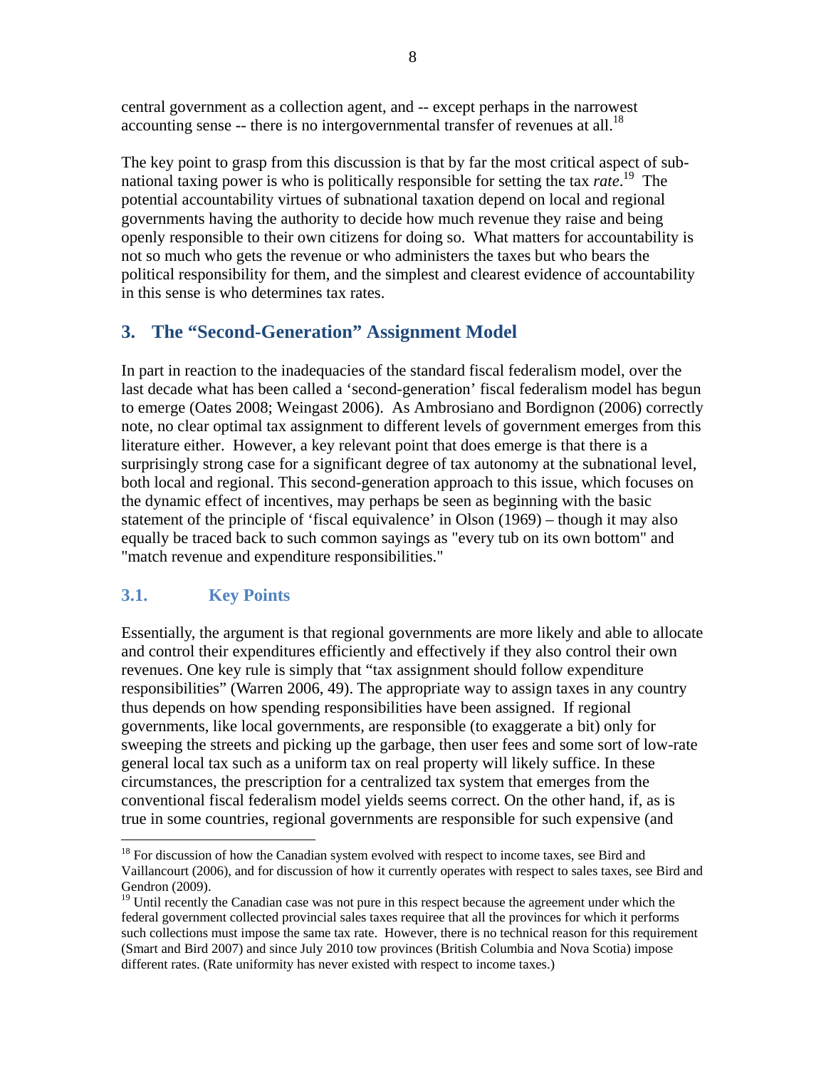central government as a collection agent, and -- except perhaps in the narrowest accounting sense -- there is no intergovernmental transfer of revenues at all.[18]

The key point to grasp from this discussion is that by far the most critical aspect of sub-national taxing power is who is politically responsible for setting the tax *rate*.[19] The potential accountability virtues of subnational taxation depend on local and regional governments having the authority to decide how much revenue they raise and being openly responsible to their own citizens for doing so. What matters for accountability is not so much who gets the revenue or who administers the taxes but who bears the political responsibility for them, and the simplest and clearest evidence of accountability in this sense is who determines tax rates.

## 3. The "Second-Generation" Assignment Model

In part in reaction to the inadequacies of the standard fiscal federalism model, over the last decade what has been called a 'second-generation' fiscal federalism model has begun to emerge (Oates 2008; Weingast 2006). As Ambrosiano and Bordignon (2006) correctly note, no clear optimal tax assignment to different levels of government emerges from this literature either. However, a key relevant point that does emerge is that there is a surprisingly strong case for a significant degree of tax autonomy at the subnational level, both local and regional. This second-generation approach to this issue, which focuses on the dynamic effect of incentives, may perhaps be seen as beginning with the basic statement of the principle of 'fiscal equivalence' in Olson (1969) – though it may also equally be traced back to such common sayings as "every tub on its own bottom" and "match revenue and expenditure responsibilities."

### 3.1. Key Points

Essentially, the argument is that regional governments are more likely and able to allocate and control their expenditures efficiently and effectively if they also control their own revenues. One key rule is simply that "tax assignment should follow expenditure responsibilities" (Warren 2006, 49). The appropriate way to assign taxes in any country thus depends on how spending responsibilities have been assigned. If regional governments, like local governments, are responsible (to exaggerate a bit) only for sweeping the streets and picking up the garbage, then user fees and some sort of low-rate general local tax such as a uniform tax on real property will likely suffice. In these circumstances, the prescription for a centralized tax system that emerges from the conventional fiscal federalism model yields seems correct. On the other hand, if, as is true in some countries, regional governments are responsible for such expensive (and

---

[18] For discussion of how the Canadian system evolved with respect to income taxes, see Bird and Vaillancourt (2006), and for discussion of how it currently operates with respect to sales taxes, see Bird and Gendron (2009).

[19] Until recently the Canadian case was not pure in this respect because the agreement under which the federal government collected provincial sales taxes requiree that all the provinces for which it performs such collections must impose the same tax rate. However, there is no technical reason for this requirement (Smart and Bird 2007) and since July 2010 tow provinces (British Columbia and Nova Scotia) impose different rates. (Rate uniformity has never existed with respect to income taxes.)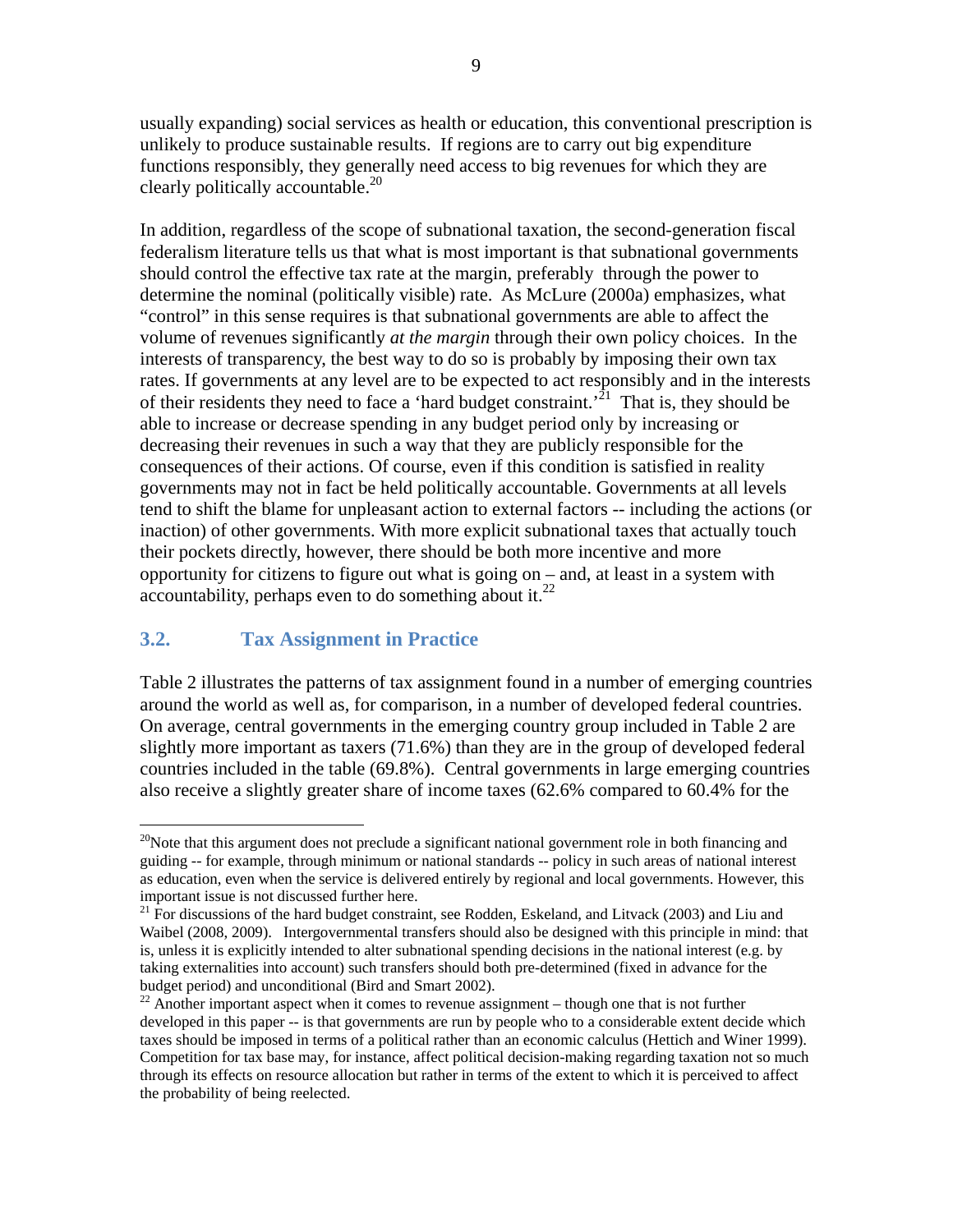usually expanding) social services as health or education, this conventional prescription is unlikely to produce sustainable results. If regions are to carry out big expenditure functions responsibly, they generally need access to big revenues for which they are clearly politically accountable.[20]

In addition, regardless of the scope of subnational taxation, the second-generation fiscal federalism literature tells us that what is most important is that subnational governments should control the effective tax rate at the margin, preferably through the power to determine the nominal (politically visible) rate. As McLure (2000a) emphasizes, what "control" in this sense requires is that subnational governments are able to affect the volume of revenues significantly *at the margin* through their own policy choices. In the interests of transparency, the best way to do so is probably by imposing their own tax rates. If governments at any level are to be expected to act responsibly and in the interests of their residents they need to face a 'hard budget constraint.'[21] That is, they should be able to increase or decrease spending in any budget period only by increasing or decreasing their revenues in such a way that they are publicly responsible for the consequences of their actions. Of course, even if this condition is satisfied in reality governments may not in fact be held politically accountable. Governments at all levels tend to shift the blame for unpleasant action to external factors -- including the actions (or inaction) of other governments. With more explicit subnational taxes that actually touch their pockets directly, however, there should be both more incentive and more opportunity for citizens to figure out what is going on – and, at least in a system with accountability, perhaps even to do something about it.[22]

## 3.2. Tax Assignment in Practice

Table 2 illustrates the patterns of tax assignment found in a number of emerging countries around the world as well as, for comparison, in a number of developed federal countries. On average, central governments in the emerging country group included in Table 2 are slightly more important as taxers (71.6%) than they are in the group of developed federal countries included in the table (69.8%). Central governments in large emerging countries also receive a slightly greater share of income taxes (62.6% compared to 60.4% for the

---

[20] Note that this argument does not preclude a significant national government role in both financing and guiding -- for example, through minimum or national standards -- policy in such areas of national interest as education, even when the service is delivered entirely by regional and local governments. However, this important issue is not discussed further here.

[21] For discussions of the hard budget constraint, see Rodden, Eskeland, and Litvack (2003) and Liu and Waibel (2008, 2009). Intergovernmental transfers should also be designed with this principle in mind: that is, unless it is explicitly intended to alter subnational spending decisions in the national interest (e.g. by taking externalities into account) such transfers should both pre-determined (fixed in advance for the budget period) and unconditional (Bird and Smart 2002).

[22] Another important aspect when it comes to revenue assignment – though one that is not further developed in this paper -- is that governments are run by people who to a considerable extent decide which taxes should be imposed in terms of a political rather than an economic calculus (Hettich and Winer 1999). Competition for tax base may, for instance, affect political decision-making regarding taxation not so much through its effects on resource allocation but rather in terms of the extent to which it is perceived to affect the probability of being reelected.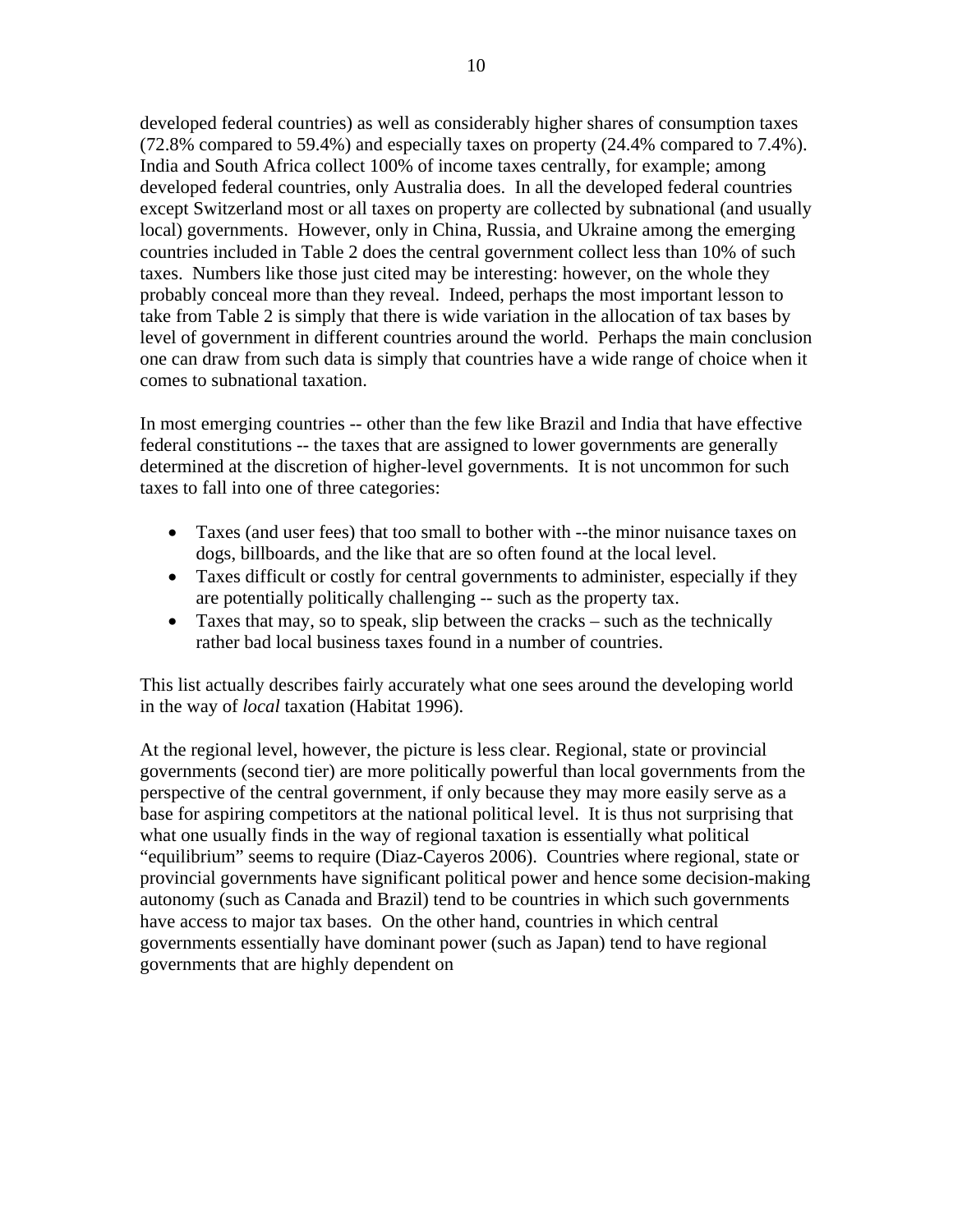developed federal countries) as well as considerably higher shares of consumption taxes (72.8% compared to 59.4%) and especially taxes on property (24.4% compared to 7.4%). India and South Africa collect 100% of income taxes centrally, for example; among developed federal countries, only Australia does. In all the developed federal countries except Switzerland most or all taxes on property are collected by subnational (and usually local) governments. However, only in China, Russia, and Ukraine among the emerging countries included in Table 2 does the central government collect less than 10% of such taxes. Numbers like those just cited may be interesting: however, on the whole they probably conceal more than they reveal. Indeed, perhaps the most important lesson to take from Table 2 is simply that there is wide variation in the allocation of tax bases by level of government in different countries around the world. Perhaps the main conclusion one can draw from such data is simply that countries have a wide range of choice when it comes to subnational taxation.

In most emerging countries -- other than the few like Brazil and India that have effective federal constitutions -- the taxes that are assigned to lower governments are generally determined at the discretion of higher-level governments. It is not uncommon for such taxes to fall into one of three categories:

- Taxes (and user fees) that too small to bother with --the minor nuisance taxes on dogs, billboards, and the like that are so often found at the local level.
- Taxes difficult or costly for central governments to administer, especially if they are potentially politically challenging -- such as the property tax.
- Taxes that may, so to speak, slip between the cracks – such as the technically rather bad local business taxes found in a number of countries.

This list actually describes fairly accurately what one sees around the developing world in the way of *local* taxation (Habitat 1996).

At the regional level, however, the picture is less clear. Regional, state or provincial governments (second tier) are more politically powerful than local governments from the perspective of the central government, if only because they may more easily serve as a base for aspiring competitors at the national political level. It is thus not surprising that what one usually finds in the way of regional taxation is essentially what political "equilibrium" seems to require (Diaz-Cayeros 2006). Countries where regional, state or provincial governments have significant political power and hence some decision-making autonomy (such as Canada and Brazil) tend to be countries in which such governments have access to major tax bases. On the other hand, countries in which central governments essentially have dominant power (such as Japan) tend to have regional governments that are highly dependent on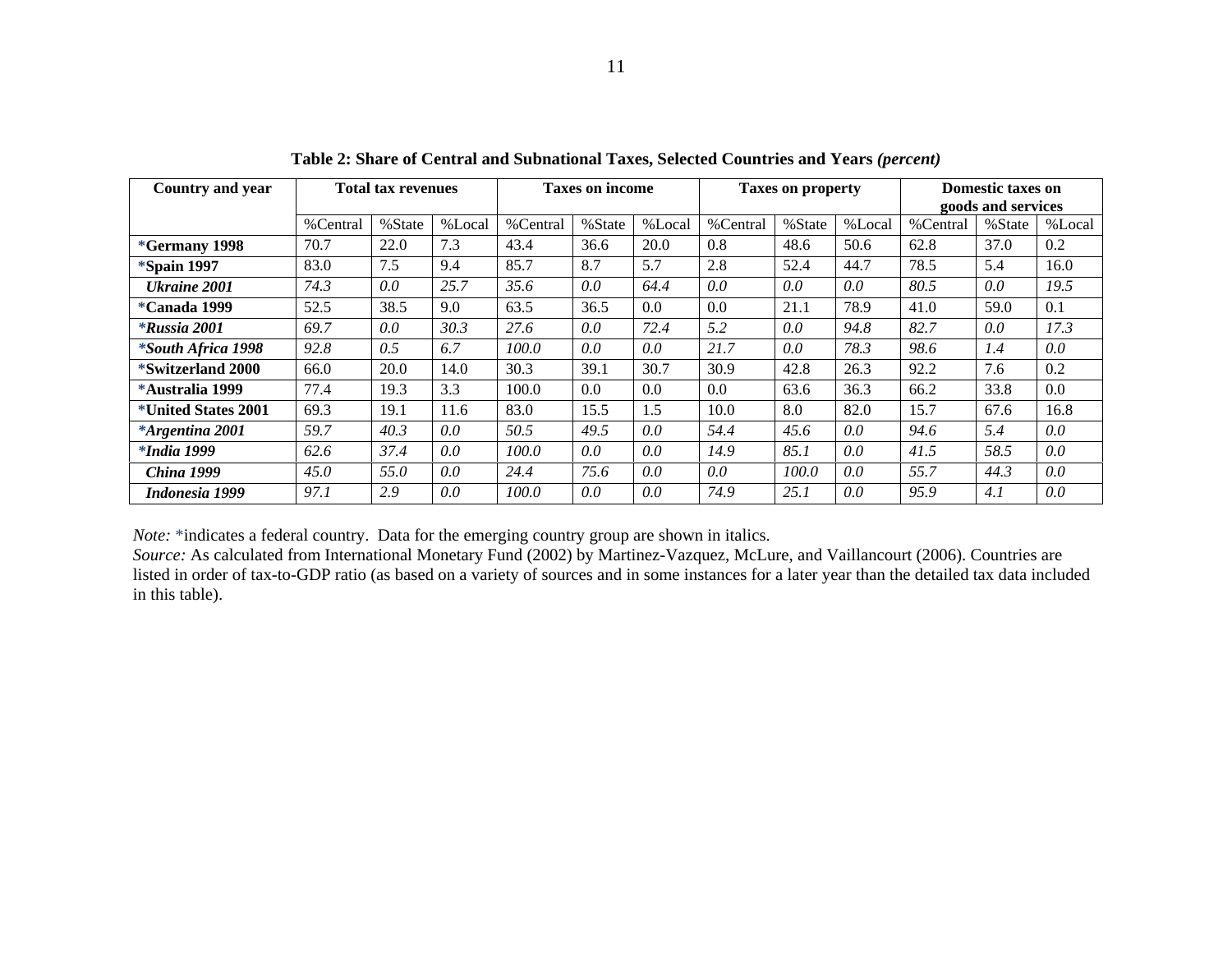**Table 2: Share of Central and Subnational Taxes, Selected Countries and Years *(percent)***

| Country and year | Total tax revenues | | | Taxes on income | | | Taxes on property | | | Domestic taxes on goods and services | | |
|---|---|---|---|---|---|---|---|---|---|---|---|---|
| | %Central | %State | %Local | %Central | %State | %Local | %Central | %State | %Local | %Central | %State | %Local |
| ***Germany 1998** | 70.7 | 22.0 | 7.3 | 43.4 | 36.6 | 20.0 | 0.8 | 48.6 | 50.6 | 62.8 | 37.0 | 0.2 |
| ***Spain 1997** | 83.0 | 7.5 | 9.4 | 85.7 | 8.7 | 5.7 | 2.8 | 52.4 | 44.7 | 78.5 | 5.4 | 16.0 |
| ***Ukraine 2001*** | *74.3* | *0.0* | *25.7* | *35.6* | *0.0* | *64.4* | *0.0* | *0.0* | *0.0* | *80.5* | *0.0* | *19.5* |
| ***Canada 1999** | 52.5 | 38.5 | 9.0 | 63.5 | 36.5 | 0.0 | 0.0 | 21.1 | 78.9 | 41.0 | 59.0 | 0.1 |
| ****Russia 2001*** | *69.7* | *0.0* | *30.3* | *27.6* | *0.0* | *72.4* | *5.2* | *0.0* | *94.8* | *82.7* | *0.0* | *17.3* |
| ****South Africa 1998*** | *92.8* | *0.5* | *6.7* | *100.0* | *0.0* | *0.0* | *21.7* | *0.0* | *78.3* | *98.6* | *1.4* | *0.0* |
| ***Switzerland 2000** | 66.0 | 20.0 | 14.0 | 30.3 | 39.1 | 30.7 | 30.9 | 42.8 | 26.3 | 92.2 | 7.6 | 0.2 |
| ***Australia 1999** | 77.4 | 19.3 | 3.3 | 100.0 | 0.0 | 0.0 | 0.0 | 63.6 | 36.3 | 66.2 | 33.8 | 0.0 |
| ***United States 2001** | 69.3 | 19.1 | 11.6 | 83.0 | 15.5 | 1.5 | 10.0 | 8.0 | 82.0 | 15.7 | 67.6 | 16.8 |
| ****Argentina 2001*** | *59.7* | *40.3* | *0.0* | *50.5* | *49.5* | *0.0* | *54.4* | *45.6* | *0.0* | *94.6* | *5.4* | *0.0* |
| ****India 1999*** | *62.6* | *37.4* | *0.0* | *100.0* | *0.0* | *0.0* | *14.9* | *85.1* | *0.0* | *41.5* | *58.5* | *0.0* |
| ***China 1999*** | *45.0* | *55.0* | *0.0* | *24.4* | *75.6* | *0.0* | *0.0* | *100.0* | *0.0* | *55.7* | *44.3* | *0.0* |
| ***Indonesia 1999*** | *97.1* | *2.9* | *0.0* | *100.0* | *0.0* | *0.0* | *74.9* | *25.1* | *0.0* | *95.9* | *4.1* | *0.0* |

*Note:* *indicates a federal country. Data for the emerging country group are shown in italics.
*Source:* As calculated from International Monetary Fund (2002) by Martinez-Vazquez, McLure, and Vaillancourt (2006). Countries are listed in order of tax-to-GDP ratio (as based on a variety of sources and in some instances for a later year than the detailed tax data included in this table).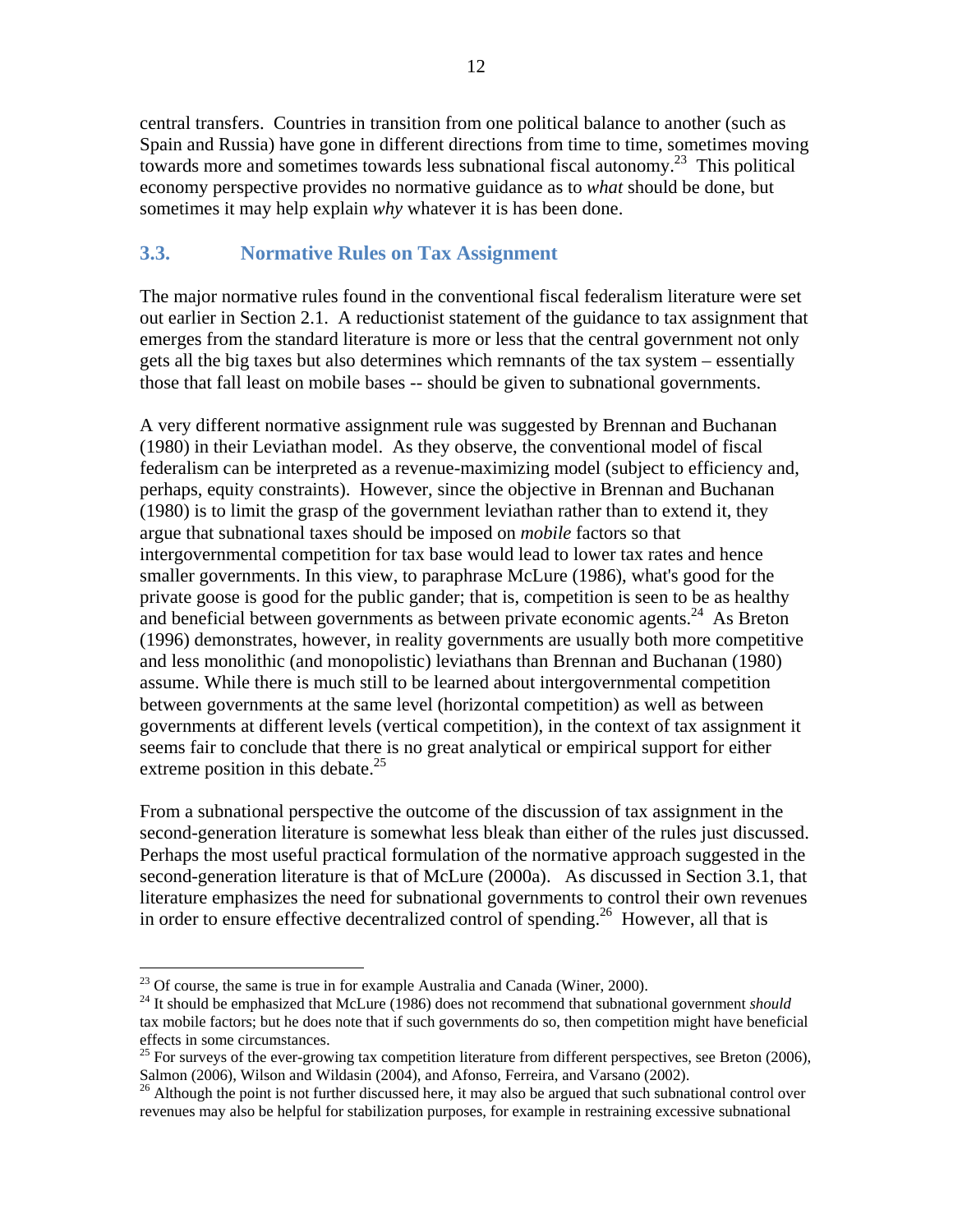central transfers. Countries in transition from one political balance to another (such as Spain and Russia) have gone in different directions from time to time, sometimes moving towards more and sometimes towards less subnational fiscal autonomy.[23] This political economy perspective provides no normative guidance as to *what* should be done, but sometimes it may help explain *why* whatever it is has been done.

## 3.3. Normative Rules on Tax Assignment

The major normative rules found in the conventional fiscal federalism literature were set out earlier in Section 2.1. A reductionist statement of the guidance to tax assignment that emerges from the standard literature is more or less that the central government not only gets all the big taxes but also determines which remnants of the tax system – essentially those that fall least on mobile bases -- should be given to subnational governments.

A very different normative assignment rule was suggested by Brennan and Buchanan (1980) in their Leviathan model. As they observe, the conventional model of fiscal federalism can be interpreted as a revenue-maximizing model (subject to efficiency and, perhaps, equity constraints). However, since the objective in Brennan and Buchanan (1980) is to limit the grasp of the government leviathan rather than to extend it, they argue that subnational taxes should be imposed on *mobile* factors so that intergovernmental competition for tax base would lead to lower tax rates and hence smaller governments. In this view, to paraphrase McLure (1986), what's good for the private goose is good for the public gander; that is, competition is seen to be as healthy and beneficial between governments as between private economic agents.[24] As Breton (1996) demonstrates, however, in reality governments are usually both more competitive and less monolithic (and monopolistic) leviathans than Brennan and Buchanan (1980) assume. While there is much still to be learned about intergovernmental competition between governments at the same level (horizontal competition) as well as between governments at different levels (vertical competition), in the context of tax assignment it seems fair to conclude that there is no great analytical or empirical support for either extreme position in this debate.[25]

From a subnational perspective the outcome of the discussion of tax assignment in the second-generation literature is somewhat less bleak than either of the rules just discussed. Perhaps the most useful practical formulation of the normative approach suggested in the second-generation literature is that of McLure (2000a). As discussed in Section 3.1, that literature emphasizes the need for subnational governments to control their own revenues in order to ensure effective decentralized control of spending.[26] However, all that is

[23] Of course, the same is true in for example Australia and Canada (Winer, 2000).

[24] It should be emphasized that McLure (1986) does not recommend that subnational government *should* tax mobile factors; but he does note that if such governments do so, then competition might have beneficial effects in some circumstances.

[25] For surveys of the ever-growing tax competition literature from different perspectives, see Breton (2006), Salmon (2006), Wilson and Wildasin (2004), and Afonso, Ferreira, and Varsano (2002).

[26] Although the point is not further discussed here, it may also be argued that such subnational control over revenues may also be helpful for stabilization purposes, for example in restraining excessive subnational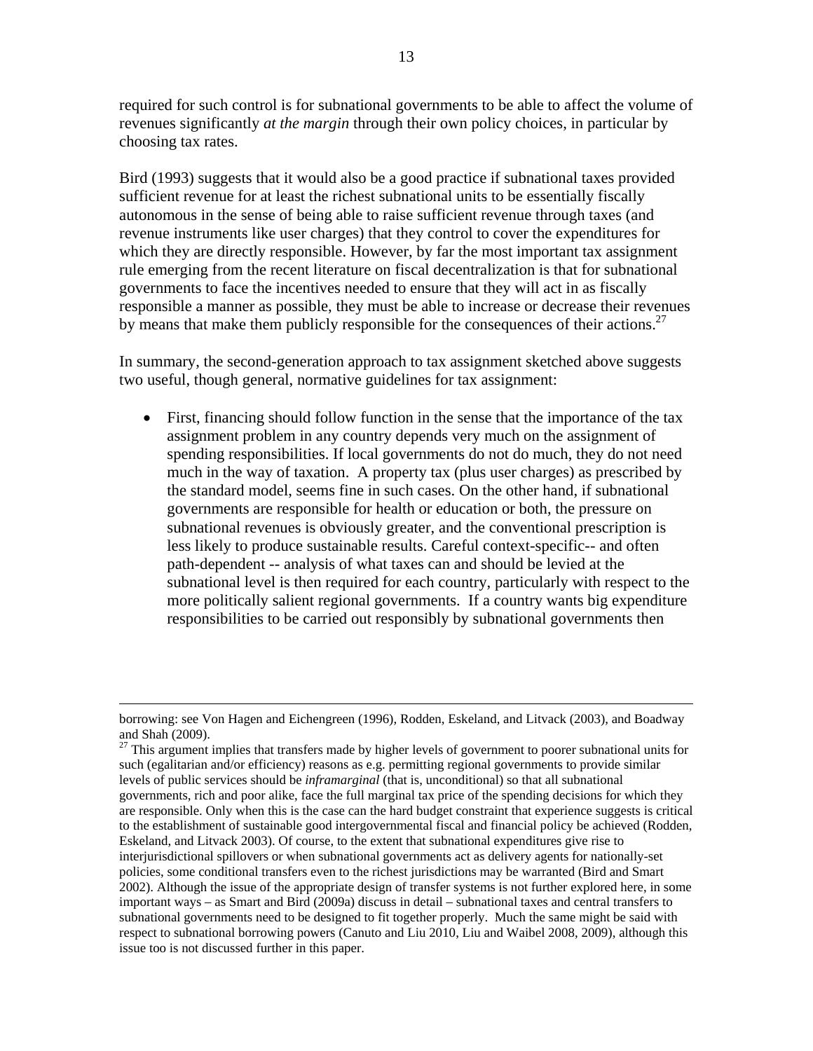required for such control is for subnational governments to be able to affect the volume of revenues significantly *at the margin* through their own policy choices, in particular by choosing tax rates.

Bird (1993) suggests that it would also be a good practice if subnational taxes provided sufficient revenue for at least the richest subnational units to be essentially fiscally autonomous in the sense of being able to raise sufficient revenue through taxes (and revenue instruments like user charges) that they control to cover the expenditures for which they are directly responsible. However, by far the most important tax assignment rule emerging from the recent literature on fiscal decentralization is that for subnational governments to face the incentives needed to ensure that they will act in as fiscally responsible a manner as possible, they must be able to increase or decrease their revenues by means that make them publicly responsible for the consequences of their actions.[27]

In summary, the second-generation approach to tax assignment sketched above suggests two useful, though general, normative guidelines for tax assignment:

- First, financing should follow function in the sense that the importance of the tax assignment problem in any country depends very much on the assignment of spending responsibilities. If local governments do not do much, they do not need much in the way of taxation. A property tax (plus user charges) as prescribed by the standard model, seems fine in such cases. On the other hand, if subnational governments are responsible for health or education or both, the pressure on subnational revenues is obviously greater, and the conventional prescription is less likely to produce sustainable results. Careful context-specific-- and often path-dependent -- analysis of what taxes can and should be levied at the subnational level is then required for each country, particularly with respect to the more politically salient regional governments. If a country wants big expenditure responsibilities to be carried out responsibly by subnational governments then

---

borrowing: see Von Hagen and Eichengreen (1996), Rodden, Eskeland, and Litvack (2003), and Boadway and Shah (2009).

[27] This argument implies that transfers made by higher levels of government to poorer subnational units for such (egalitarian and/or efficiency) reasons as e.g. permitting regional governments to provide similar levels of public services should be *inframarginal* (that is, unconditional) so that all subnational governments, rich and poor alike, face the full marginal tax price of the spending decisions for which they are responsible. Only when this is the case can the hard budget constraint that experience suggests is critical to the establishment of sustainable good intergovernmental fiscal and financial policy be achieved (Rodden, Eskeland, and Litvack 2003). Of course, to the extent that subnational expenditures give rise to interjurisdictional spillovers or when subnational governments act as delivery agents for nationally-set policies, some conditional transfers even to the richest jurisdictions may be warranted (Bird and Smart 2002). Although the issue of the appropriate design of transfer systems is not further explored here, in some important ways – as Smart and Bird (2009a) discuss in detail – subnational taxes and central transfers to subnational governments need to be designed to fit together properly. Much the same might be said with respect to subnational borrowing powers (Canuto and Liu 2010, Liu and Waibel 2008, 2009), although this issue too is not discussed further in this paper.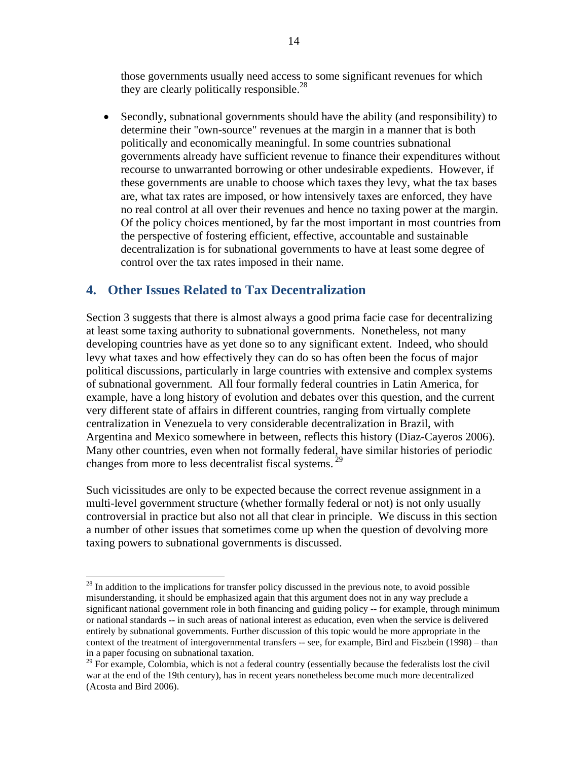those governments usually need access to some significant revenues for which they are clearly politically responsible.[28]

- Secondly, subnational governments should have the ability (and responsibility) to determine their "own-source" revenues at the margin in a manner that is both politically and economically meaningful. In some countries subnational governments already have sufficient revenue to finance their expenditures without recourse to unwarranted borrowing or other undesirable expedients. However, if these governments are unable to choose which taxes they levy, what the tax bases are, what tax rates are imposed, or how intensively taxes are enforced, they have no real control at all over their revenues and hence no taxing power at the margin. Of the policy choices mentioned, by far the most important in most countries from the perspective of fostering efficient, effective, accountable and sustainable decentralization is for subnational governments to have at least some degree of control over the tax rates imposed in their name.

## 4. Other Issues Related to Tax Decentralization

Section 3 suggests that there is almost always a good prima facie case for decentralizing at least some taxing authority to subnational governments. Nonetheless, not many developing countries have as yet done so to any significant extent. Indeed, who should levy what taxes and how effectively they can do so has often been the focus of major political discussions, particularly in large countries with extensive and complex systems of subnational government. All four formally federal countries in Latin America, for example, have a long history of evolution and debates over this question, and the current very different state of affairs in different countries, ranging from virtually complete centralization in Venezuela to very considerable decentralization in Brazil, with Argentina and Mexico somewhere in between, reflects this history (Diaz-Cayeros 2006). Many other countries, even when not formally federal, have similar histories of periodic changes from more to less decentralist fiscal systems.[29]

Such vicissitudes are only to be expected because the correct revenue assignment in a multi-level government structure (whether formally federal or not) is not only usually controversial in practice but also not all that clear in principle. We discuss in this section a number of other issues that sometimes come up when the question of devolving more taxing powers to subnational governments is discussed.

[28] In addition to the implications for transfer policy discussed in the previous note, to avoid possible misunderstanding, it should be emphasized again that this argument does not in any way preclude a significant national government role in both financing and guiding policy -- for example, through minimum or national standards -- in such areas of national interest as education, even when the service is delivered entirely by subnational governments. Further discussion of this topic would be more appropriate in the context of the treatment of intergovernmental transfers -- see, for example, Bird and Fiszbein (1998) – than in a paper focusing on subnational taxation.

[29] For example, Colombia, which is not a federal country (essentially because the federalists lost the civil war at the end of the 19th century), has in recent years nonetheless become much more decentralized (Acosta and Bird 2006).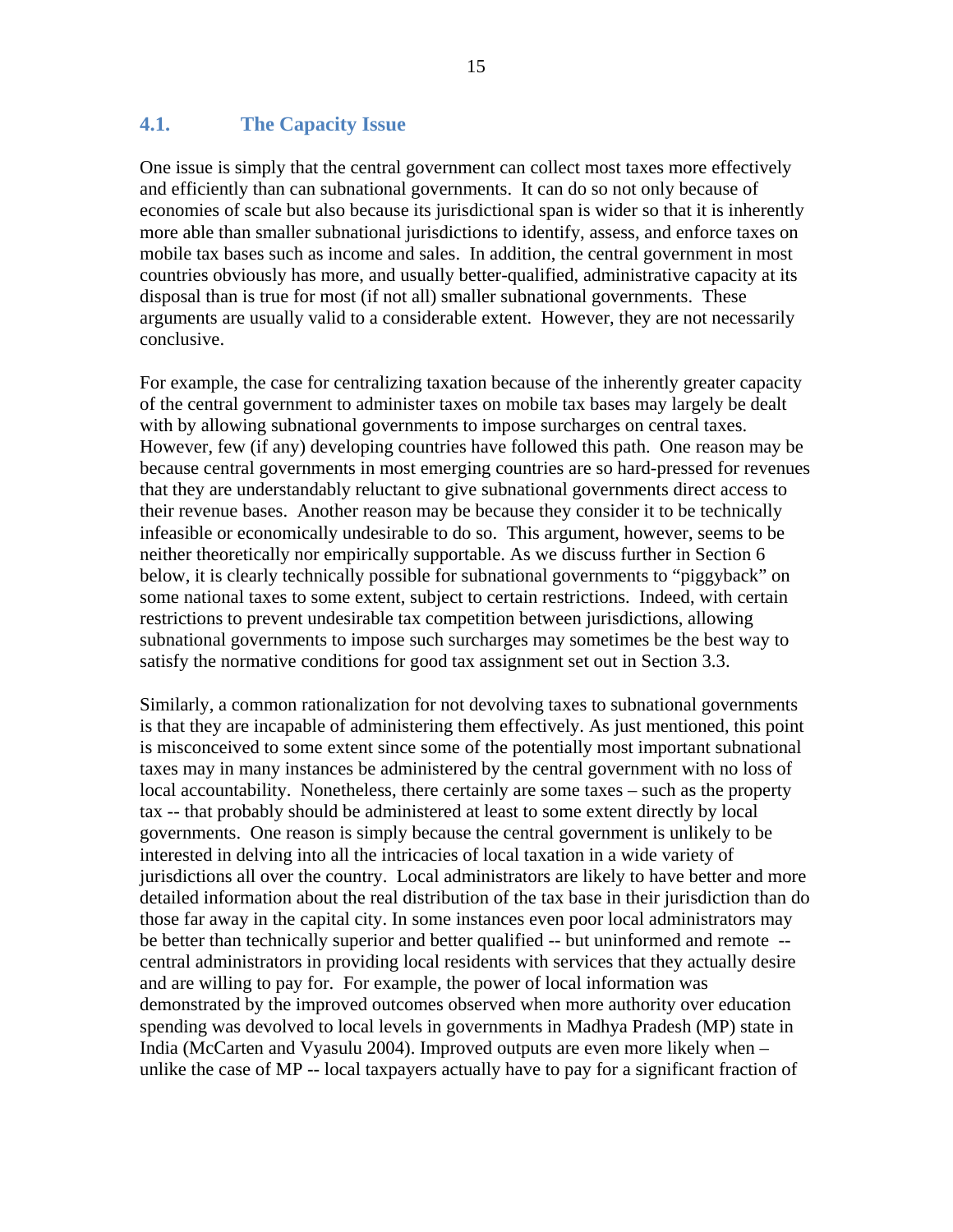### 4.1. The Capacity Issue

One issue is simply that the central government can collect most taxes more effectively and efficiently than can subnational governments. It can do so not only because of economies of scale but also because its jurisdictional span is wider so that it is inherently more able than smaller subnational jurisdictions to identify, assess, and enforce taxes on mobile tax bases such as income and sales. In addition, the central government in most countries obviously has more, and usually better-qualified, administrative capacity at its disposal than is true for most (if not all) smaller subnational governments. These arguments are usually valid to a considerable extent. However, they are not necessarily conclusive.

For example, the case for centralizing taxation because of the inherently greater capacity of the central government to administer taxes on mobile tax bases may largely be dealt with by allowing subnational governments to impose surcharges on central taxes. However, few (if any) developing countries have followed this path. One reason may be because central governments in most emerging countries are so hard-pressed for revenues that they are understandably reluctant to give subnational governments direct access to their revenue bases. Another reason may be because they consider it to be technically infeasible or economically undesirable to do so. This argument, however, seems to be neither theoretically nor empirically supportable. As we discuss further in Section 6 below, it is clearly technically possible for subnational governments to "piggyback" on some national taxes to some extent, subject to certain restrictions. Indeed, with certain restrictions to prevent undesirable tax competition between jurisdictions, allowing subnational governments to impose such surcharges may sometimes be the best way to satisfy the normative conditions for good tax assignment set out in Section 3.3.

Similarly, a common rationalization for not devolving taxes to subnational governments is that they are incapable of administering them effectively. As just mentioned, this point is misconceived to some extent since some of the potentially most important subnational taxes may in many instances be administered by the central government with no loss of local accountability. Nonetheless, there certainly are some taxes – such as the property tax -- that probably should be administered at least to some extent directly by local governments. One reason is simply because the central government is unlikely to be interested in delving into all the intricacies of local taxation in a wide variety of jurisdictions all over the country. Local administrators are likely to have better and more detailed information about the real distribution of the tax base in their jurisdiction than do those far away in the capital city. In some instances even poor local administrators may be better than technically superior and better qualified -- but uninformed and remote -- central administrators in providing local residents with services that they actually desire and are willing to pay for. For example, the power of local information was demonstrated by the improved outcomes observed when more authority over education spending was devolved to local levels in governments in Madhya Pradesh (MP) state in India (McCarten and Vyasulu 2004). Improved outputs are even more likely when – unlike the case of MP -- local taxpayers actually have to pay for a significant fraction of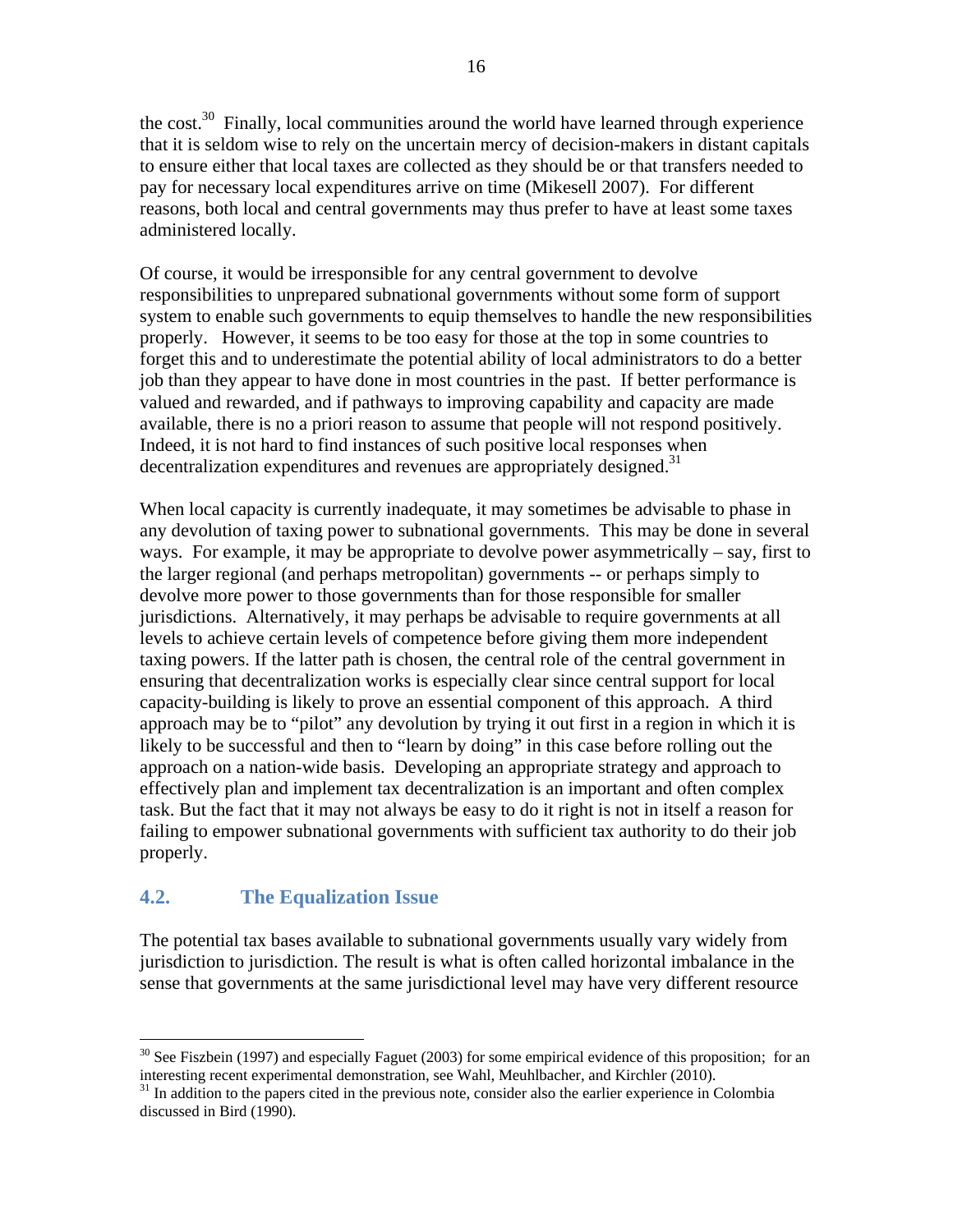the cost.[30] Finally, local communities around the world have learned through experience that it is seldom wise to rely on the uncertain mercy of decision-makers in distant capitals to ensure either that local taxes are collected as they should be or that transfers needed to pay for necessary local expenditures arrive on time (Mikesell 2007). For different reasons, both local and central governments may thus prefer to have at least some taxes administered locally.

Of course, it would be irresponsible for any central government to devolve responsibilities to unprepared subnational governments without some form of support system to enable such governments to equip themselves to handle the new responsibilities properly. However, it seems to be too easy for those at the top in some countries to forget this and to underestimate the potential ability of local administrators to do a better job than they appear to have done in most countries in the past. If better performance is valued and rewarded, and if pathways to improving capability and capacity are made available, there is no a priori reason to assume that people will not respond positively. Indeed, it is not hard to find instances of such positive local responses when decentralization expenditures and revenues are appropriately designed.[31]

When local capacity is currently inadequate, it may sometimes be advisable to phase in any devolution of taxing power to subnational governments. This may be done in several ways. For example, it may be appropriate to devolve power asymmetrically – say, first to the larger regional (and perhaps metropolitan) governments -- or perhaps simply to devolve more power to those governments than for those responsible for smaller jurisdictions. Alternatively, it may perhaps be advisable to require governments at all levels to achieve certain levels of competence before giving them more independent taxing powers. If the latter path is chosen, the central role of the central government in ensuring that decentralization works is especially clear since central support for local capacity-building is likely to prove an essential component of this approach. A third approach may be to "pilot" any devolution by trying it out first in a region in which it is likely to be successful and then to "learn by doing" in this case before rolling out the approach on a nation-wide basis. Developing an appropriate strategy and approach to effectively plan and implement tax decentralization is an important and often complex task. But the fact that it may not always be easy to do it right is not in itself a reason for failing to empower subnational governments with sufficient tax authority to do their job properly.

## 4.2. The Equalization Issue

The potential tax bases available to subnational governments usually vary widely from jurisdiction to jurisdiction. The result is what is often called horizontal imbalance in the sense that governments at the same jurisdictional level may have very different resource

---

[30] See Fiszbein (1997) and especially Faguet (2003) for some empirical evidence of this proposition; for an interesting recent experimental demonstration, see Wahl, Meuhlbacher, and Kirchler (2010).

[31] In addition to the papers cited in the previous note, consider also the earlier experience in Colombia discussed in Bird (1990).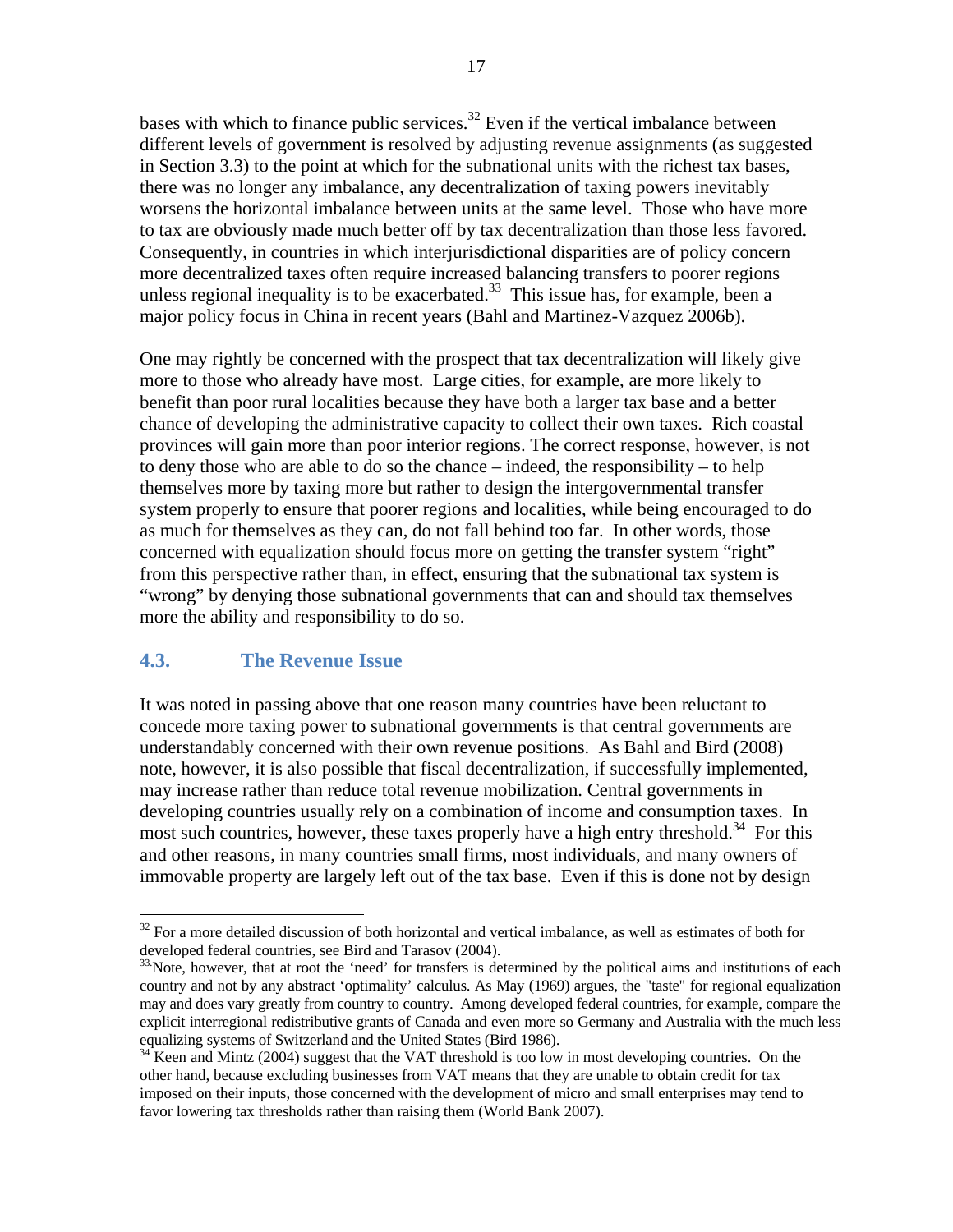bases with which to finance public services.[32] Even if the vertical imbalance between different levels of government is resolved by adjusting revenue assignments (as suggested in Section 3.3) to the point at which for the subnational units with the richest tax bases, there was no longer any imbalance, any decentralization of taxing powers inevitably worsens the horizontal imbalance between units at the same level. Those who have more to tax are obviously made much better off by tax decentralization than those less favored. Consequently, in countries in which interjurisdictional disparities are of policy concern more decentralized taxes often require increased balancing transfers to poorer regions unless regional inequality is to be exacerbated.[33] This issue has, for example, been a major policy focus in China in recent years (Bahl and Martinez-Vazquez 2006b).

One may rightly be concerned with the prospect that tax decentralization will likely give more to those who already have most. Large cities, for example, are more likely to benefit than poor rural localities because they have both a larger tax base and a better chance of developing the administrative capacity to collect their own taxes. Rich coastal provinces will gain more than poor interior regions. The correct response, however, is not to deny those who are able to do so the chance – indeed, the responsibility – to help themselves more by taxing more but rather to design the intergovernmental transfer system properly to ensure that poorer regions and localities, while being encouraged to do as much for themselves as they can, do not fall behind too far. In other words, those concerned with equalization should focus more on getting the transfer system "right" from this perspective rather than, in effect, ensuring that the subnational tax system is "wrong" by denying those subnational governments that can and should tax themselves more the ability and responsibility to do so.

## 4.3. The Revenue Issue

It was noted in passing above that one reason many countries have been reluctant to concede more taxing power to subnational governments is that central governments are understandably concerned with their own revenue positions. As Bahl and Bird (2008) note, however, it is also possible that fiscal decentralization, if successfully implemented, may increase rather than reduce total revenue mobilization. Central governments in developing countries usually rely on a combination of income and consumption taxes. In most such countries, however, these taxes properly have a high entry threshold.[34] For this and other reasons, in many countries small firms, most individuals, and many owners of immovable property are largely left out of the tax base. Even if this is done not by design

---

[32] For a more detailed discussion of both horizontal and vertical imbalance, as well as estimates of both for developed federal countries, see Bird and Tarasov (2004).

[33] Note, however, that at root the 'need' for transfers is determined by the political aims and institutions of each country and not by any abstract 'optimality' calculus. As May (1969) argues, the "taste" for regional equalization may and does vary greatly from country to country. Among developed federal countries, for example, compare the explicit interregional redistributive grants of Canada and even more so Germany and Australia with the much less equalizing systems of Switzerland and the United States (Bird 1986).

[34] Keen and Mintz (2004) suggest that the VAT threshold is too low in most developing countries. On the other hand, because excluding businesses from VAT means that they are unable to obtain credit for tax imposed on their inputs, those concerned with the development of micro and small enterprises may tend to favor lowering tax thresholds rather than raising them (World Bank 2007).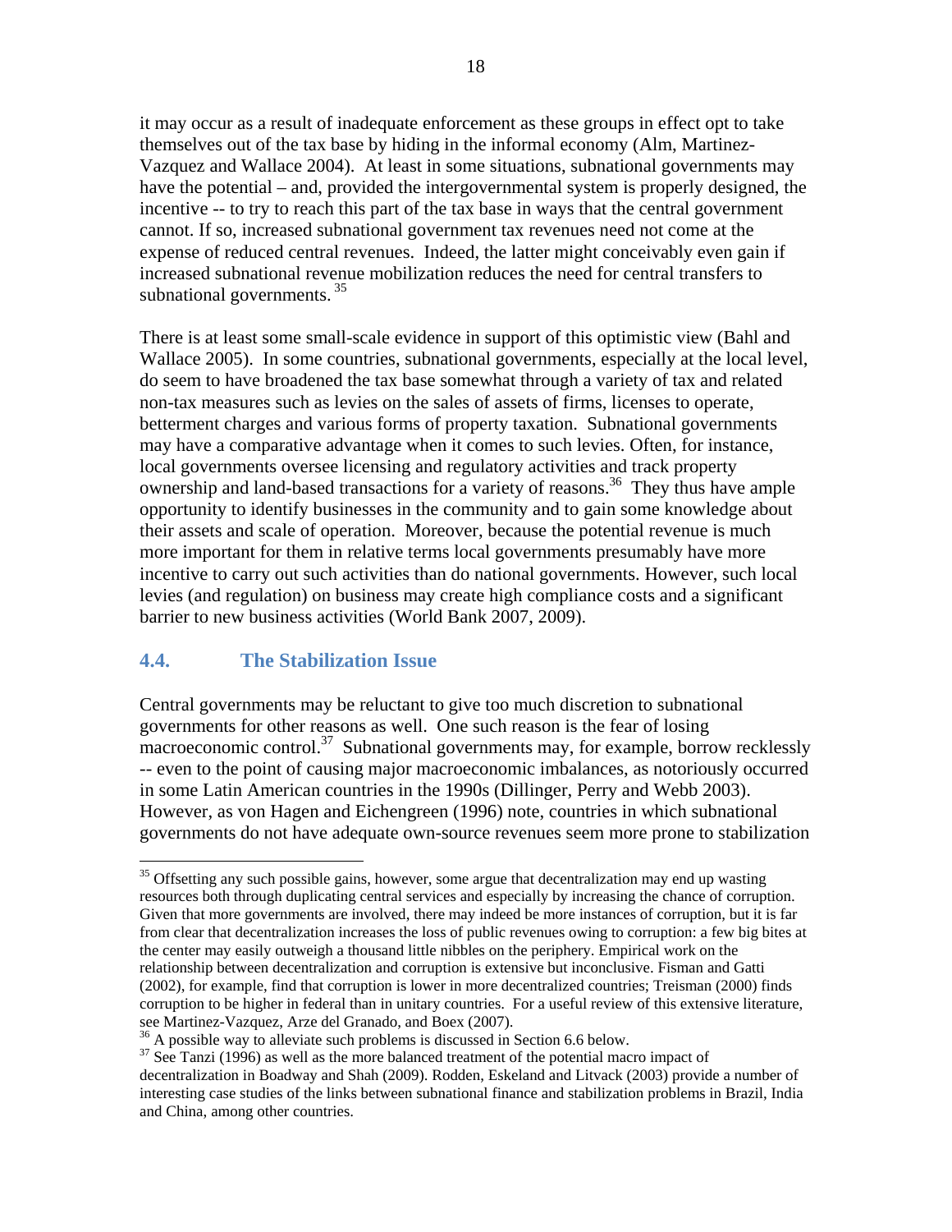it may occur as a result of inadequate enforcement as these groups in effect opt to take themselves out of the tax base by hiding in the informal economy (Alm, Martinez-Vazquez and Wallace 2004). At least in some situations, subnational governments may have the potential – and, provided the intergovernmental system is properly designed, the incentive -- to try to reach this part of the tax base in ways that the central government cannot. If so, increased subnational government tax revenues need not come at the expense of reduced central revenues. Indeed, the latter might conceivably even gain if increased subnational revenue mobilization reduces the need for central transfers to subnational governments. [35]

There is at least some small-scale evidence in support of this optimistic view (Bahl and Wallace 2005). In some countries, subnational governments, especially at the local level, do seem to have broadened the tax base somewhat through a variety of tax and related non-tax measures such as levies on the sales of assets of firms, licenses to operate, betterment charges and various forms of property taxation. Subnational governments may have a comparative advantage when it comes to such levies. Often, for instance, local governments oversee licensing and regulatory activities and track property ownership and land-based transactions for a variety of reasons.[36] They thus have ample opportunity to identify businesses in the community and to gain some knowledge about their assets and scale of operation. Moreover, because the potential revenue is much more important for them in relative terms local governments presumably have more incentive to carry out such activities than do national governments. However, such local levies (and regulation) on business may create high compliance costs and a significant barrier to new business activities (World Bank 2007, 2009).

## 4.4. The Stabilization Issue

Central governments may be reluctant to give too much discretion to subnational governments for other reasons as well. One such reason is the fear of losing macroeconomic control.[37] Subnational governments may, for example, borrow recklessly -- even to the point of causing major macroeconomic imbalances, as notoriously occurred in some Latin American countries in the 1990s (Dillinger, Perry and Webb 2003). However, as von Hagen and Eichengreen (1996) note, countries in which subnational governments do not have adequate own-source revenues seem more prone to stabilization

---

[35] Offsetting any such possible gains, however, some argue that decentralization may end up wasting resources both through duplicating central services and especially by increasing the chance of corruption. Given that more governments are involved, there may indeed be more instances of corruption, but it is far from clear that decentralization increases the loss of public revenues owing to corruption: a few big bites at the center may easily outweigh a thousand little nibbles on the periphery. Empirical work on the relationship between decentralization and corruption is extensive but inconclusive. Fisman and Gatti (2002), for example, find that corruption is lower in more decentralized countries; Treisman (2000) finds corruption to be higher in federal than in unitary countries. For a useful review of this extensive literature, see Martinez-Vazquez, Arze del Granado, and Boex (2007).

[36] A possible way to alleviate such problems is discussed in Section 6.6 below.

[37] See Tanzi (1996) as well as the more balanced treatment of the potential macro impact of decentralization in Boadway and Shah (2009). Rodden, Eskeland and Litvack (2003) provide a number of interesting case studies of the links between subnational finance and stabilization problems in Brazil, India and China, among other countries.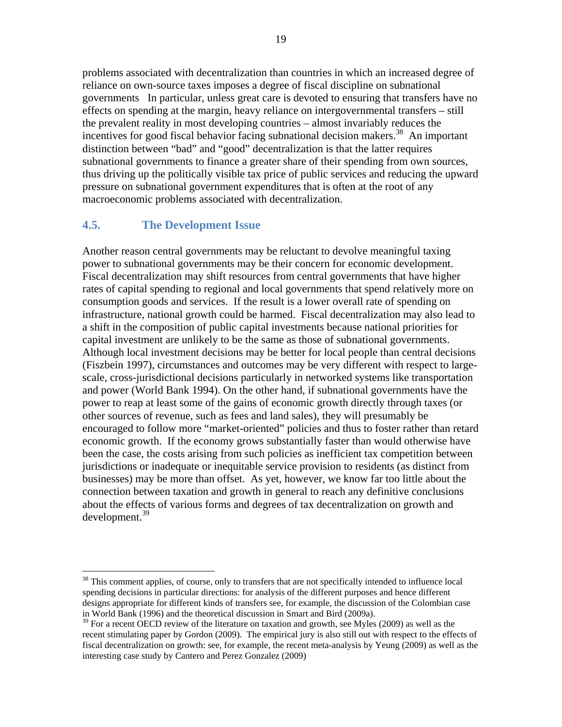problems associated with decentralization than countries in which an increased degree of reliance on own-source taxes imposes a degree of fiscal discipline on subnational governments In particular, unless great care is devoted to ensuring that transfers have no effects on spending at the margin, heavy reliance on intergovernmental transfers – still the prevalent reality in most developing countries – almost invariably reduces the incentives for good fiscal behavior facing subnational decision makers.[38] An important distinction between "bad" and "good" decentralization is that the latter requires subnational governments to finance a greater share of their spending from own sources, thus driving up the politically visible tax price of public services and reducing the upward pressure on subnational government expenditures that is often at the root of any macroeconomic problems associated with decentralization.

## 4.5. The Development Issue

Another reason central governments may be reluctant to devolve meaningful taxing power to subnational governments may be their concern for economic development. Fiscal decentralization may shift resources from central governments that have higher rates of capital spending to regional and local governments that spend relatively more on consumption goods and services. If the result is a lower overall rate of spending on infrastructure, national growth could be harmed. Fiscal decentralization may also lead to a shift in the composition of public capital investments because national priorities for capital investment are unlikely to be the same as those of subnational governments. Although local investment decisions may be better for local people than central decisions (Fiszbein 1997), circumstances and outcomes may be very different with respect to large-scale, cross-jurisdictional decisions particularly in networked systems like transportation and power (World Bank 1994). On the other hand, if subnational governments have the power to reap at least some of the gains of economic growth directly through taxes (or other sources of revenue, such as fees and land sales), they will presumably be encouraged to follow more "market-oriented" policies and thus to foster rather than retard economic growth. If the economy grows substantially faster than would otherwise have been the case, the costs arising from such policies as inefficient tax competition between jurisdictions or inadequate or inequitable service provision to residents (as distinct from businesses) may be more than offset. As yet, however, we know far too little about the connection between taxation and growth in general to reach any definitive conclusions about the effects of various forms and degrees of tax decentralization on growth and development.[39]

---

[38] This comment applies, of course, only to transfers that are not specifically intended to influence local spending decisions in particular directions: for analysis of the different purposes and hence different designs appropriate for different kinds of transfers see, for example, the discussion of the Colombian case in World Bank (1996) and the theoretical discussion in Smart and Bird (2009a).

[39] For a recent OECD review of the literature on taxation and growth, see Myles (2009) as well as the recent stimulating paper by Gordon (2009). The empirical jury is also still out with respect to the effects of fiscal decentralization on growth: see, for example, the recent meta-analysis by Yeung (2009) as well as the interesting case study by Cantero and Perez Gonzalez (2009)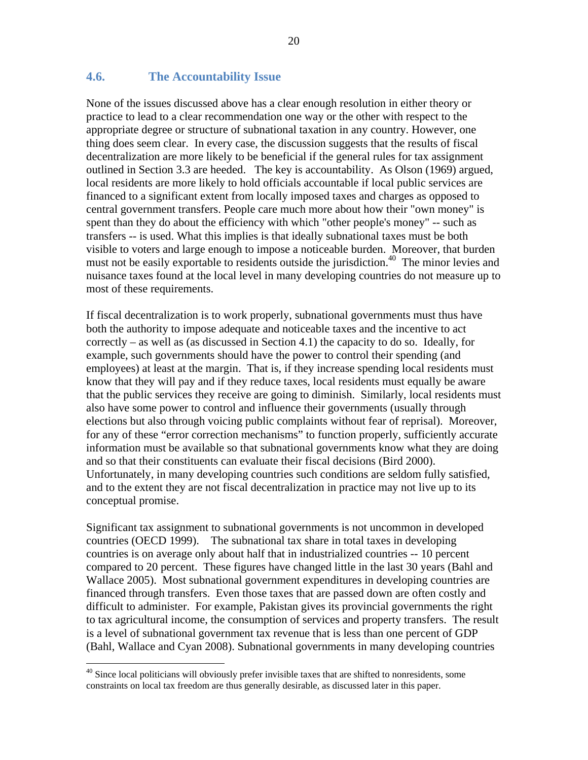## 4.6. The Accountability Issue

None of the issues discussed above has a clear enough resolution in either theory or practice to lead to a clear recommendation one way or the other with respect to the appropriate degree or structure of subnational taxation in any country. However, one thing does seem clear. In every case, the discussion suggests that the results of fiscal decentralization are more likely to be beneficial if the general rules for tax assignment outlined in Section 3.3 are heeded. The key is accountability. As Olson (1969) argued, local residents are more likely to hold officials accountable if local public services are financed to a significant extent from locally imposed taxes and charges as opposed to central government transfers. People care much more about how their "own money" is spent than they do about the efficiency with which "other people's money" -- such as transfers -- is used. What this implies is that ideally subnational taxes must be both visible to voters and large enough to impose a noticeable burden. Moreover, that burden must not be easily exportable to residents outside the jurisdiction.[40] The minor levies and nuisance taxes found at the local level in many developing countries do not measure up to most of these requirements.

If fiscal decentralization is to work properly, subnational governments must thus have both the authority to impose adequate and noticeable taxes and the incentive to act correctly – as well as (as discussed in Section 4.1) the capacity to do so. Ideally, for example, such governments should have the power to control their spending (and employees) at least at the margin. That is, if they increase spending local residents must know that they will pay and if they reduce taxes, local residents must equally be aware that the public services they receive are going to diminish. Similarly, local residents must also have some power to control and influence their governments (usually through elections but also through voicing public complaints without fear of reprisal). Moreover, for any of these "error correction mechanisms" to function properly, sufficiently accurate information must be available so that subnational governments know what they are doing and so that their constituents can evaluate their fiscal decisions (Bird 2000). Unfortunately, in many developing countries such conditions are seldom fully satisfied, and to the extent they are not fiscal decentralization in practice may not live up to its conceptual promise.

Significant tax assignment to subnational governments is not uncommon in developed countries (OECD 1999). The subnational tax share in total taxes in developing countries is on average only about half that in industrialized countries -- 10 percent compared to 20 percent. These figures have changed little in the last 30 years (Bahl and Wallace 2005). Most subnational government expenditures in developing countries are financed through transfers. Even those taxes that are passed down are often costly and difficult to administer. For example, Pakistan gives its provincial governments the right to tax agricultural income, the consumption of services and property transfers. The result is a level of subnational government tax revenue that is less than one percent of GDP (Bahl, Wallace and Cyan 2008). Subnational governments in many developing countries

[40] Since local politicians will obviously prefer invisible taxes that are shifted to nonresidents, some constraints on local tax freedom are thus generally desirable, as discussed later in this paper.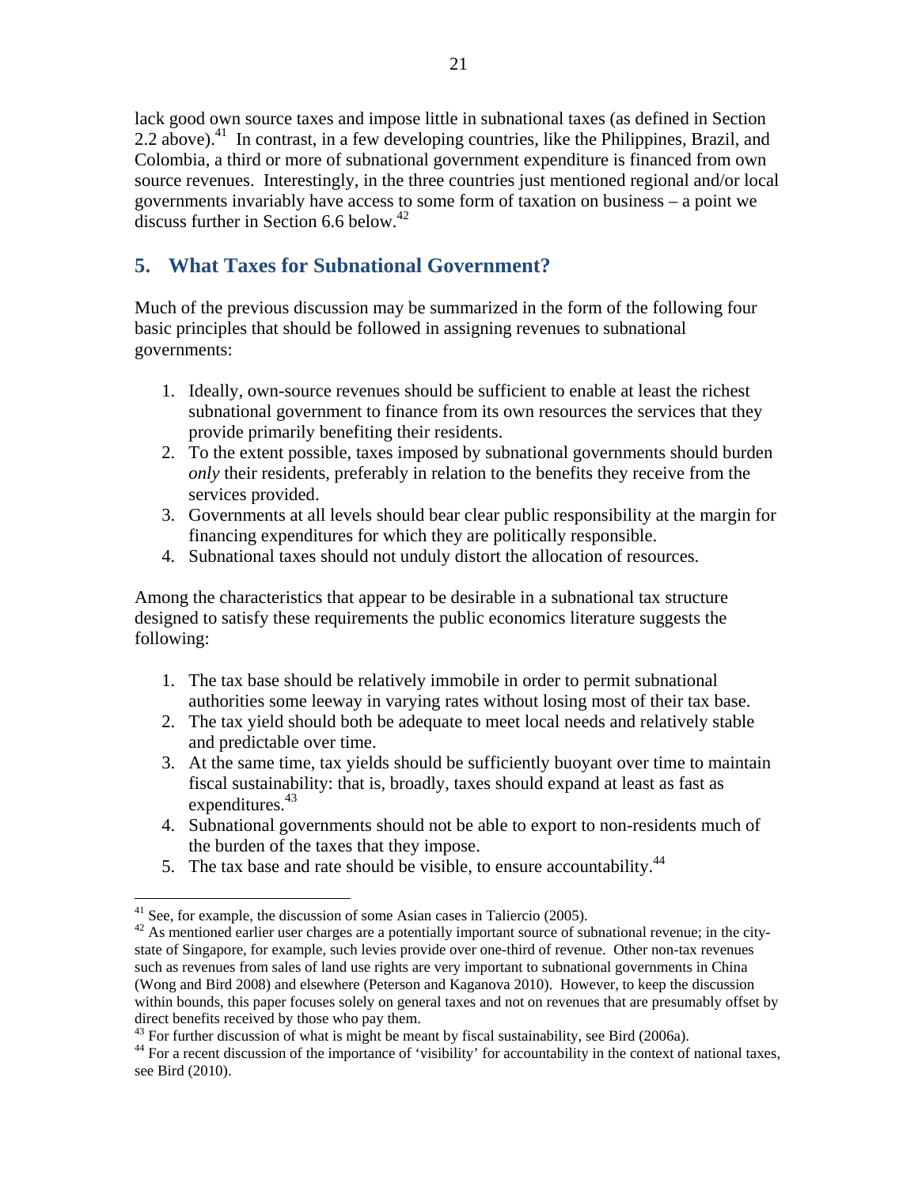lack good own source taxes and impose little in subnational taxes (as defined in Section 2.2 above).[41] In contrast, in a few developing countries, like the Philippines, Brazil, and Colombia, a third or more of subnational government expenditure is financed from own source revenues. Interestingly, in the three countries just mentioned regional and/or local governments invariably have access to some form of taxation on business – a point we discuss further in Section 6.6 below.[42]

## 5. What Taxes for Subnational Government?

Much of the previous discussion may be summarized in the form of the following four basic principles that should be followed in assigning revenues to subnational governments:

1. Ideally, own-source revenues should be sufficient to enable at least the richest subnational government to finance from its own resources the services that they provide primarily benefiting their residents.
2. To the extent possible, taxes imposed by subnational governments should burden *only* their residents, preferably in relation to the benefits they receive from the services provided.
3. Governments at all levels should bear clear public responsibility at the margin for financing expenditures for which they are politically responsible.
4. Subnational taxes should not unduly distort the allocation of resources.

Among the characteristics that appear to be desirable in a subnational tax structure designed to satisfy these requirements the public economics literature suggests the following:

1. The tax base should be relatively immobile in order to permit subnational authorities some leeway in varying rates without losing most of their tax base.
2. The tax yield should both be adequate to meet local needs and relatively stable and predictable over time.
3. At the same time, tax yields should be sufficiently buoyant over time to maintain fiscal sustainability: that is, broadly, taxes should expand at least as fast as expenditures.[43]
4. Subnational governments should not be able to export to non-residents much of the burden of the taxes that they impose.
5. The tax base and rate should be visible, to ensure accountability.[44]

---

[41] See, for example, the discussion of some Asian cases in Taliercio (2005).

[42] As mentioned earlier user charges are a potentially important source of subnational revenue; in the city-state of Singapore, for example, such levies provide over one-third of revenue. Other non-tax revenues such as revenues from sales of land use rights are very important to subnational governments in China (Wong and Bird 2008) and elsewhere (Peterson and Kaganova 2010). However, to keep the discussion within bounds, this paper focuses solely on general taxes and not on revenues that are presumably offset by direct benefits received by those who pay them.

[43] For further discussion of what is might be meant by fiscal sustainability, see Bird (2006a).

[44] For a recent discussion of the importance of 'visibility' for accountability in the context of national taxes, see Bird (2010).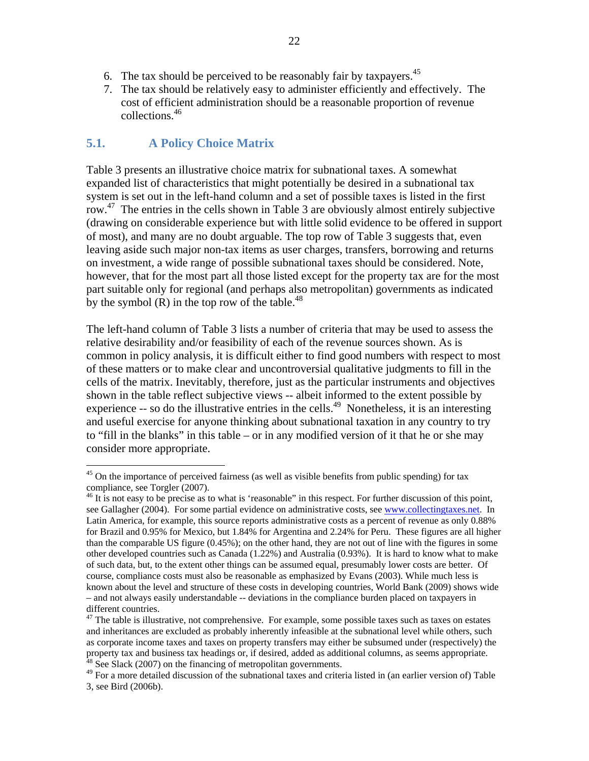6. The tax should be perceived to be reasonably fair by taxpayers.[45]
7. The tax should be relatively easy to administer efficiently and effectively. The cost of efficient administration should be a reasonable proportion of revenue collections.[46]

## 5.1. A Policy Choice Matrix

Table 3 presents an illustrative choice matrix for subnational taxes. A somewhat expanded list of characteristics that might potentially be desired in a subnational tax system is set out in the left-hand column and a set of possible taxes is listed in the first row.[47] The entries in the cells shown in Table 3 are obviously almost entirely subjective (drawing on considerable experience but with little solid evidence to be offered in support of most), and many are no doubt arguable. The top row of Table 3 suggests that, even leaving aside such major non-tax items as user charges, transfers, borrowing and returns on investment, a wide range of possible subnational taxes should be considered. Note, however, that for the most part all those listed except for the property tax are for the most part suitable only for regional (and perhaps also metropolitan) governments as indicated by the symbol (R) in the top row of the table.[48]

The left-hand column of Table 3 lists a number of criteria that may be used to assess the relative desirability and/or feasibility of each of the revenue sources shown. As is common in policy analysis, it is difficult either to find good numbers with respect to most of these matters or to make clear and uncontroversial qualitative judgments to fill in the cells of the matrix. Inevitably, therefore, just as the particular instruments and objectives shown in the table reflect subjective views -- albeit informed to the extent possible by experience -- so do the illustrative entries in the cells.[49] Nonetheless, it is an interesting and useful exercise for anyone thinking about subnational taxation in any country to try to "fill in the blanks" in this table – or in any modified version of it that he or she may consider more appropriate.

---

[45] On the importance of perceived fairness (as well as visible benefits from public spending) for tax compliance, see Torgler (2007).

[46] It is not easy to be precise as to what is 'reasonable" in this respect. For further discussion of this point, see Gallagher (2004). For some partial evidence on administrative costs, see www.collectingtaxes.net. In Latin America, for example, this source reports administrative costs as a percent of revenue as only 0.88% for Brazil and 0.95% for Mexico, but 1.84% for Argentina and 2.24% for Peru. These figures are all higher than the comparable US figure (0.45%); on the other hand, they are not out of line with the figures in some other developed countries such as Canada (1.22%) and Australia (0.93%). It is hard to know what to make of such data, but, to the extent other things can be assumed equal, presumably lower costs are better. Of course, compliance costs must also be reasonable as emphasized by Evans (2003). While much less is known about the level and structure of these costs in developing countries, World Bank (2009) shows wide – and not always easily understandable -- deviations in the compliance burden placed on taxpayers in different countries.

[47] The table is illustrative, not comprehensive. For example, some possible taxes such as taxes on estates and inheritances are excluded as probably inherently infeasible at the subnational level while others, such as corporate income taxes and taxes on property transfers may either be subsumed under (respectively) the property tax and business tax headings or, if desired, added as additional columns, as seems appropriate.

[48] See Slack (2007) on the financing of metropolitan governments.

[49] For a more detailed discussion of the subnational taxes and criteria listed in (an earlier version of) Table 3, see Bird (2006b).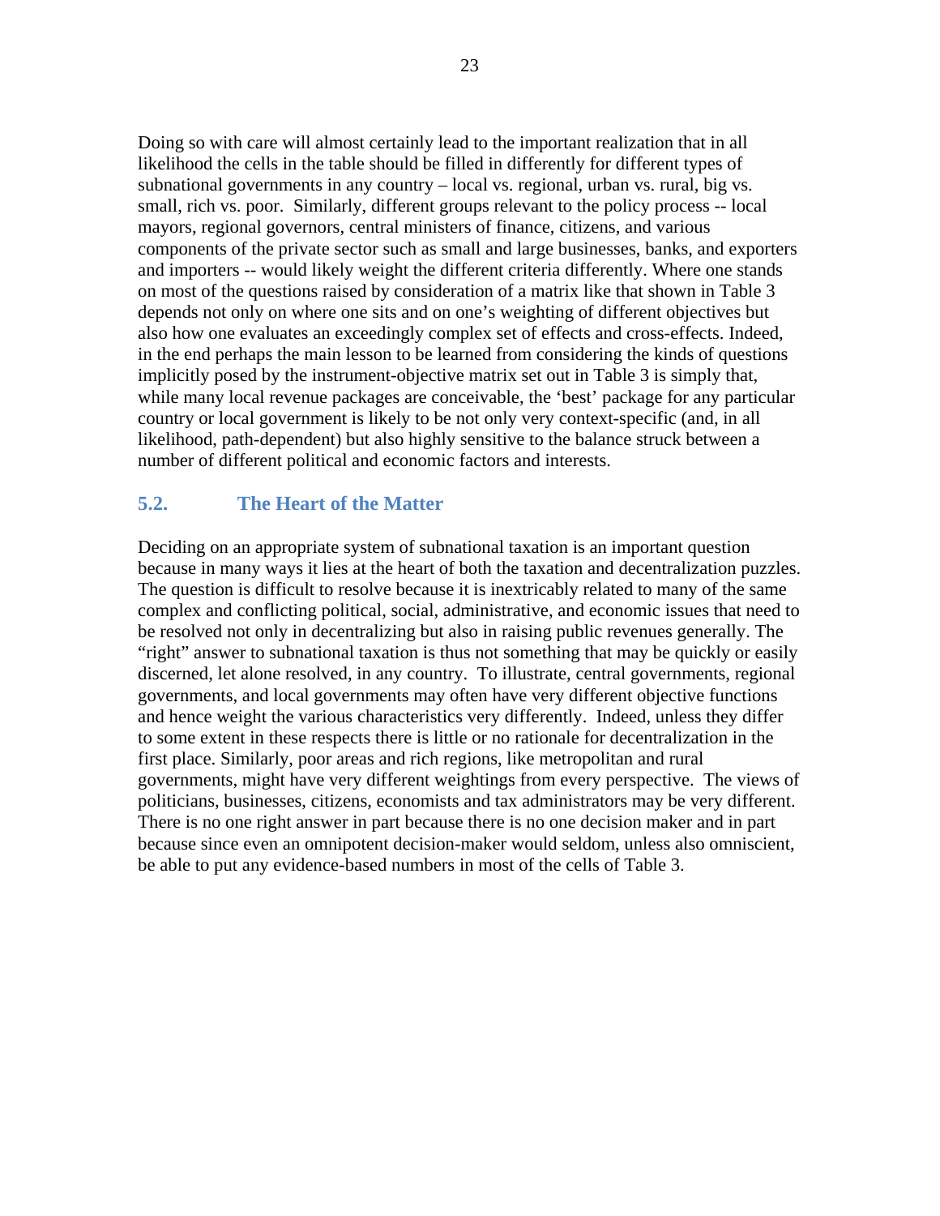Doing so with care will almost certainly lead to the important realization that in all likelihood the cells in the table should be filled in differently for different types of subnational governments in any country – local vs. regional, urban vs. rural, big vs. small, rich vs. poor. Similarly, different groups relevant to the policy process -- local mayors, regional governors, central ministers of finance, citizens, and various components of the private sector such as small and large businesses, banks, and exporters and importers -- would likely weight the different criteria differently. Where one stands on most of the questions raised by consideration of a matrix like that shown in Table 3 depends not only on where one sits and on one's weighting of different objectives but also how one evaluates an exceedingly complex set of effects and cross-effects. Indeed, in the end perhaps the main lesson to be learned from considering the kinds of questions implicitly posed by the instrument-objective matrix set out in Table 3 is simply that, while many local revenue packages are conceivable, the 'best' package for any particular country or local government is likely to be not only very context-specific (and, in all likelihood, path-dependent) but also highly sensitive to the balance struck between a number of different political and economic factors and interests.

## 5.2. The Heart of the Matter

Deciding on an appropriate system of subnational taxation is an important question because in many ways it lies at the heart of both the taxation and decentralization puzzles. The question is difficult to resolve because it is inextricably related to many of the same complex and conflicting political, social, administrative, and economic issues that need to be resolved not only in decentralizing but also in raising public revenues generally. The "right" answer to subnational taxation is thus not something that may be quickly or easily discerned, let alone resolved, in any country. To illustrate, central governments, regional governments, and local governments may often have very different objective functions and hence weight the various characteristics very differently. Indeed, unless they differ to some extent in these respects there is little or no rationale for decentralization in the first place. Similarly, poor areas and rich regions, like metropolitan and rural governments, might have very different weightings from every perspective. The views of politicians, businesses, citizens, economists and tax administrators may be very different. There is no one right answer in part because there is no one decision maker and in part because since even an omnipotent decision-maker would seldom, unless also omniscient, be able to put any evidence-based numbers in most of the cells of Table 3.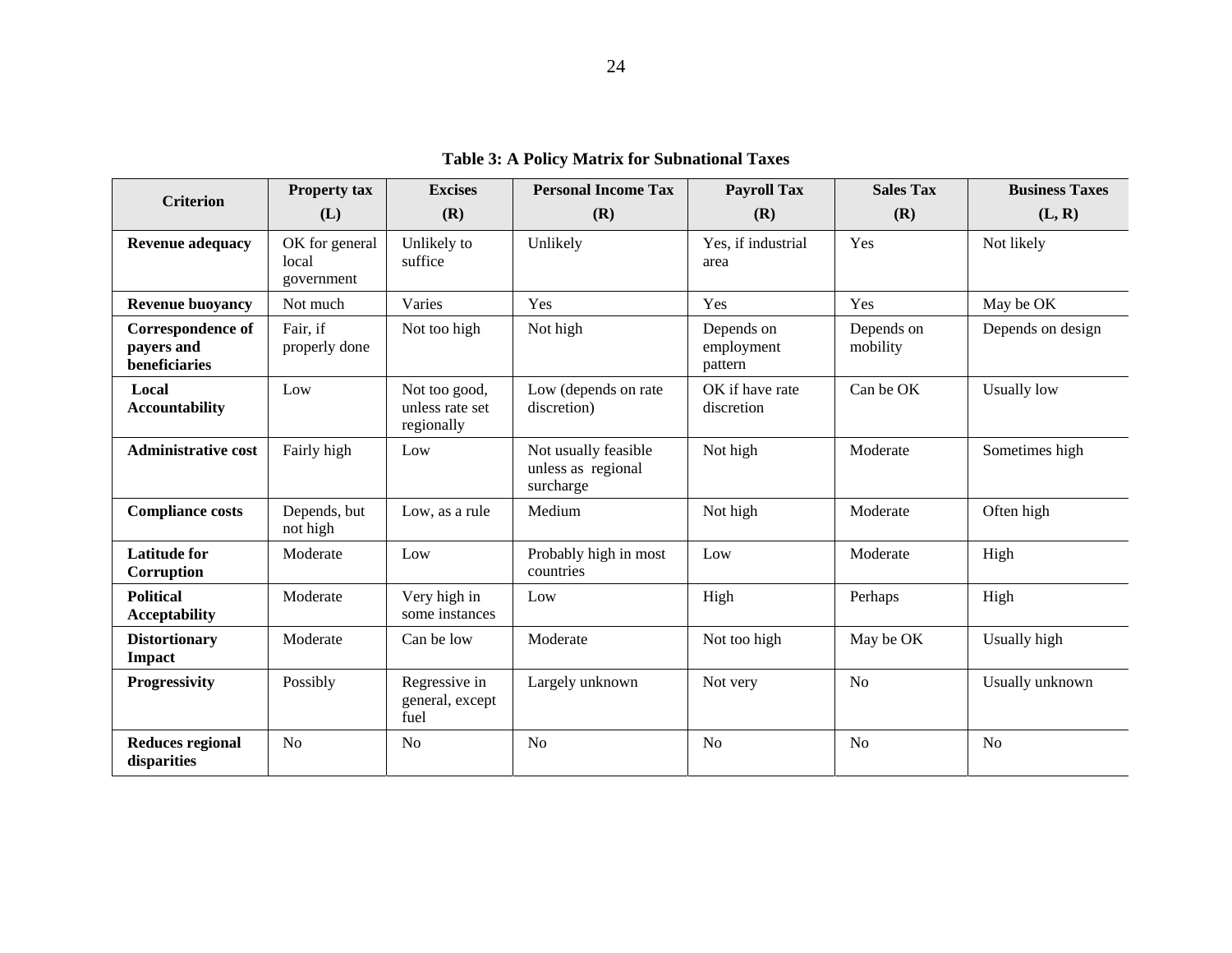**Table 3: A Policy Matrix for Subnational Taxes**

| Criterion | Property tax (L) | Excises (R) | Personal Income Tax (R) | Payroll Tax (R) | Sales Tax (R) | Business Taxes (L, R) |
|---|---|---|---|---|---|---|
| **Revenue adequacy** | OK for general local government | Unlikely to suffice | Unlikely | Yes, if industrial area | Yes | Not likely |
| **Revenue buoyancy** | Not much | Varies | Yes | Yes | Yes | May be OK |
| **Correspondence of payers and beneficiaries** | Fair, if properly done | Not too high | Not high | Depends on employment pattern | Depends on mobility | Depends on design |
| **Local Accountability** | Low | Not too good, unless rate set regionally | Low (depends on rate discretion) | OK if have rate discretion | Can be OK | Usually low |
| **Administrative cost** | Fairly high | Low | Not usually feasible unless as regional surcharge | Not high | Moderate | Sometimes high |
| **Compliance costs** | Depends, but not high | Low, as a rule | Medium | Not high | Moderate | Often high |
| **Latitude for Corruption** | Moderate | Low | Probably high in most countries | Low | Moderate | High |
| **Political Acceptability** | Moderate | Very high in some instances | Low | High | Perhaps | High |
| **Distortionary Impact** | Moderate | Can be low | Moderate | Not too high | May be OK | Usually high |
| **Progressivity** | Possibly | Regressive in general, except fuel | Largely unknown | Not very | No | Usually unknown |
| **Reduces regional disparities** | No | No | No | No | No | No |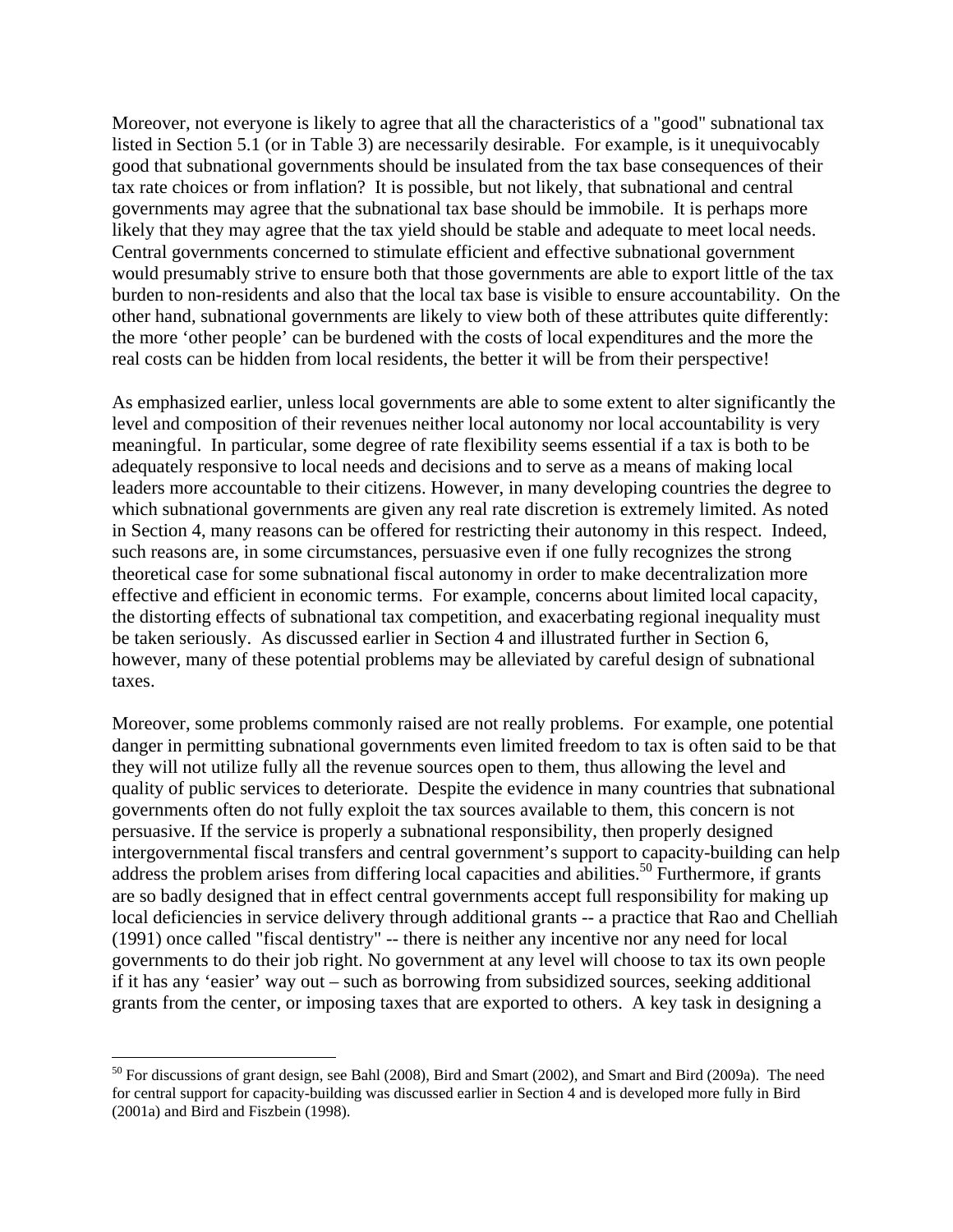Moreover, not everyone is likely to agree that all the characteristics of a "good" subnational tax listed in Section 5.1 (or in Table 3) are necessarily desirable. For example, is it unequivocably good that subnational governments should be insulated from the tax base consequences of their tax rate choices or from inflation? It is possible, but not likely, that subnational and central governments may agree that the subnational tax base should be immobile. It is perhaps more likely that they may agree that the tax yield should be stable and adequate to meet local needs. Central governments concerned to stimulate efficient and effective subnational government would presumably strive to ensure both that those governments are able to export little of the tax burden to non-residents and also that the local tax base is visible to ensure accountability. On the other hand, subnational governments are likely to view both of these attributes quite differently: the more 'other people' can be burdened with the costs of local expenditures and the more the real costs can be hidden from local residents, the better it will be from their perspective!

As emphasized earlier, unless local governments are able to some extent to alter significantly the level and composition of their revenues neither local autonomy nor local accountability is very meaningful. In particular, some degree of rate flexibility seems essential if a tax is both to be adequately responsive to local needs and decisions and to serve as a means of making local leaders more accountable to their citizens. However, in many developing countries the degree to which subnational governments are given any real rate discretion is extremely limited. As noted in Section 4, many reasons can be offered for restricting their autonomy in this respect. Indeed, such reasons are, in some circumstances, persuasive even if one fully recognizes the strong theoretical case for some subnational fiscal autonomy in order to make decentralization more effective and efficient in economic terms. For example, concerns about limited local capacity, the distorting effects of subnational tax competition, and exacerbating regional inequality must be taken seriously. As discussed earlier in Section 4 and illustrated further in Section 6, however, many of these potential problems may be alleviated by careful design of subnational taxes.

Moreover, some problems commonly raised are not really problems. For example, one potential danger in permitting subnational governments even limited freedom to tax is often said to be that they will not utilize fully all the revenue sources open to them, thus allowing the level and quality of public services to deteriorate. Despite the evidence in many countries that subnational governments often do not fully exploit the tax sources available to them, this concern is not persuasive. If the service is properly a subnational responsibility, then properly designed intergovernmental fiscal transfers and central government's support to capacity-building can help address the problem arises from differing local capacities and abilities.[50] Furthermore, if grants are so badly designed that in effect central governments accept full responsibility for making up local deficiencies in service delivery through additional grants -- a practice that Rao and Chelliah (1991) once called "fiscal dentistry" -- there is neither any incentive nor any need for local governments to do their job right. No government at any level will choose to tax its own people if it has any 'easier' way out – such as borrowing from subsidized sources, seeking additional grants from the center, or imposing taxes that are exported to others. A key task in designing a

---

[50] For discussions of grant design, see Bahl (2008), Bird and Smart (2002), and Smart and Bird (2009a). The need for central support for capacity-building was discussed earlier in Section 4 and is developed more fully in Bird (2001a) and Bird and Fiszbein (1998).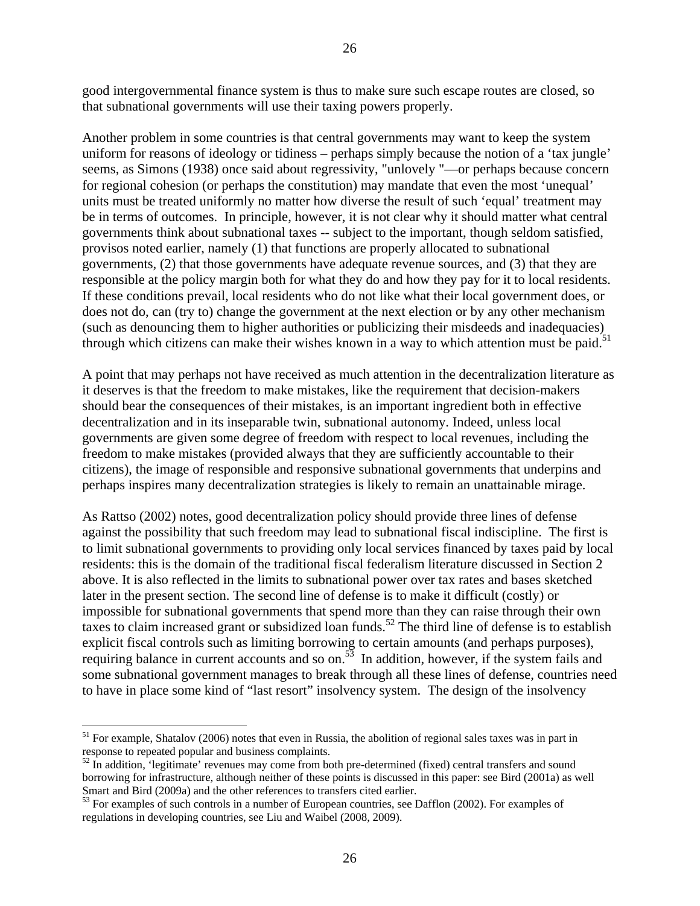good intergovernmental finance system is thus to make sure such escape routes are closed, so that subnational governments will use their taxing powers properly.

Another problem in some countries is that central governments may want to keep the system uniform for reasons of ideology or tidiness – perhaps simply because the notion of a 'tax jungle' seems, as Simons (1938) once said about regressivity, "unlovely "—or perhaps because concern for regional cohesion (or perhaps the constitution) may mandate that even the most 'unequal' units must be treated uniformly no matter how diverse the result of such 'equal' treatment may be in terms of outcomes. In principle, however, it is not clear why it should matter what central governments think about subnational taxes -- subject to the important, though seldom satisfied, provisos noted earlier, namely (1) that functions are properly allocated to subnational governments, (2) that those governments have adequate revenue sources, and (3) that they are responsible at the policy margin both for what they do and how they pay for it to local residents. If these conditions prevail, local residents who do not like what their local government does, or does not do, can (try to) change the government at the next election or by any other mechanism (such as denouncing them to higher authorities or publicizing their misdeeds and inadequacies) through which citizens can make their wishes known in a way to which attention must be paid.[51]

A point that may perhaps not have received as much attention in the decentralization literature as it deserves is that the freedom to make mistakes, like the requirement that decision-makers should bear the consequences of their mistakes, is an important ingredient both in effective decentralization and in its inseparable twin, subnational autonomy. Indeed, unless local governments are given some degree of freedom with respect to local revenues, including the freedom to make mistakes (provided always that they are sufficiently accountable to their citizens), the image of responsible and responsive subnational governments that underpins and perhaps inspires many decentralization strategies is likely to remain an unattainable mirage.

As Rattso (2002) notes, good decentralization policy should provide three lines of defense against the possibility that such freedom may lead to subnational fiscal indiscipline. The first is to limit subnational governments to providing only local services financed by taxes paid by local residents: this is the domain of the traditional fiscal federalism literature discussed in Section 2 above. It is also reflected in the limits to subnational power over tax rates and bases sketched later in the present section. The second line of defense is to make it difficult (costly) or impossible for subnational governments that spend more than they can raise through their own taxes to claim increased grant or subsidized loan funds.[52] The third line of defense is to establish explicit fiscal controls such as limiting borrowing to certain amounts (and perhaps purposes), requiring balance in current accounts and so on.[53] In addition, however, if the system fails and some subnational government manages to break through all these lines of defense, countries need to have in place some kind of "last resort" insolvency system. The design of the insolvency

---

[51] For example, Shatalov (2006) notes that even in Russia, the abolition of regional sales taxes was in part in response to repeated popular and business complaints.

[52] In addition, 'legitimate' revenues may come from both pre-determined (fixed) central transfers and sound borrowing for infrastructure, although neither of these points is discussed in this paper: see Bird (2001a) as well Smart and Bird (2009a) and the other references to transfers cited earlier.

[53] For examples of such controls in a number of European countries, see Dafflon (2002). For examples of regulations in developing countries, see Liu and Waibel (2008, 2009).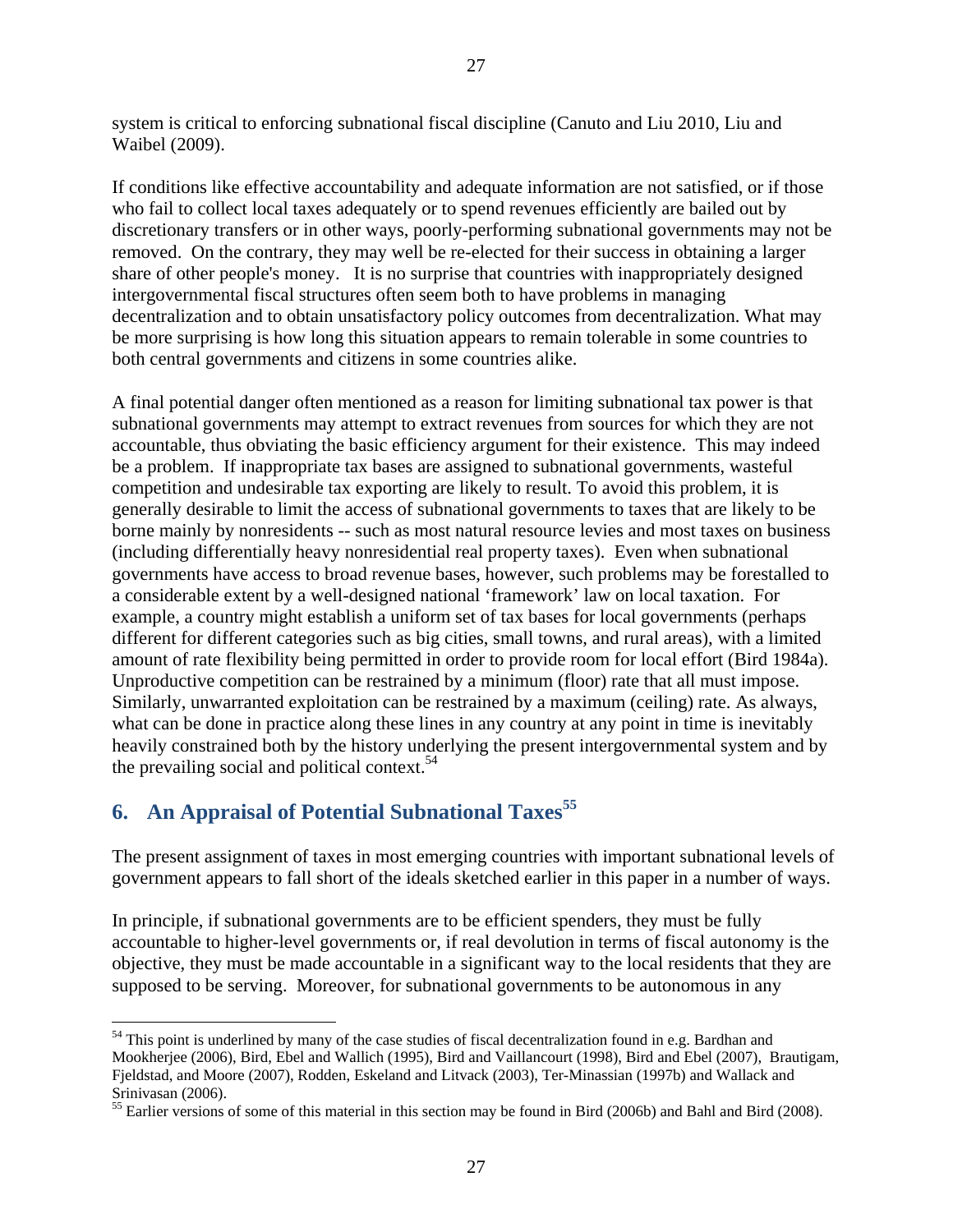system is critical to enforcing subnational fiscal discipline (Canuto and Liu 2010, Liu and Waibel (2009).

If conditions like effective accountability and adequate information are not satisfied, or if those who fail to collect local taxes adequately or to spend revenues efficiently are bailed out by discretionary transfers or in other ways, poorly-performing subnational governments may not be removed. On the contrary, they may well be re-elected for their success in obtaining a larger share of other people's money. It is no surprise that countries with inappropriately designed intergovernmental fiscal structures often seem both to have problems in managing decentralization and to obtain unsatisfactory policy outcomes from decentralization. What may be more surprising is how long this situation appears to remain tolerable in some countries to both central governments and citizens in some countries alike.

A final potential danger often mentioned as a reason for limiting subnational tax power is that subnational governments may attempt to extract revenues from sources for which they are not accountable, thus obviating the basic efficiency argument for their existence. This may indeed be a problem. If inappropriate tax bases are assigned to subnational governments, wasteful competition and undesirable tax exporting are likely to result. To avoid this problem, it is generally desirable to limit the access of subnational governments to taxes that are likely to be borne mainly by nonresidents -- such as most natural resource levies and most taxes on business (including differentially heavy nonresidential real property taxes). Even when subnational governments have access to broad revenue bases, however, such problems may be forestalled to a considerable extent by a well-designed national 'framework' law on local taxation. For example, a country might establish a uniform set of tax bases for local governments (perhaps different for different categories such as big cities, small towns, and rural areas), with a limited amount of rate flexibility being permitted in order to provide room for local effort (Bird 1984a). Unproductive competition can be restrained by a minimum (floor) rate that all must impose. Similarly, unwarranted exploitation can be restrained by a maximum (ceiling) rate. As always, what can be done in practice along these lines in any country at any point in time is inevitably heavily constrained both by the history underlying the present intergovernmental system and by the prevailing social and political context.[54]

## 6. An Appraisal of Potential Subnational Taxes[55]

The present assignment of taxes in most emerging countries with important subnational levels of government appears to fall short of the ideals sketched earlier in this paper in a number of ways.

In principle, if subnational governments are to be efficient spenders, they must be fully accountable to higher-level governments or, if real devolution in terms of fiscal autonomy is the objective, they must be made accountable in a significant way to the local residents that they are supposed to be serving. Moreover, for subnational governments to be autonomous in any

---

[54] This point is underlined by many of the case studies of fiscal decentralization found in e.g. Bardhan and Mookherjee (2006), Bird, Ebel and Wallich (1995), Bird and Vaillancourt (1998), Bird and Ebel (2007), Brautigam, Fjeldstad, and Moore (2007), Rodden, Eskeland and Litvack (2003), Ter-Minassian (1997b) and Wallack and Srinivasan (2006).

[55] Earlier versions of some of this material in this section may be found in Bird (2006b) and Bahl and Bird (2008).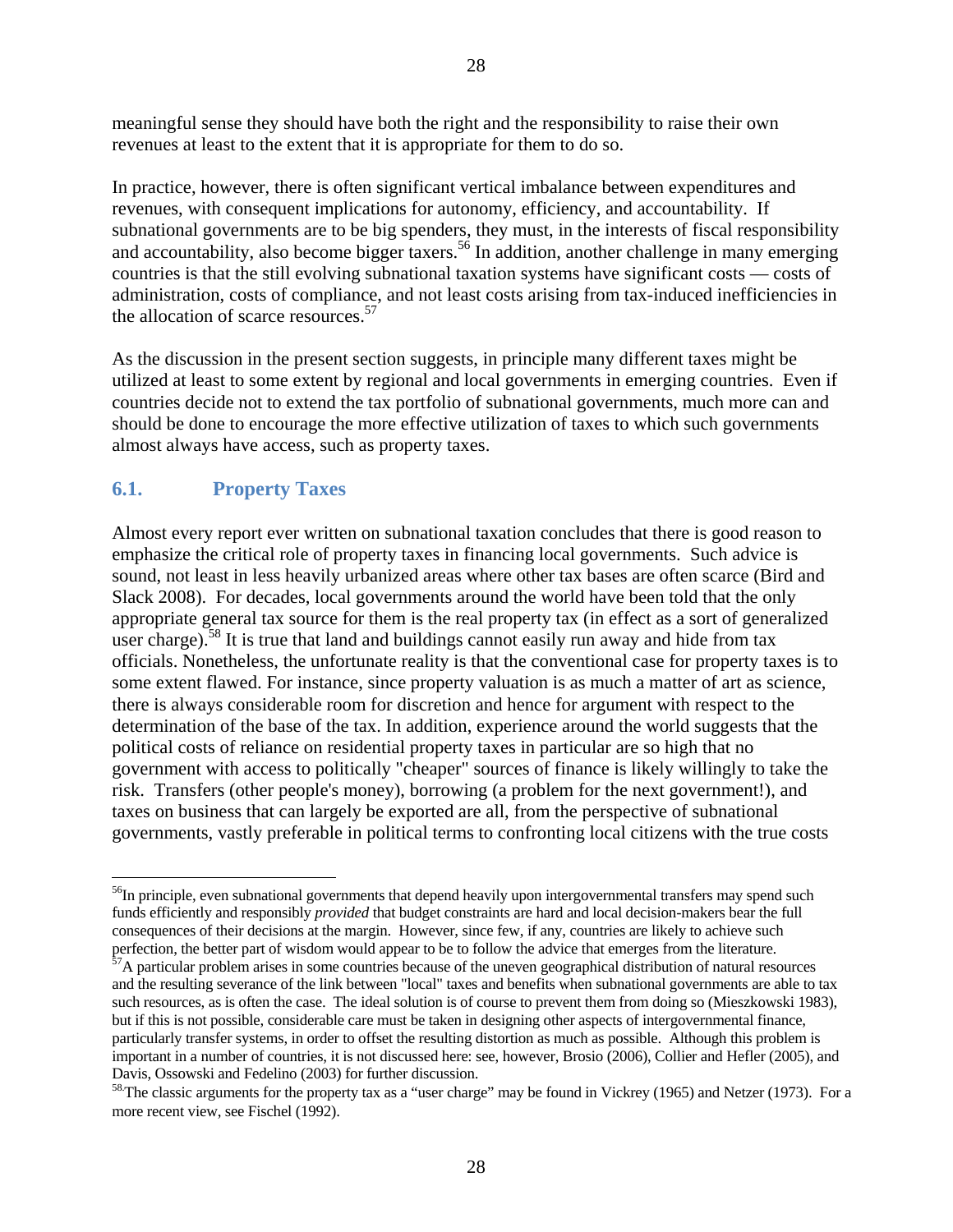meaningful sense they should have both the right and the responsibility to raise their own revenues at least to the extent that it is appropriate for them to do so.

In practice, however, there is often significant vertical imbalance between expenditures and revenues, with consequent implications for autonomy, efficiency, and accountability. If subnational governments are to be big spenders, they must, in the interests of fiscal responsibility and accountability, also become bigger taxers.[56] In addition, another challenge in many emerging countries is that the still evolving subnational taxation systems have significant costs — costs of administration, costs of compliance, and not least costs arising from tax-induced inefficiencies in the allocation of scarce resources.[57]

As the discussion in the present section suggests, in principle many different taxes might be utilized at least to some extent by regional and local governments in emerging countries. Even if countries decide not to extend the tax portfolio of subnational governments, much more can and should be done to encourage the more effective utilization of taxes to which such governments almost always have access, such as property taxes.

## 6.1. Property Taxes

Almost every report ever written on subnational taxation concludes that there is good reason to emphasize the critical role of property taxes in financing local governments. Such advice is sound, not least in less heavily urbanized areas where other tax bases are often scarce (Bird and Slack 2008). For decades, local governments around the world have been told that the only appropriate general tax source for them is the real property tax (in effect as a sort of generalized user charge).[58] It is true that land and buildings cannot easily run away and hide from tax officials. Nonetheless, the unfortunate reality is that the conventional case for property taxes is to some extent flawed. For instance, since property valuation is as much a matter of art as science, there is always considerable room for discretion and hence for argument with respect to the determination of the base of the tax. In addition, experience around the world suggests that the political costs of reliance on residential property taxes in particular are so high that no government with access to politically "cheaper" sources of finance is likely willingly to take the risk. Transfers (other people's money), borrowing (a problem for the next government!), and taxes on business that can largely be exported are all, from the perspective of subnational governments, vastly preferable in political terms to confronting local citizens with the true costs

---

[56] In principle, even subnational governments that depend heavily upon intergovernmental transfers may spend such funds efficiently and responsibly *provided* that budget constraints are hard and local decision-makers bear the full consequences of their decisions at the margin. However, since few, if any, countries are likely to achieve such perfection, the better part of wisdom would appear to be to follow the advice that emerges from the literature.

[57] A particular problem arises in some countries because of the uneven geographical distribution of natural resources and the resulting severance of the link between "local" taxes and benefits when subnational governments are able to tax such resources, as is often the case. The ideal solution is of course to prevent them from doing so (Mieszkowski 1983), but if this is not possible, considerable care must be taken in designing other aspects of intergovernmental finance, particularly transfer systems, in order to offset the resulting distortion as much as possible. Although this problem is important in a number of countries, it is not discussed here: see, however, Brosio (2006), Collier and Hefler (2005), and Davis, Ossowski and Fedelino (2003) for further discussion.

[58] The classic arguments for the property tax as a "user charge" may be found in Vickrey (1965) and Netzer (1973). For a more recent view, see Fischel (1992).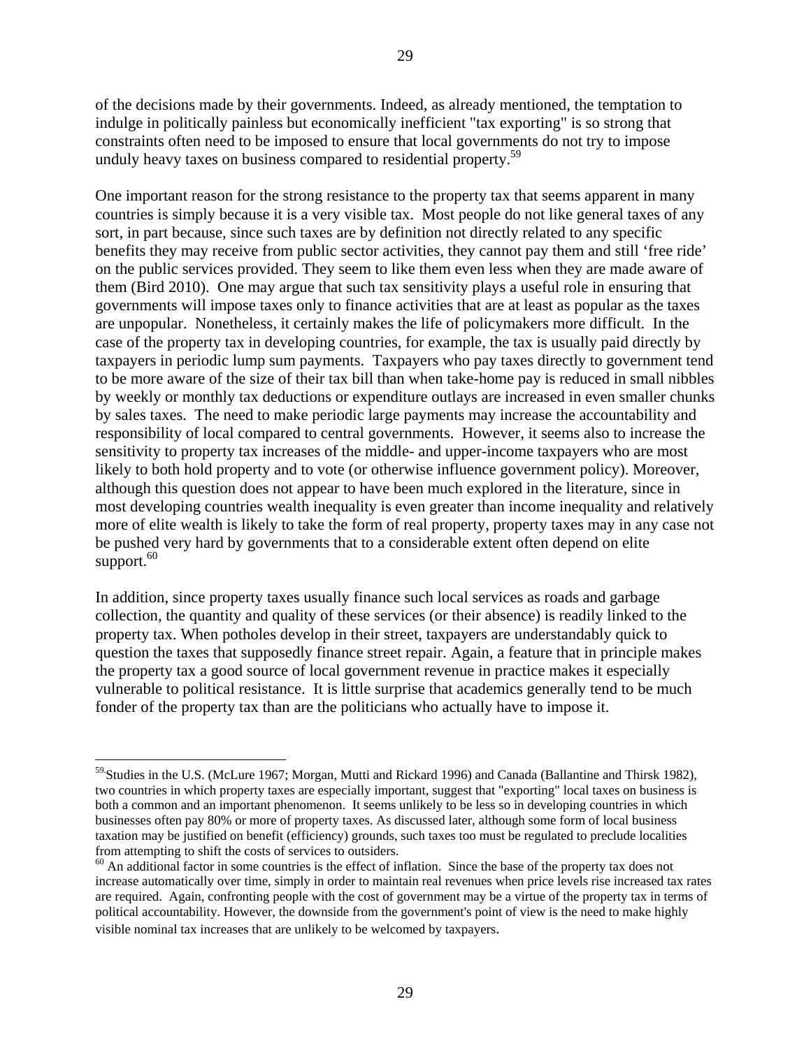of the decisions made by their governments. Indeed, as already mentioned, the temptation to indulge in politically painless but economically inefficient "tax exporting" is so strong that constraints often need to be imposed to ensure that local governments do not try to impose unduly heavy taxes on business compared to residential property.[59]

One important reason for the strong resistance to the property tax that seems apparent in many countries is simply because it is a very visible tax. Most people do not like general taxes of any sort, in part because, since such taxes are by definition not directly related to any specific benefits they may receive from public sector activities, they cannot pay them and still 'free ride' on the public services provided. They seem to like them even less when they are made aware of them (Bird 2010). One may argue that such tax sensitivity plays a useful role in ensuring that governments will impose taxes only to finance activities that are at least as popular as the taxes are unpopular. Nonetheless, it certainly makes the life of policymakers more difficult. In the case of the property tax in developing countries, for example, the tax is usually paid directly by taxpayers in periodic lump sum payments. Taxpayers who pay taxes directly to government tend to be more aware of the size of their tax bill than when take-home pay is reduced in small nibbles by weekly or monthly tax deductions or expenditure outlays are increased in even smaller chunks by sales taxes. The need to make periodic large payments may increase the accountability and responsibility of local compared to central governments. However, it seems also to increase the sensitivity to property tax increases of the middle- and upper-income taxpayers who are most likely to both hold property and to vote (or otherwise influence government policy). Moreover, although this question does not appear to have been much explored in the literature, since in most developing countries wealth inequality is even greater than income inequality and relatively more of elite wealth is likely to take the form of real property, property taxes may in any case not be pushed very hard by governments that to a considerable extent often depend on elite support.[60]

In addition, since property taxes usually finance such local services as roads and garbage collection, the quantity and quality of these services (or their absence) is readily linked to the property tax. When potholes develop in their street, taxpayers are understandably quick to question the taxes that supposedly finance street repair. Again, a feature that in principle makes the property tax a good source of local government revenue in practice makes it especially vulnerable to political resistance. It is little surprise that academics generally tend to be much fonder of the property tax than are the politicians who actually have to impose it.

---

[59] Studies in the U.S. (McLure 1967; Morgan, Mutti and Rickard 1996) and Canada (Ballantine and Thirsk 1982), two countries in which property taxes are especially important, suggest that "exporting" local taxes on business is both a common and an important phenomenon. It seems unlikely to be less so in developing countries in which businesses often pay 80% or more of property taxes. As discussed later, although some form of local business taxation may be justified on benefit (efficiency) grounds, such taxes too must be regulated to preclude localities from attempting to shift the costs of services to outsiders.

[60] An additional factor in some countries is the effect of inflation. Since the base of the property tax does not increase automatically over time, simply in order to maintain real revenues when price levels rise increased tax rates are required. Again, confronting people with the cost of government may be a virtue of the property tax in terms of political accountability. However, the downside from the government's point of view is the need to make highly visible nominal tax increases that are unlikely to be welcomed by taxpayers.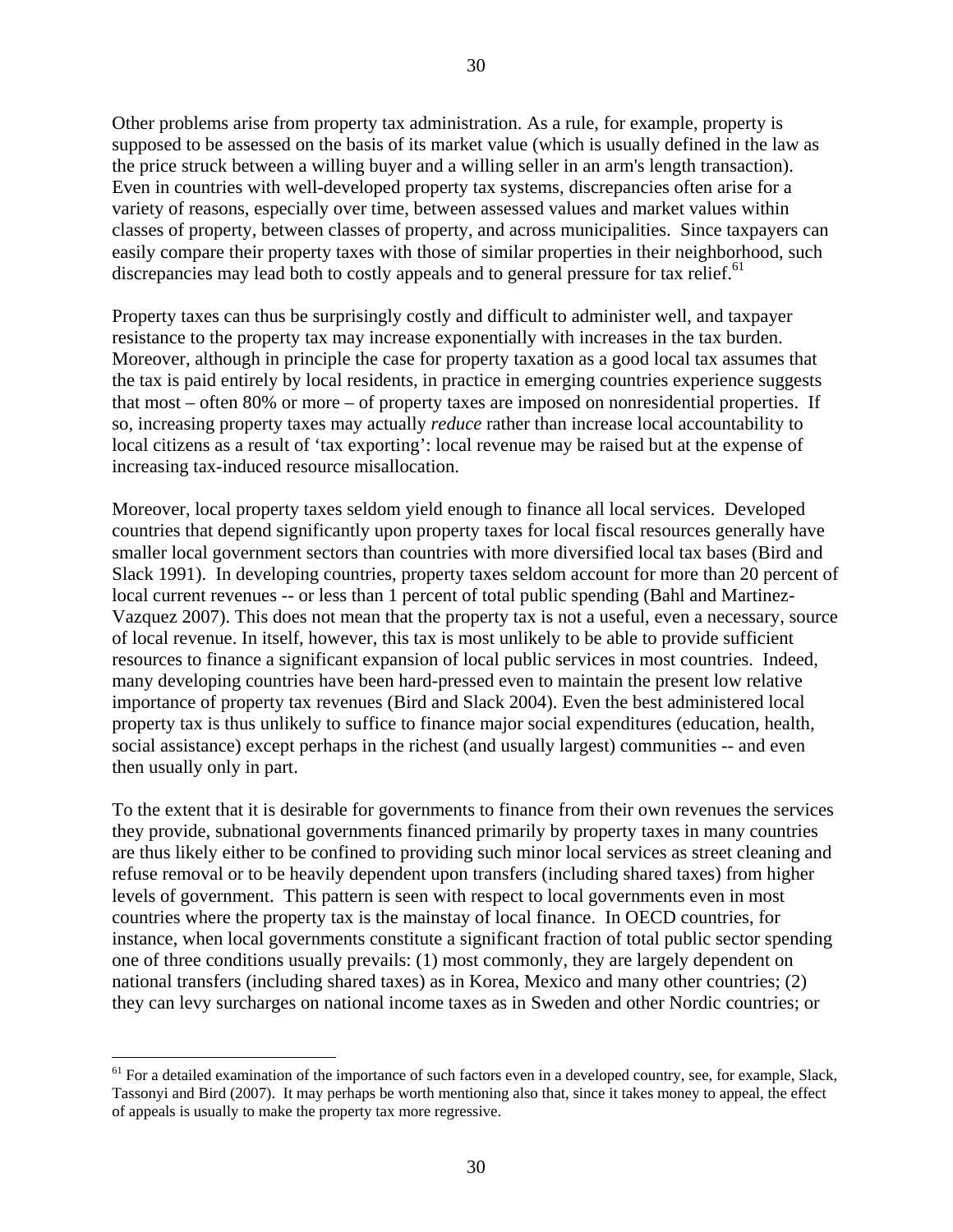Other problems arise from property tax administration. As a rule, for example, property is supposed to be assessed on the basis of its market value (which is usually defined in the law as the price struck between a willing buyer and a willing seller in an arm's length transaction). Even in countries with well-developed property tax systems, discrepancies often arise for a variety of reasons, especially over time, between assessed values and market values within classes of property, between classes of property, and across municipalities. Since taxpayers can easily compare their property taxes with those of similar properties in their neighborhood, such discrepancies may lead both to costly appeals and to general pressure for tax relief.[61]

Property taxes can thus be surprisingly costly and difficult to administer well, and taxpayer resistance to the property tax may increase exponentially with increases in the tax burden. Moreover, although in principle the case for property taxation as a good local tax assumes that the tax is paid entirely by local residents, in practice in emerging countries experience suggests that most – often 80% or more – of property taxes are imposed on nonresidential properties. If so, increasing property taxes may actually *reduce* rather than increase local accountability to local citizens as a result of 'tax exporting': local revenue may be raised but at the expense of increasing tax-induced resource misallocation.

Moreover, local property taxes seldom yield enough to finance all local services. Developed countries that depend significantly upon property taxes for local fiscal resources generally have smaller local government sectors than countries with more diversified local tax bases (Bird and Slack 1991). In developing countries, property taxes seldom account for more than 20 percent of local current revenues -- or less than 1 percent of total public spending (Bahl and Martinez-Vazquez 2007). This does not mean that the property tax is not a useful, even a necessary, source of local revenue. In itself, however, this tax is most unlikely to be able to provide sufficient resources to finance a significant expansion of local public services in most countries. Indeed, many developing countries have been hard-pressed even to maintain the present low relative importance of property tax revenues (Bird and Slack 2004). Even the best administered local property tax is thus unlikely to suffice to finance major social expenditures (education, health, social assistance) except perhaps in the richest (and usually largest) communities -- and even then usually only in part.

To the extent that it is desirable for governments to finance from their own revenues the services they provide, subnational governments financed primarily by property taxes in many countries are thus likely either to be confined to providing such minor local services as street cleaning and refuse removal or to be heavily dependent upon transfers (including shared taxes) from higher levels of government. This pattern is seen with respect to local governments even in most countries where the property tax is the mainstay of local finance. In OECD countries, for instance, when local governments constitute a significant fraction of total public sector spending one of three conditions usually prevails: (1) most commonly, they are largely dependent on national transfers (including shared taxes) as in Korea, Mexico and many other countries; (2) they can levy surcharges on national income taxes as in Sweden and other Nordic countries; or

---

[61] For a detailed examination of the importance of such factors even in a developed country, see, for example, Slack, Tassonyi and Bird (2007). It may perhaps be worth mentioning also that, since it takes money to appeal, the effect of appeals is usually to make the property tax more regressive.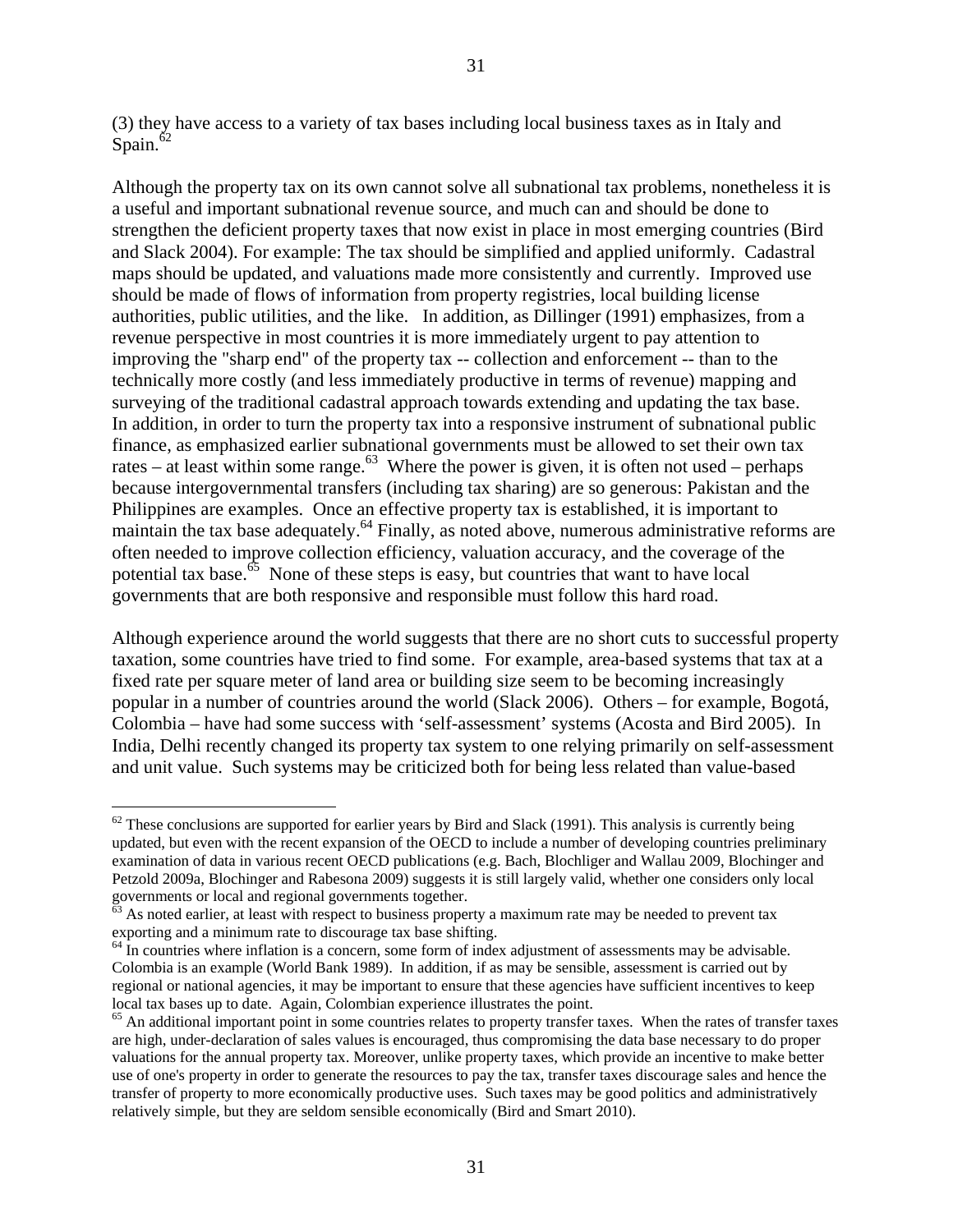(3) they have access to a variety of tax bases including local business taxes as in Italy and Spain.[62]

Although the property tax on its own cannot solve all subnational tax problems, nonetheless it is a useful and important subnational revenue source, and much can and should be done to strengthen the deficient property taxes that now exist in place in most emerging countries (Bird and Slack 2004). For example: The tax should be simplified and applied uniformly. Cadastral maps should be updated, and valuations made more consistently and currently. Improved use should be made of flows of information from property registries, local building license authorities, public utilities, and the like. In addition, as Dillinger (1991) emphasizes, from a revenue perspective in most countries it is more immediately urgent to pay attention to improving the "sharp end" of the property tax -- collection and enforcement -- than to the technically more costly (and less immediately productive in terms of revenue) mapping and surveying of the traditional cadastral approach towards extending and updating the tax base. In addition, in order to turn the property tax into a responsive instrument of subnational public finance, as emphasized earlier subnational governments must be allowed to set their own tax rates – at least within some range.[63] Where the power is given, it is often not used – perhaps because intergovernmental transfers (including tax sharing) are so generous: Pakistan and the Philippines are examples. Once an effective property tax is established, it is important to maintain the tax base adequately.[64] Finally, as noted above, numerous administrative reforms are often needed to improve collection efficiency, valuation accuracy, and the coverage of the potential tax base.[65] None of these steps is easy, but countries that want to have local governments that are both responsive and responsible must follow this hard road.

Although experience around the world suggests that there are no short cuts to successful property taxation, some countries have tried to find some. For example, area-based systems that tax at a fixed rate per square meter of land area or building size seem to be becoming increasingly popular in a number of countries around the world (Slack 2006). Others – for example, Bogotá, Colombia – have had some success with 'self-assessment' systems (Acosta and Bird 2005). In India, Delhi recently changed its property tax system to one relying primarily on self-assessment and unit value. Such systems may be criticized both for being less related than value-based

[62] These conclusions are supported for earlier years by Bird and Slack (1991). This analysis is currently being updated, but even with the recent expansion of the OECD to include a number of developing countries preliminary examination of data in various recent OECD publications (e.g. Bach, Blochliger and Wallau 2009, Blochinger and Petzold 2009a, Blochinger and Rabesona 2009) suggests it is still largely valid, whether one considers only local governments or local and regional governments together.

[63] As noted earlier, at least with respect to business property a maximum rate may be needed to prevent tax exporting and a minimum rate to discourage tax base shifting.

[64] In countries where inflation is a concern, some form of index adjustment of assessments may be advisable. Colombia is an example (World Bank 1989). In addition, if as may be sensible, assessment is carried out by regional or national agencies, it may be important to ensure that these agencies have sufficient incentives to keep local tax bases up to date. Again, Colombian experience illustrates the point.

[65] An additional important point in some countries relates to property transfer taxes. When the rates of transfer taxes are high, under-declaration of sales values is encouraged, thus compromising the data base necessary to do proper valuations for the annual property tax. Moreover, unlike property taxes, which provide an incentive to make better use of one's property in order to generate the resources to pay the tax, transfer taxes discourage sales and hence the transfer of property to more economically productive uses. Such taxes may be good politics and administratively relatively simple, but they are seldom sensible economically (Bird and Smart 2010).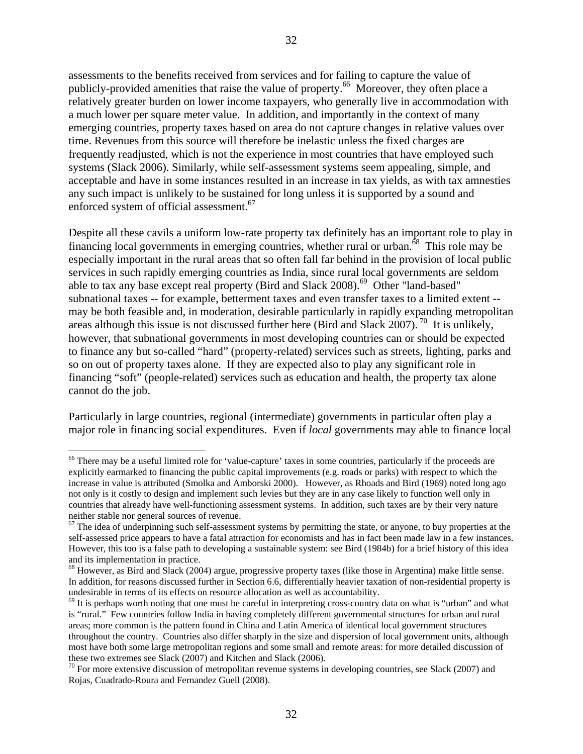assessments to the benefits received from services and for failing to capture the value of publicly-provided amenities that raise the value of property.[66] Moreover, they often place a relatively greater burden on lower income taxpayers, who generally live in accommodation with a much lower per square meter value. In addition, and importantly in the context of many emerging countries, property taxes based on area do not capture changes in relative values over time. Revenues from this source will therefore be inelastic unless the fixed charges are frequently readjusted, which is not the experience in most countries that have employed such systems (Slack 2006). Similarly, while self-assessment systems seem appealing, simple, and acceptable and have in some instances resulted in an increase in tax yields, as with tax amnesties any such impact is unlikely to be sustained for long unless it is supported by a sound and enforced system of official assessment.[67]

Despite all these cavils a uniform low-rate property tax definitely has an important role to play in financing local governments in emerging countries, whether rural or urban.[68] This role may be especially important in the rural areas that so often fall far behind in the provision of local public services in such rapidly emerging countries as India, since rural local governments are seldom able to tax any base except real property (Bird and Slack 2008).[69] Other "land-based" subnational taxes -- for example, betterment taxes and even transfer taxes to a limited extent -- may be both feasible and, in moderation, desirable particularly in rapidly expanding metropolitan areas although this issue is not discussed further here (Bird and Slack 2007).[70] It is unlikely, however, that subnational governments in most developing countries can or should be expected to finance any but so-called "hard" (property-related) services such as streets, lighting, parks and so on out of property taxes alone. If they are expected also to play any significant role in financing "soft" (people-related) services such as education and health, the property tax alone cannot do the job.

Particularly in large countries, regional (intermediate) governments in particular often play a major role in financing social expenditures. Even if *local* governments may able to finance local

---

[66] There may be a useful limited role for 'value-capture' taxes in some countries, particularly if the proceeds are explicitly earmarked to financing the public capital improvements (e.g. roads or parks) with respect to which the increase in value is attributed (Smolka and Amborski 2000). However, as Rhoads and Bird (1969) noted long ago not only is it costly to design and implement such levies but they are in any case likely to function well only in countries that already have well-functioning assessment systems. In addition, such taxes are by their very nature neither stable nor general sources of revenue.

[67] The idea of underpinning such self-assessment systems by permitting the state, or anyone, to buy properties at the self-assessed price appears to have a fatal attraction for economists and has in fact been made law in a few instances. However, this too is a false path to developing a sustainable system: see Bird (1984b) for a brief history of this idea and its implementation in practice.

[68] However, as Bird and Slack (2004) argue, progressive property taxes (like those in Argentina) make little sense. In addition, for reasons discussed further in Section 6.6, differentially heavier taxation of non-residential property is undesirable in terms of its effects on resource allocation as well as accountability.

[69] It is perhaps worth noting that one must be careful in interpreting cross-country data on what is "urban" and what is "rural." Few countries follow India in having completely different governmental structures for urban and rural areas; more common is the pattern found in China and Latin America of identical local government structures throughout the country. Countries also differ sharply in the size and dispersion of local government units, although most have both some large metropolitan regions and some small and remote areas: for more detailed discussion of these two extremes see Slack (2007) and Kitchen and Slack (2006).

[70] For more extensive discussion of metropolitan revenue systems in developing countries, see Slack (2007) and Rojas, Cuadrado-Roura and Fernandez Guell (2008).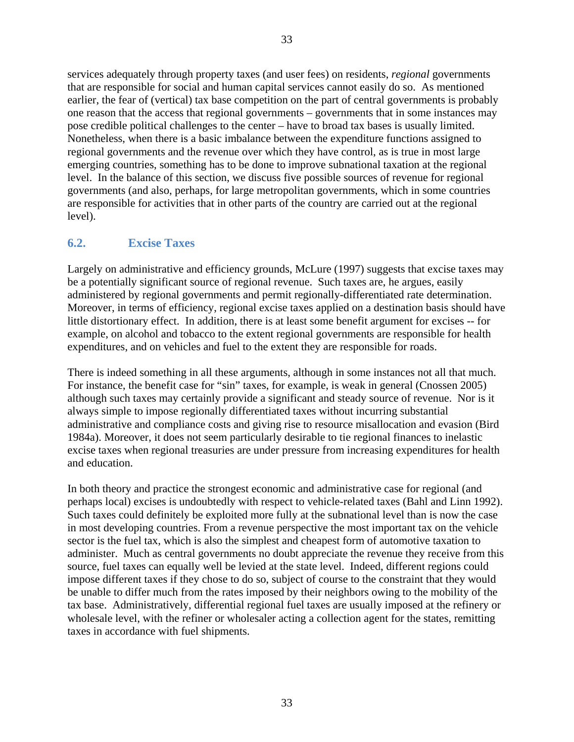services adequately through property taxes (and user fees) on residents, *regional* governments that are responsible for social and human capital services cannot easily do so. As mentioned earlier, the fear of (vertical) tax base competition on the part of central governments is probably one reason that the access that regional governments – governments that in some instances may pose credible political challenges to the center – have to broad tax bases is usually limited. Nonetheless, when there is a basic imbalance between the expenditure functions assigned to regional governments and the revenue over which they have control, as is true in most large emerging countries, something has to be done to improve subnational taxation at the regional level. In the balance of this section, we discuss five possible sources of revenue for regional governments (and also, perhaps, for large metropolitan governments, which in some countries are responsible for activities that in other parts of the country are carried out at the regional level).

## 6.2. Excise Taxes

Largely on administrative and efficiency grounds, McLure (1997) suggests that excise taxes may be a potentially significant source of regional revenue. Such taxes are, he argues, easily administered by regional governments and permit regionally-differentiated rate determination. Moreover, in terms of efficiency, regional excise taxes applied on a destination basis should have little distortionary effect. In addition, there is at least some benefit argument for excises -- for example, on alcohol and tobacco to the extent regional governments are responsible for health expenditures, and on vehicles and fuel to the extent they are responsible for roads.

There is indeed something in all these arguments, although in some instances not all that much. For instance, the benefit case for "sin" taxes, for example, is weak in general (Cnossen 2005) although such taxes may certainly provide a significant and steady source of revenue. Nor is it always simple to impose regionally differentiated taxes without incurring substantial administrative and compliance costs and giving rise to resource misallocation and evasion (Bird 1984a). Moreover, it does not seem particularly desirable to tie regional finances to inelastic excise taxes when regional treasuries are under pressure from increasing expenditures for health and education.

In both theory and practice the strongest economic and administrative case for regional (and perhaps local) excises is undoubtedly with respect to vehicle-related taxes (Bahl and Linn 1992). Such taxes could definitely be exploited more fully at the subnational level than is now the case in most developing countries. From a revenue perspective the most important tax on the vehicle sector is the fuel tax, which is also the simplest and cheapest form of automotive taxation to administer. Much as central governments no doubt appreciate the revenue they receive from this source, fuel taxes can equally well be levied at the state level. Indeed, different regions could impose different taxes if they chose to do so, subject of course to the constraint that they would be unable to differ much from the rates imposed by their neighbors owing to the mobility of the tax base. Administratively, differential regional fuel taxes are usually imposed at the refinery or wholesale level, with the refiner or wholesaler acting a collection agent for the states, remitting taxes in accordance with fuel shipments.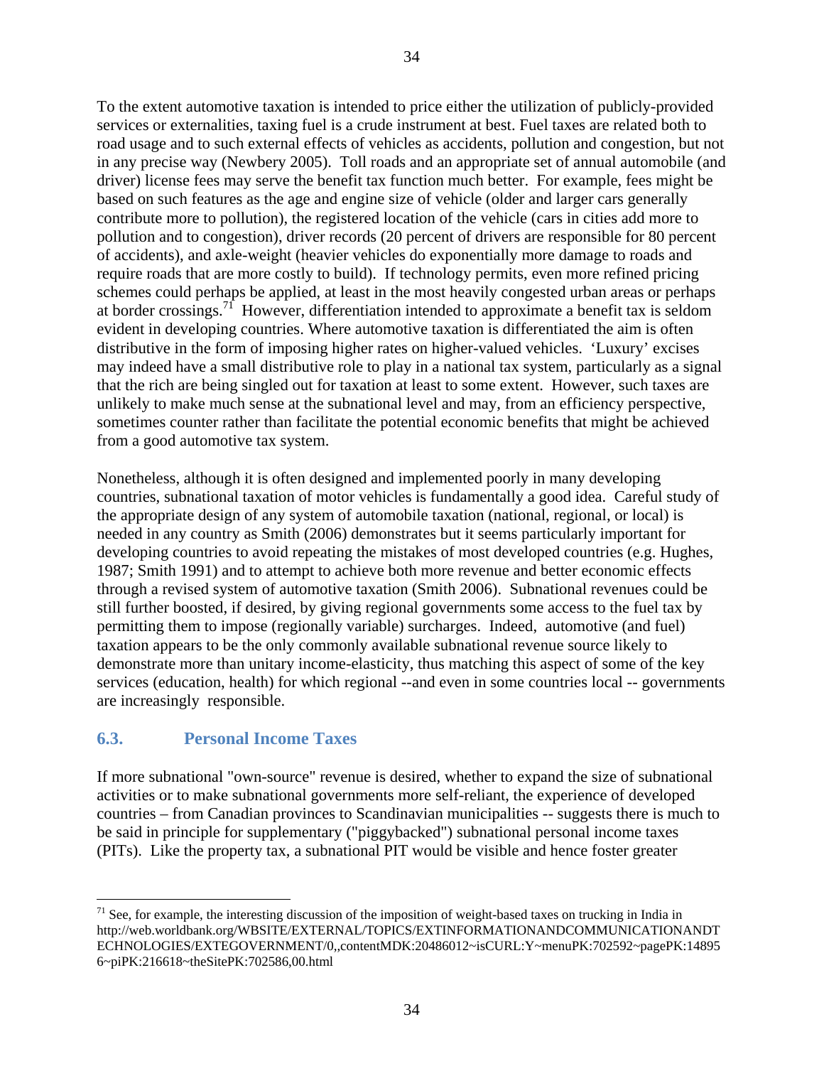To the extent automotive taxation is intended to price either the utilization of publicly-provided services or externalities, taxing fuel is a crude instrument at best. Fuel taxes are related both to road usage and to such external effects of vehicles as accidents, pollution and congestion, but not in any precise way (Newbery 2005). Toll roads and an appropriate set of annual automobile (and driver) license fees may serve the benefit tax function much better. For example, fees might be based on such features as the age and engine size of vehicle (older and larger cars generally contribute more to pollution), the registered location of the vehicle (cars in cities add more to pollution and to congestion), driver records (20 percent of drivers are responsible for 80 percent of accidents), and axle-weight (heavier vehicles do exponentially more damage to roads and require roads that are more costly to build). If technology permits, even more refined pricing schemes could perhaps be applied, at least in the most heavily congested urban areas or perhaps at border crossings.[71] However, differentiation intended to approximate a benefit tax is seldom evident in developing countries. Where automotive taxation is differentiated the aim is often distributive in the form of imposing higher rates on higher-valued vehicles. 'Luxury' excises may indeed have a small distributive role to play in a national tax system, particularly as a signal that the rich are being singled out for taxation at least to some extent. However, such taxes are unlikely to make much sense at the subnational level and may, from an efficiency perspective, sometimes counter rather than facilitate the potential economic benefits that might be achieved from a good automotive tax system.

Nonetheless, although it is often designed and implemented poorly in many developing countries, subnational taxation of motor vehicles is fundamentally a good idea. Careful study of the appropriate design of any system of automobile taxation (national, regional, or local) is needed in any country as Smith (2006) demonstrates but it seems particularly important for developing countries to avoid repeating the mistakes of most developed countries (e.g. Hughes, 1987; Smith 1991) and to attempt to achieve both more revenue and better economic effects through a revised system of automotive taxation (Smith 2006). Subnational revenues could be still further boosted, if desired, by giving regional governments some access to the fuel tax by permitting them to impose (regionally variable) surcharges. Indeed, automotive (and fuel) taxation appears to be the only commonly available subnational revenue source likely to demonstrate more than unitary income-elasticity, thus matching this aspect of some of the key services (education, health) for which regional --and even in some countries local -- governments are increasingly responsible.

## 6.3. Personal Income Taxes

If more subnational "own-source" revenue is desired, whether to expand the size of subnational activities or to make subnational governments more self-reliant, the experience of developed countries – from Canadian provinces to Scandinavian municipalities -- suggests there is much to be said in principle for supplementary ("piggybacked") subnational personal income taxes (PITs). Like the property tax, a subnational PIT would be visible and hence foster greater

---

[71] See, for example, the interesting discussion of the imposition of weight-based taxes on trucking in India in http://web.worldbank.org/WBSITE/EXTERNAL/TOPICS/EXTINFORMATIONANDCOMMUNICATIONANDTECHNOLOGIES/EXTEGOVERNMENT/0,,contentMDK:20486012~isCURL:Y~menuPK:702592~pagePK:148956~piPK:216618~theSitePK:702586,00.html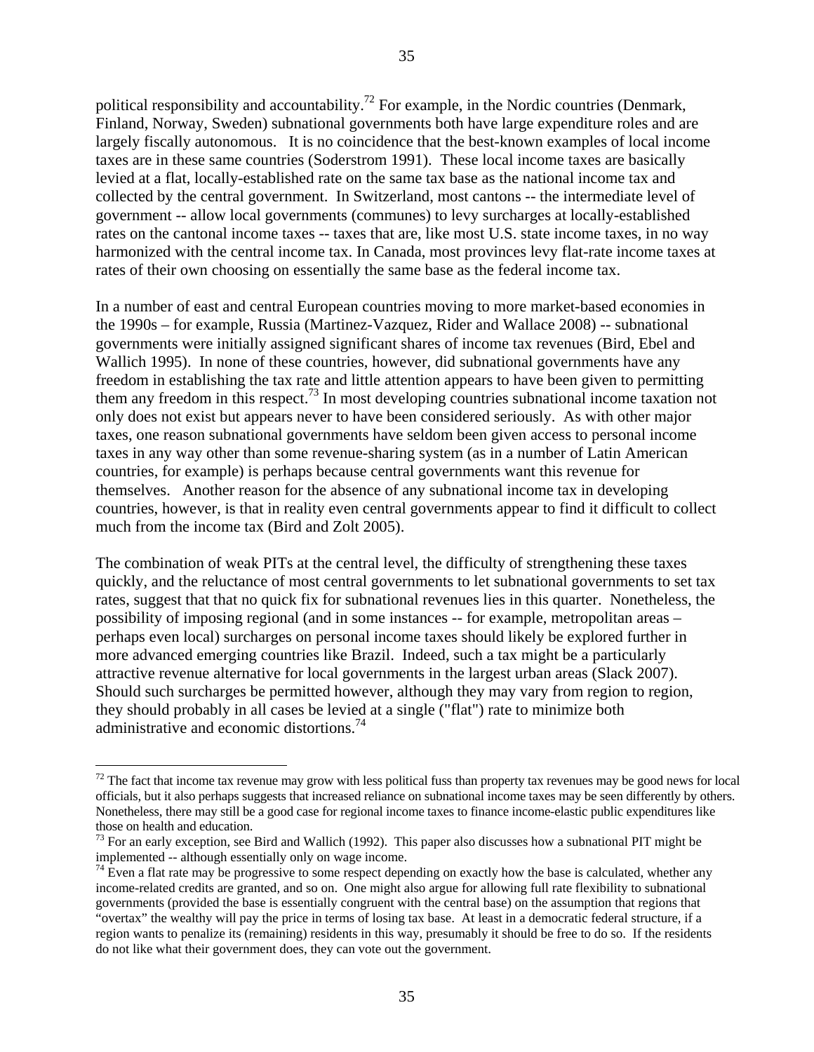political responsibility and accountability.[72] For example, in the Nordic countries (Denmark, Finland, Norway, Sweden) subnational governments both have large expenditure roles and are largely fiscally autonomous. It is no coincidence that the best-known examples of local income taxes are in these same countries (Soderstrom 1991). These local income taxes are basically levied at a flat, locally-established rate on the same tax base as the national income tax and collected by the central government. In Switzerland, most cantons -- the intermediate level of government -- allow local governments (communes) to levy surcharges at locally-established rates on the cantonal income taxes -- taxes that are, like most U.S. state income taxes, in no way harmonized with the central income tax. In Canada, most provinces levy flat-rate income taxes at rates of their own choosing on essentially the same base as the federal income tax.

In a number of east and central European countries moving to more market-based economies in the 1990s – for example, Russia (Martinez-Vazquez, Rider and Wallace 2008) -- subnational governments were initially assigned significant shares of income tax revenues (Bird, Ebel and Wallich 1995). In none of these countries, however, did subnational governments have any freedom in establishing the tax rate and little attention appears to have been given to permitting them any freedom in this respect.[73] In most developing countries subnational income taxation not only does not exist but appears never to have been considered seriously. As with other major taxes, one reason subnational governments have seldom been given access to personal income taxes in any way other than some revenue-sharing system (as in a number of Latin American countries, for example) is perhaps because central governments want this revenue for themselves. Another reason for the absence of any subnational income tax in developing countries, however, is that in reality even central governments appear to find it difficult to collect much from the income tax (Bird and Zolt 2005).

The combination of weak PITs at the central level, the difficulty of strengthening these taxes quickly, and the reluctance of most central governments to let subnational governments to set tax rates, suggest that that no quick fix for subnational revenues lies in this quarter. Nonetheless, the possibility of imposing regional (and in some instances -- for example, metropolitan areas – perhaps even local) surcharges on personal income taxes should likely be explored further in more advanced emerging countries like Brazil. Indeed, such a tax might be a particularly attractive revenue alternative for local governments in the largest urban areas (Slack 2007). Should such surcharges be permitted however, although they may vary from region to region, they should probably in all cases be levied at a single ("flat") rate to minimize both administrative and economic distortions.[74]

---

[72] The fact that income tax revenue may grow with less political fuss than property tax revenues may be good news for local officials, but it also perhaps suggests that increased reliance on subnational income taxes may be seen differently by others. Nonetheless, there may still be a good case for regional income taxes to finance income-elastic public expenditures like those on health and education.

[73] For an early exception, see Bird and Wallich (1992). This paper also discusses how a subnational PIT might be implemented -- although essentially only on wage income.

[74] Even a flat rate may be progressive to some respect depending on exactly how the base is calculated, whether any income-related credits are granted, and so on. One might also argue for allowing full rate flexibility to subnational governments (provided the base is essentially congruent with the central base) on the assumption that regions that "overtax" the wealthy will pay the price in terms of losing tax base. At least in a democratic federal structure, if a region wants to penalize its (remaining) residents in this way, presumably it should be free to do so. If the residents do not like what their government does, they can vote out the government.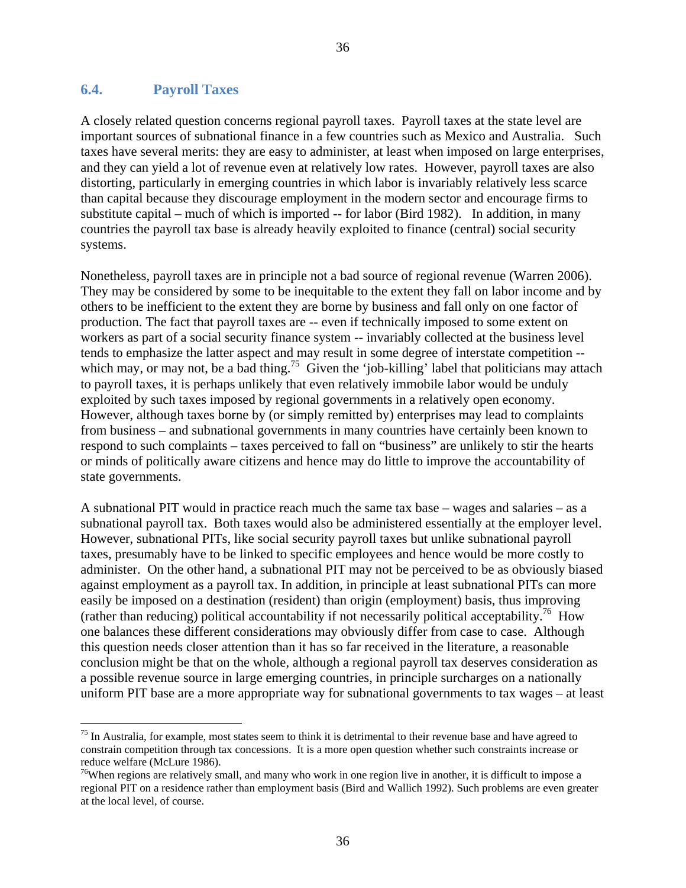## 6.4. Payroll Taxes

A closely related question concerns regional payroll taxes. Payroll taxes at the state level are important sources of subnational finance in a few countries such as Mexico and Australia. Such taxes have several merits: they are easy to administer, at least when imposed on large enterprises, and they can yield a lot of revenue even at relatively low rates. However, payroll taxes are also distorting, particularly in emerging countries in which labor is invariably relatively less scarce than capital because they discourage employment in the modern sector and encourage firms to substitute capital – much of which is imported -- for labor (Bird 1982). In addition, in many countries the payroll tax base is already heavily exploited to finance (central) social security systems.

Nonetheless, payroll taxes are in principle not a bad source of regional revenue (Warren 2006). They may be considered by some to be inequitable to the extent they fall on labor income and by others to be inefficient to the extent they are borne by business and fall only on one factor of production. The fact that payroll taxes are -- even if technically imposed to some extent on workers as part of a social security finance system -- invariably collected at the business level tends to emphasize the latter aspect and may result in some degree of interstate competition -- which may, or may not, be a bad thing.[75] Given the 'job-killing' label that politicians may attach to payroll taxes, it is perhaps unlikely that even relatively immobile labor would be unduly exploited by such taxes imposed by regional governments in a relatively open economy. However, although taxes borne by (or simply remitted by) enterprises may lead to complaints from business – and subnational governments in many countries have certainly been known to respond to such complaints – taxes perceived to fall on "business" are unlikely to stir the hearts or minds of politically aware citizens and hence may do little to improve the accountability of state governments.

A subnational PIT would in practice reach much the same tax base – wages and salaries – as a subnational payroll tax. Both taxes would also be administered essentially at the employer level. However, subnational PITs, like social security payroll taxes but unlike subnational payroll taxes, presumably have to be linked to specific employees and hence would be more costly to administer. On the other hand, a subnational PIT may not be perceived to be as obviously biased against employment as a payroll tax. In addition, in principle at least subnational PITs can more easily be imposed on a destination (resident) than origin (employment) basis, thus improving (rather than reducing) political accountability if not necessarily political acceptability.[76] How one balances these different considerations may obviously differ from case to case. Although this question needs closer attention than it has so far received in the literature, a reasonable conclusion might be that on the whole, although a regional payroll tax deserves consideration as a possible revenue source in large emerging countries, in principle surcharges on a nationally uniform PIT base are a more appropriate way for subnational governments to tax wages – at least

---

[75] In Australia, for example, most states seem to think it is detrimental to their revenue base and have agreed to constrain competition through tax concessions. It is a more open question whether such constraints increase or reduce welfare (McLure 1986).

[76] When regions are relatively small, and many who work in one region live in another, it is difficult to impose a regional PIT on a residence rather than employment basis (Bird and Wallich 1992). Such problems are even greater at the local level, of course.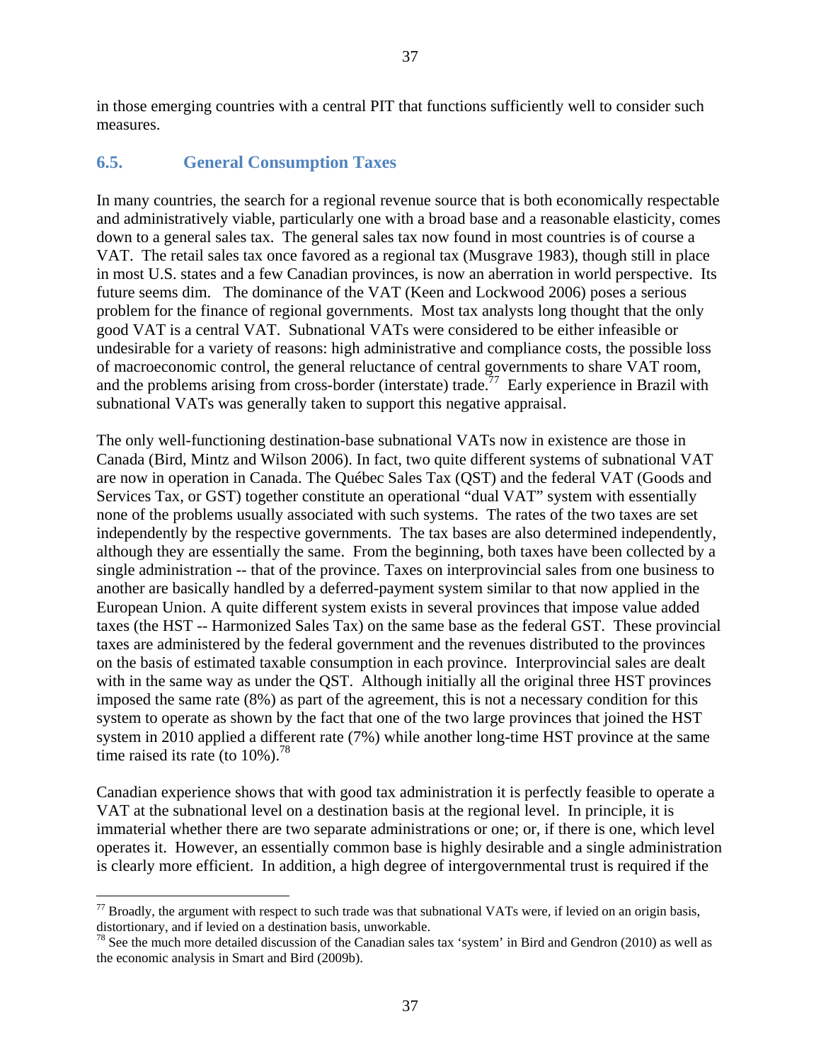in those emerging countries with a central PIT that functions sufficiently well to consider such measures.

## 6.5. General Consumption Taxes

In many countries, the search for a regional revenue source that is both economically respectable and administratively viable, particularly one with a broad base and a reasonable elasticity, comes down to a general sales tax. The general sales tax now found in most countries is of course a VAT. The retail sales tax once favored as a regional tax (Musgrave 1983), though still in place in most U.S. states and a few Canadian provinces, is now an aberration in world perspective. Its future seems dim. The dominance of the VAT (Keen and Lockwood 2006) poses a serious problem for the finance of regional governments. Most tax analysts long thought that the only good VAT is a central VAT. Subnational VATs were considered to be either infeasible or undesirable for a variety of reasons: high administrative and compliance costs, the possible loss of macroeconomic control, the general reluctance of central governments to share VAT room, and the problems arising from cross-border (interstate) trade.[77] Early experience in Brazil with subnational VATs was generally taken to support this negative appraisal.

The only well-functioning destination-base subnational VATs now in existence are those in Canada (Bird, Mintz and Wilson 2006). In fact, two quite different systems of subnational VAT are now in operation in Canada. The Québec Sales Tax (QST) and the federal VAT (Goods and Services Tax, or GST) together constitute an operational "dual VAT" system with essentially none of the problems usually associated with such systems. The rates of the two taxes are set independently by the respective governments. The tax bases are also determined independently, although they are essentially the same. From the beginning, both taxes have been collected by a single administration -- that of the province. Taxes on interprovincial sales from one business to another are basically handled by a deferred-payment system similar to that now applied in the European Union. A quite different system exists in several provinces that impose value added taxes (the HST -- Harmonized Sales Tax) on the same base as the federal GST. These provincial taxes are administered by the federal government and the revenues distributed to the provinces on the basis of estimated taxable consumption in each province. Interprovincial sales are dealt with in the same way as under the QST. Although initially all the original three HST provinces imposed the same rate (8%) as part of the agreement, this is not a necessary condition for this system to operate as shown by the fact that one of the two large provinces that joined the HST system in 2010 applied a different rate (7%) while another long-time HST province at the same time raised its rate (to 10%).[78]

Canadian experience shows that with good tax administration it is perfectly feasible to operate a VAT at the subnational level on a destination basis at the regional level. In principle, it is immaterial whether there are two separate administrations or one; or, if there is one, which level operates it. However, an essentially common base is highly desirable and a single administration is clearly more efficient. In addition, a high degree of intergovernmental trust is required if the

---

[77] Broadly, the argument with respect to such trade was that subnational VATs were, if levied on an origin basis, distortionary, and if levied on a destination basis, unworkable.

[78] See the much more detailed discussion of the Canadian sales tax 'system' in Bird and Gendron (2010) as well as the economic analysis in Smart and Bird (2009b).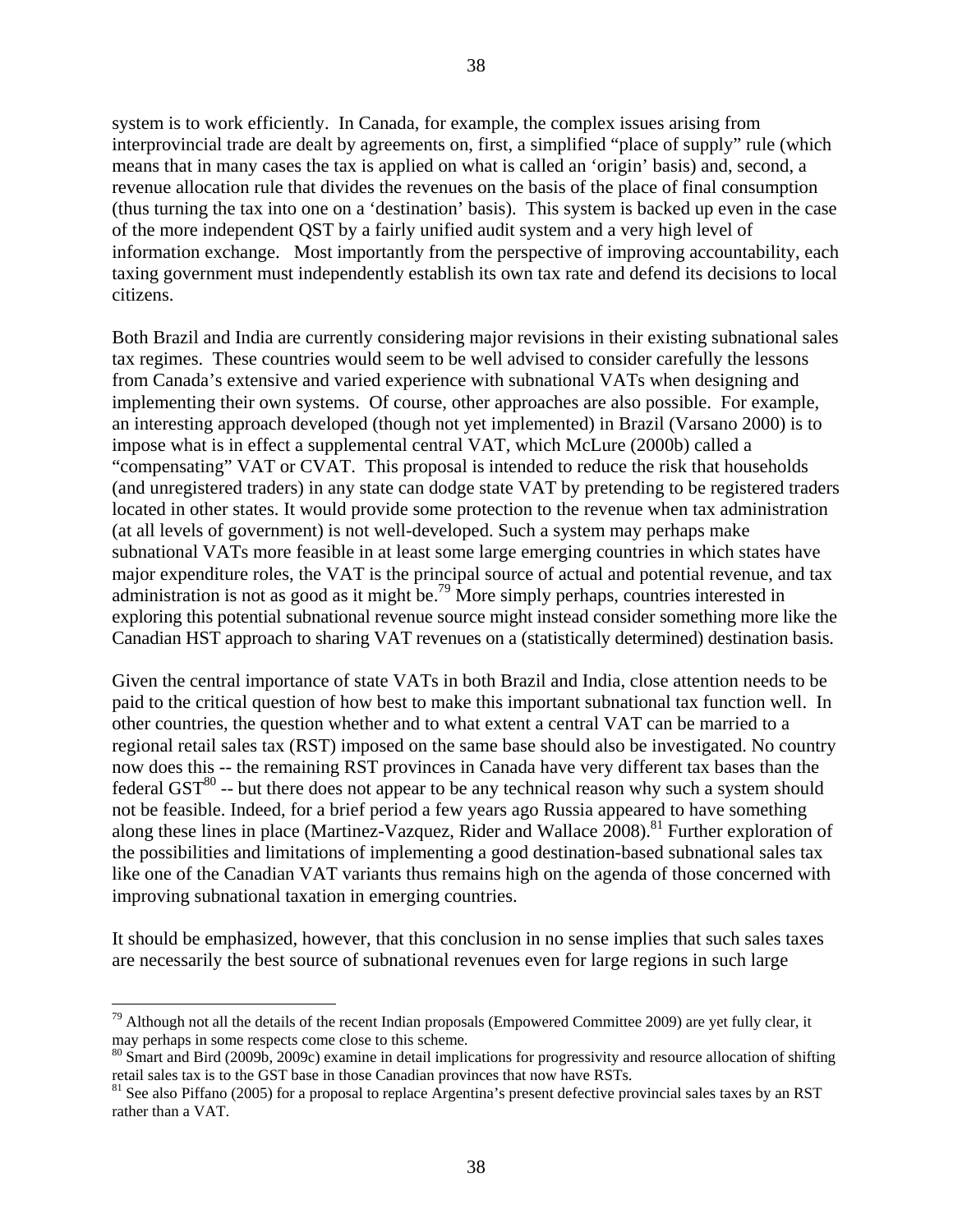system is to work efficiently. In Canada, for example, the complex issues arising from interprovincial trade are dealt by agreements on, first, a simplified "place of supply" rule (which means that in many cases the tax is applied on what is called an 'origin' basis) and, second, a revenue allocation rule that divides the revenues on the basis of the place of final consumption (thus turning the tax into one on a 'destination' basis). This system is backed up even in the case of the more independent QST by a fairly unified audit system and a very high level of information exchange. Most importantly from the perspective of improving accountability, each taxing government must independently establish its own tax rate and defend its decisions to local citizens.

Both Brazil and India are currently considering major revisions in their existing subnational sales tax regimes. These countries would seem to be well advised to consider carefully the lessons from Canada's extensive and varied experience with subnational VATs when designing and implementing their own systems. Of course, other approaches are also possible. For example, an interesting approach developed (though not yet implemented) in Brazil (Varsano 2000) is to impose what is in effect a supplemental central VAT, which McLure (2000b) called a "compensating" VAT or CVAT. This proposal is intended to reduce the risk that households (and unregistered traders) in any state can dodge state VAT by pretending to be registered traders located in other states. It would provide some protection to the revenue when tax administration (at all levels of government) is not well-developed. Such a system may perhaps make subnational VATs more feasible in at least some large emerging countries in which states have major expenditure roles, the VAT is the principal source of actual and potential revenue, and tax administration is not as good as it might be.[79] More simply perhaps, countries interested in exploring this potential subnational revenue source might instead consider something more like the Canadian HST approach to sharing VAT revenues on a (statistically determined) destination basis.

Given the central importance of state VATs in both Brazil and India, close attention needs to be paid to the critical question of how best to make this important subnational tax function well. In other countries, the question whether and to what extent a central VAT can be married to a regional retail sales tax (RST) imposed on the same base should also be investigated. No country now does this -- the remaining RST provinces in Canada have very different tax bases than the federal GST[80] -- but there does not appear to be any technical reason why such a system should not be feasible. Indeed, for a brief period a few years ago Russia appeared to have something along these lines in place (Martinez-Vazquez, Rider and Wallace 2008).[81] Further exploration of the possibilities and limitations of implementing a good destination-based subnational sales tax like one of the Canadian VAT variants thus remains high on the agenda of those concerned with improving subnational taxation in emerging countries.

It should be emphasized, however, that this conclusion in no sense implies that such sales taxes are necessarily the best source of subnational revenues even for large regions in such large

[79] Although not all the details of the recent Indian proposals (Empowered Committee 2009) are yet fully clear, it may perhaps in some respects come close to this scheme.

[80] Smart and Bird (2009b, 2009c) examine in detail implications for progressivity and resource allocation of shifting retail sales tax is to the GST base in those Canadian provinces that now have RSTs.

[81] See also Piffano (2005) for a proposal to replace Argentina's present defective provincial sales taxes by an RST rather than a VAT.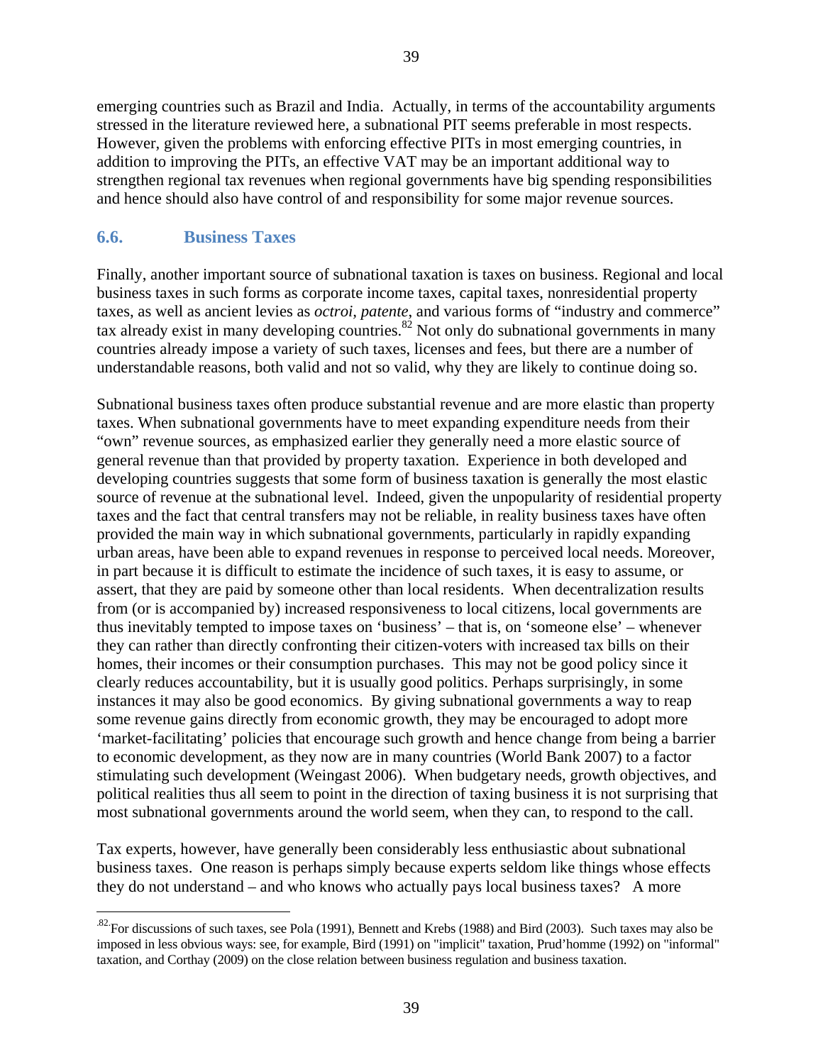emerging countries such as Brazil and India. Actually, in terms of the accountability arguments stressed in the literature reviewed here, a subnational PIT seems preferable in most respects. However, given the problems with enforcing effective PITs in most emerging countries, in addition to improving the PITs, an effective VAT may be an important additional way to strengthen regional tax revenues when regional governments have big spending responsibilities and hence should also have control of and responsibility for some major revenue sources.

## 6.6. Business Taxes

Finally, another important source of subnational taxation is taxes on business. Regional and local business taxes in such forms as corporate income taxes, capital taxes, nonresidential property taxes, as well as ancient levies as *octroi*, *patente*, and various forms of "industry and commerce" tax already exist in many developing countries.[82] Not only do subnational governments in many countries already impose a variety of such taxes, licenses and fees, but there are a number of understandable reasons, both valid and not so valid, why they are likely to continue doing so.

Subnational business taxes often produce substantial revenue and are more elastic than property taxes. When subnational governments have to meet expanding expenditure needs from their "own" revenue sources, as emphasized earlier they generally need a more elastic source of general revenue than that provided by property taxation. Experience in both developed and developing countries suggests that some form of business taxation is generally the most elastic source of revenue at the subnational level. Indeed, given the unpopularity of residential property taxes and the fact that central transfers may not be reliable, in reality business taxes have often provided the main way in which subnational governments, particularly in rapidly expanding urban areas, have been able to expand revenues in response to perceived local needs. Moreover, in part because it is difficult to estimate the incidence of such taxes, it is easy to assume, or assert, that they are paid by someone other than local residents. When decentralization results from (or is accompanied by) increased responsiveness to local citizens, local governments are thus inevitably tempted to impose taxes on 'business' – that is, on 'someone else' – whenever they can rather than directly confronting their citizen-voters with increased tax bills on their homes, their incomes or their consumption purchases. This may not be good policy since it clearly reduces accountability, but it is usually good politics. Perhaps surprisingly, in some instances it may also be good economics. By giving subnational governments a way to reap some revenue gains directly from economic growth, they may be encouraged to adopt more 'market-facilitating' policies that encourage such growth and hence change from being a barrier to economic development, as they now are in many countries (World Bank 2007) to a factor stimulating such development (Weingast 2006). When budgetary needs, growth objectives, and political realities thus all seem to point in the direction of taxing business it is not surprising that most subnational governments around the world seem, when they can, to respond to the call.

Tax experts, however, have generally been considerably less enthusiastic about subnational business taxes. One reason is perhaps simply because experts seldom like things whose effects they do not understand – and who knows who actually pays local business taxes? A more

[82] For discussions of such taxes, see Pola (1991), Bennett and Krebs (1988) and Bird (2003). Such taxes may also be imposed in less obvious ways: see, for example, Bird (1991) on "implicit" taxation, Prud'homme (1992) on "informal" taxation, and Corthay (2009) on the close relation between business regulation and business taxation.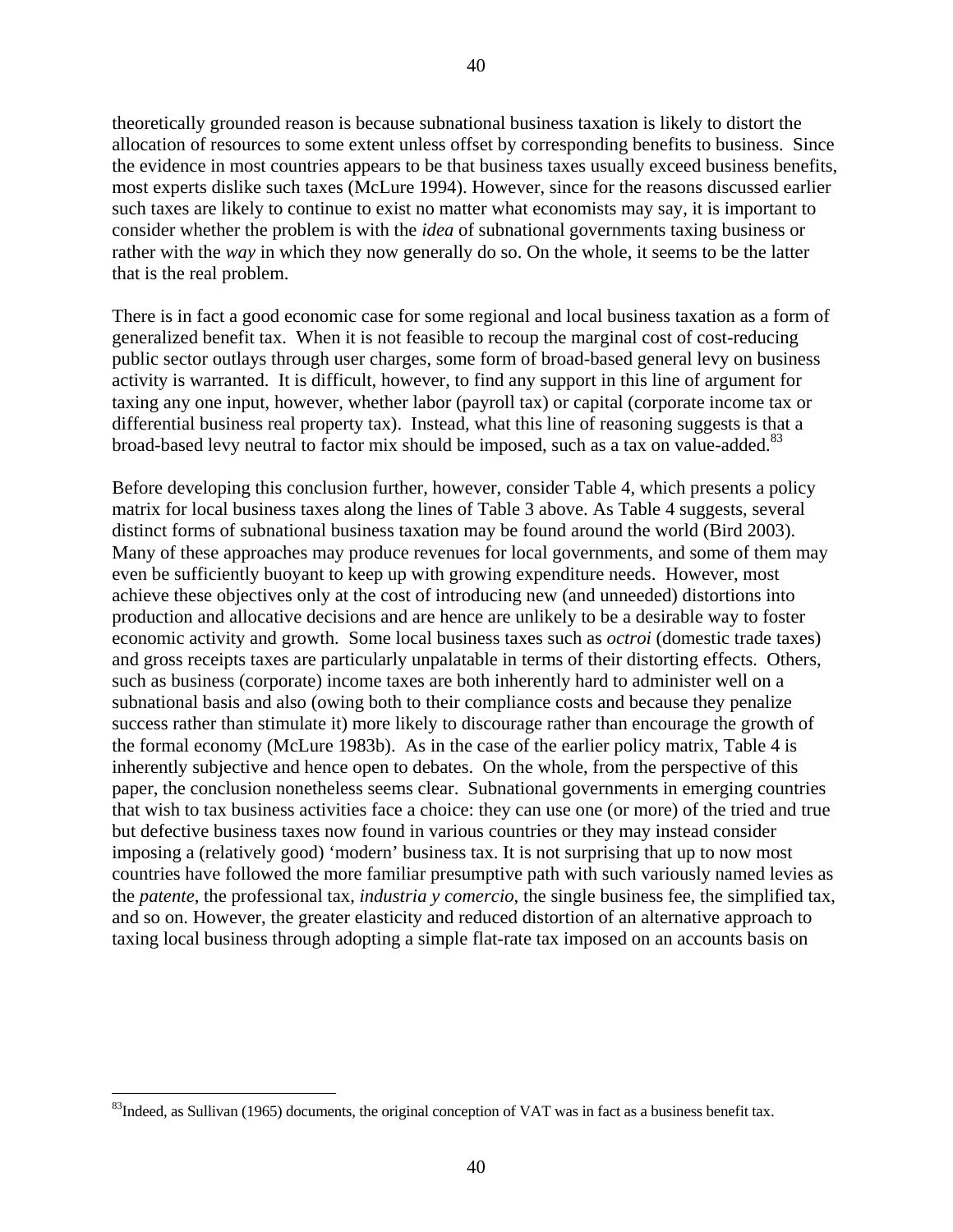theoretically grounded reason is because subnational business taxation is likely to distort the allocation of resources to some extent unless offset by corresponding benefits to business. Since the evidence in most countries appears to be that business taxes usually exceed business benefits, most experts dislike such taxes (McLure 1994). However, since for the reasons discussed earlier such taxes are likely to continue to exist no matter what economists may say, it is important to consider whether the problem is with the *idea* of subnational governments taxing business or rather with the *way* in which they now generally do so. On the whole, it seems to be the latter that is the real problem.

There is in fact a good economic case for some regional and local business taxation as a form of generalized benefit tax. When it is not feasible to recoup the marginal cost of cost-reducing public sector outlays through user charges, some form of broad-based general levy on business activity is warranted. It is difficult, however, to find any support in this line of argument for taxing any one input, however, whether labor (payroll tax) or capital (corporate income tax or differential business real property tax). Instead, what this line of reasoning suggests is that a broad-based levy neutral to factor mix should be imposed, such as a tax on value-added.[83]

Before developing this conclusion further, however, consider Table 4, which presents a policy matrix for local business taxes along the lines of Table 3 above. As Table 4 suggests, several distinct forms of subnational business taxation may be found around the world (Bird 2003). Many of these approaches may produce revenues for local governments, and some of them may even be sufficiently buoyant to keep up with growing expenditure needs. However, most achieve these objectives only at the cost of introducing new (and unneeded) distortions into production and allocative decisions and are hence are unlikely to be a desirable way to foster economic activity and growth. Some local business taxes such as *octroi* (domestic trade taxes) and gross receipts taxes are particularly unpalatable in terms of their distorting effects. Others, such as business (corporate) income taxes are both inherently hard to administer well on a subnational basis and also (owing both to their compliance costs and because they penalize success rather than stimulate it) more likely to discourage rather than encourage the growth of the formal economy (McLure 1983b). As in the case of the earlier policy matrix, Table 4 is inherently subjective and hence open to debates. On the whole, from the perspective of this paper, the conclusion nonetheless seems clear. Subnational governments in emerging countries that wish to tax business activities face a choice: they can use one (or more) of the tried and true but defective business taxes now found in various countries or they may instead consider imposing a (relatively good) 'modern' business tax. It is not surprising that up to now most countries have followed the more familiar presumptive path with such variously named levies as the *patente*, the professional tax, *industria y comercio*, the single business fee, the simplified tax, and so on. However, the greater elasticity and reduced distortion of an alternative approach to taxing local business through adopting a simple flat-rate tax imposed on an accounts basis on

[83]Indeed, as Sullivan (1965) documents, the original conception of VAT was in fact as a business benefit tax.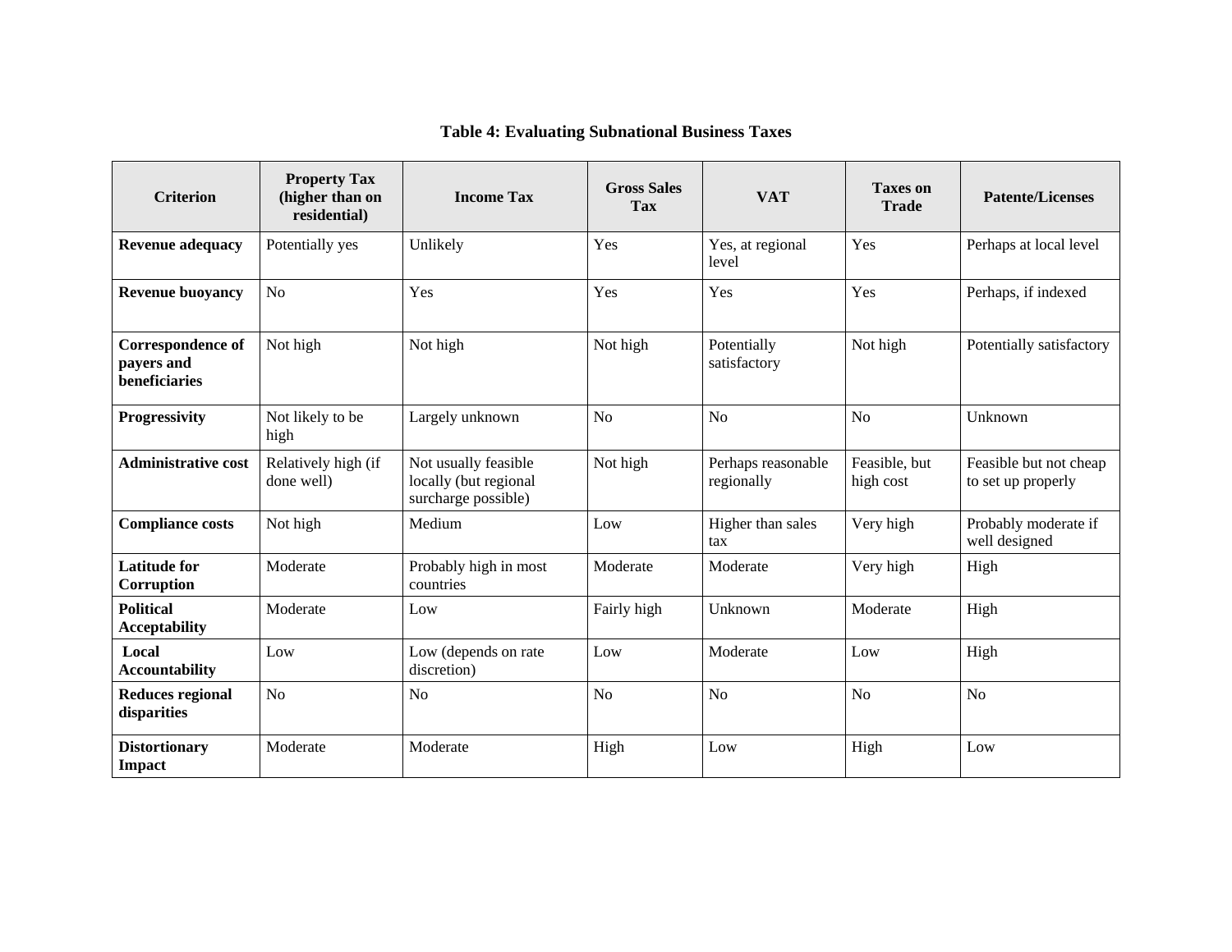**Table 4: Evaluating Subnational Business Taxes**

| Criterion | Property Tax (higher than on residential) | Income Tax | Gross Sales Tax | VAT | Taxes on Trade | Patente/Licenses |
|---|---|---|---|---|---|---|
| **Revenue adequacy** | Potentially yes | Unlikely | Yes | Yes, at regional level | Yes | Perhaps at local level |
| **Revenue buoyancy** | No | Yes | Yes | Yes | Yes | Perhaps, if indexed |
| **Correspondence of payers and beneficiaries** | Not high | Not high | Not high | Potentially satisfactory | Not high | Potentially satisfactory |
| **Progressivity** | Not likely to be high | Largely unknown | No | No | No | Unknown |
| **Administrative cost** | Relatively high (if done well) | Not usually feasible locally (but regional surcharge possible) | Not high | Perhaps reasonable regionally | Feasible, but high cost | Feasible but not cheap to set up properly |
| **Compliance costs** | Not high | Medium | Low | Higher than sales tax | Very high | Probably moderate if well designed |
| **Latitude for Corruption** | Moderate | Probably high in most countries | Moderate | Moderate | Very high | High |
| **Political Acceptability** | Moderate | Low | Fairly high | Unknown | Moderate | High |
| **Local Accountability** | Low | Low (depends on rate discretion) | Low | Moderate | Low | High |
| **Reduces regional disparities** | No | No | No | No | No | No |
| **Distortionary Impact** | Moderate | Moderate | High | Low | High | Low |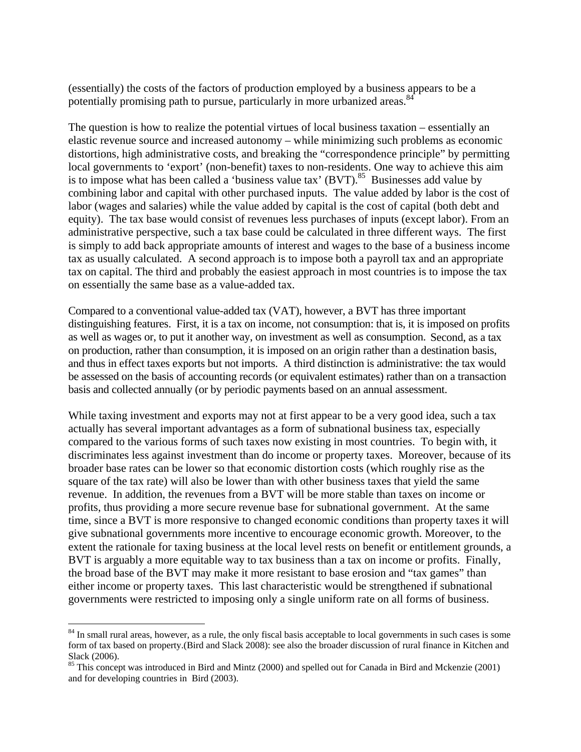(essentially) the costs of the factors of production employed by a business appears to be a potentially promising path to pursue, particularly in more urbanized areas.[84]

The question is how to realize the potential virtues of local business taxation – essentially an elastic revenue source and increased autonomy – while minimizing such problems as economic distortions, high administrative costs, and breaking the "correspondence principle" by permitting local governments to 'export' (non-benefit) taxes to non-residents. One way to achieve this aim is to impose what has been called a 'business value tax' (BVT).[85] Businesses add value by combining labor and capital with other purchased inputs. The value added by labor is the cost of labor (wages and salaries) while the value added by capital is the cost of capital (both debt and equity). The tax base would consist of revenues less purchases of inputs (except labor). From an administrative perspective, such a tax base could be calculated in three different ways. The first is simply to add back appropriate amounts of interest and wages to the base of a business income tax as usually calculated. A second approach is to impose both a payroll tax and an appropriate tax on capital. The third and probably the easiest approach in most countries is to impose the tax on essentially the same base as a value-added tax.

Compared to a conventional value-added tax (VAT), however, a BVT has three important distinguishing features. First, it is a tax on income, not consumption: that is, it is imposed on profits as well as wages or, to put it another way, on investment as well as consumption. Second, as a tax on production, rather than consumption, it is imposed on an origin rather than a destination basis, and thus in effect taxes exports but not imports. A third distinction is administrative: the tax would be assessed on the basis of accounting records (or equivalent estimates) rather than on a transaction basis and collected annually (or by periodic payments based on an annual assessment.

While taxing investment and exports may not at first appear to be a very good idea, such a tax actually has several important advantages as a form of subnational business tax, especially compared to the various forms of such taxes now existing in most countries. To begin with, it discriminates less against investment than do income or property taxes. Moreover, because of its broader base rates can be lower so that economic distortion costs (which roughly rise as the square of the tax rate) will also be lower than with other business taxes that yield the same revenue. In addition, the revenues from a BVT will be more stable than taxes on income or profits, thus providing a more secure revenue base for subnational government. At the same time, since a BVT is more responsive to changed economic conditions than property taxes it will give subnational governments more incentive to encourage economic growth. Moreover, to the extent the rationale for taxing business at the local level rests on benefit or entitlement grounds, a BVT is arguably a more equitable way to tax business than a tax on income or profits. Finally, the broad base of the BVT may make it more resistant to base erosion and "tax games" than either income or property taxes. This last characteristic would be strengthened if subnational governments were restricted to imposing only a single uniform rate on all forms of business.

---

[84] In small rural areas, however, as a rule, the only fiscal basis acceptable to local governments in such cases is some form of tax based on property.(Bird and Slack 2008): see also the broader discussion of rural finance in Kitchen and Slack (2006).

[85] This concept was introduced in Bird and Mintz (2000) and spelled out for Canada in Bird and Mckenzie (2001) and for developing countries in Bird (2003).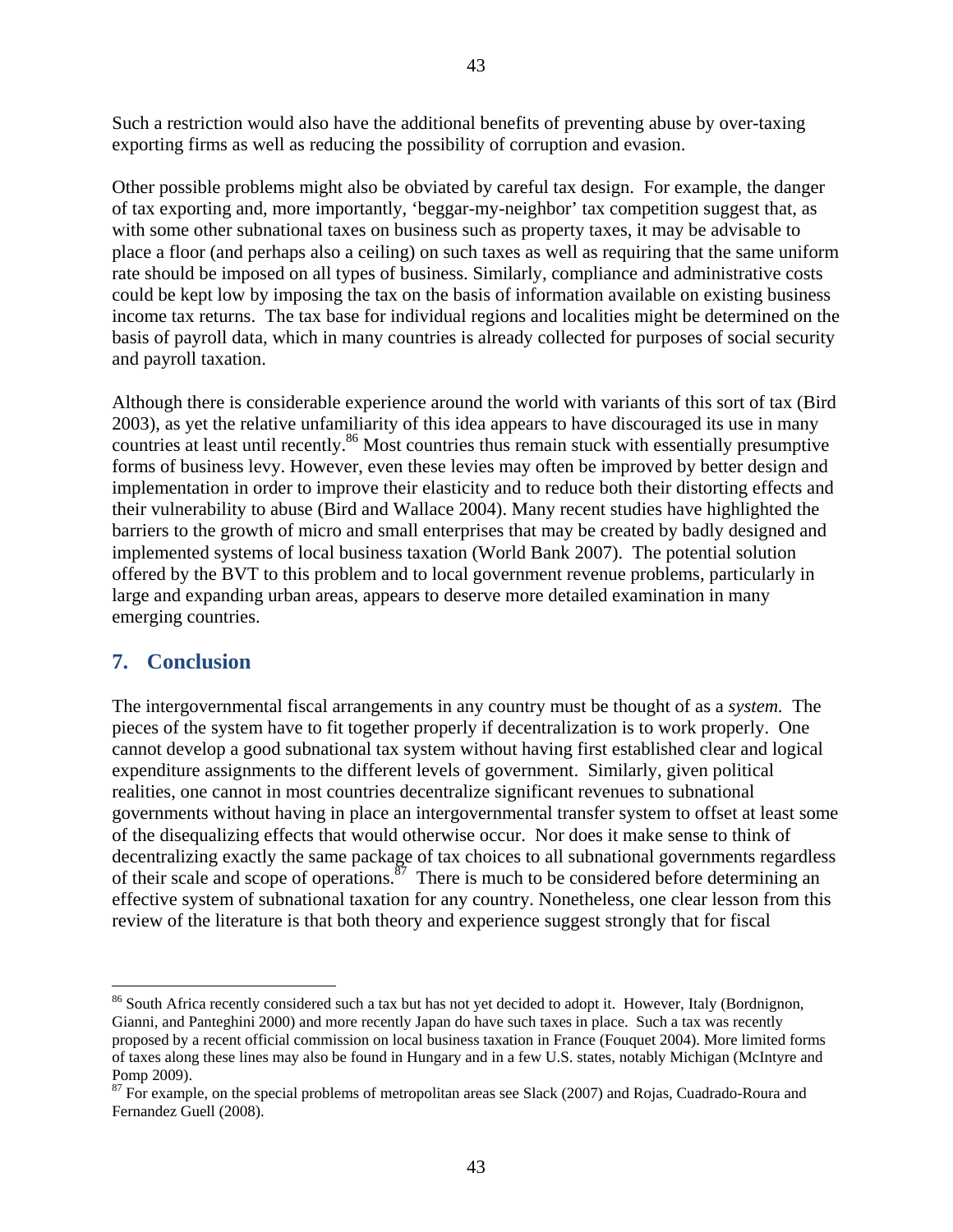Such a restriction would also have the additional benefits of preventing abuse by over-taxing exporting firms as well as reducing the possibility of corruption and evasion.

Other possible problems might also be obviated by careful tax design. For example, the danger of tax exporting and, more importantly, 'beggar-my-neighbor' tax competition suggest that, as with some other subnational taxes on business such as property taxes, it may be advisable to place a floor (and perhaps also a ceiling) on such taxes as well as requiring that the same uniform rate should be imposed on all types of business. Similarly, compliance and administrative costs could be kept low by imposing the tax on the basis of information available on existing business income tax returns. The tax base for individual regions and localities might be determined on the basis of payroll data, which in many countries is already collected for purposes of social security and payroll taxation.

Although there is considerable experience around the world with variants of this sort of tax (Bird 2003), as yet the relative unfamiliarity of this idea appears to have discouraged its use in many countries at least until recently.[86] Most countries thus remain stuck with essentially presumptive forms of business levy. However, even these levies may often be improved by better design and implementation in order to improve their elasticity and to reduce both their distorting effects and their vulnerability to abuse (Bird and Wallace 2004). Many recent studies have highlighted the barriers to the growth of micro and small enterprises that may be created by badly designed and implemented systems of local business taxation (World Bank 2007). The potential solution offered by the BVT to this problem and to local government revenue problems, particularly in large and expanding urban areas, appears to deserve more detailed examination in many emerging countries.

## 7. Conclusion

The intergovernmental fiscal arrangements in any country must be thought of as a *system*. The pieces of the system have to fit together properly if decentralization is to work properly. One cannot develop a good subnational tax system without having first established clear and logical expenditure assignments to the different levels of government. Similarly, given political realities, one cannot in most countries decentralize significant revenues to subnational governments without having in place an intergovernmental transfer system to offset at least some of the disequalizing effects that would otherwise occur. Nor does it make sense to think of decentralizing exactly the same package of tax choices to all subnational governments regardless of their scale and scope of operations.[87] There is much to be considered before determining an effective system of subnational taxation for any country. Nonetheless, one clear lesson from this review of the literature is that both theory and experience suggest strongly that for fiscal

---

[86] South Africa recently considered such a tax but has not yet decided to adopt it. However, Italy (Bordnignon, Gianni, and Panteghini 2000) and more recently Japan do have such taxes in place. Such a tax was recently proposed by a recent official commission on local business taxation in France (Fouquet 2004). More limited forms of taxes along these lines may also be found in Hungary and in a few U.S. states, notably Michigan (McIntyre and Pomp 2009).

[87] For example, on the special problems of metropolitan areas see Slack (2007) and Rojas, Cuadrado-Roura and Fernandez Guell (2008).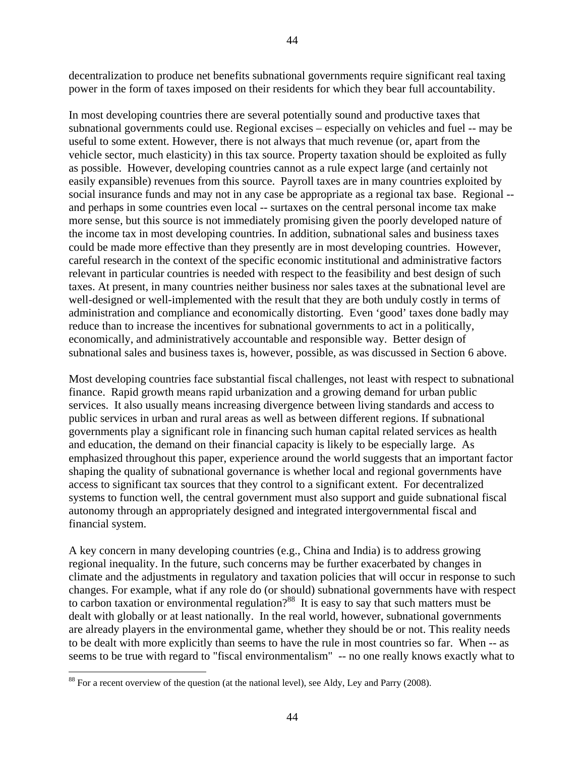decentralization to produce net benefits subnational governments require significant real taxing power in the form of taxes imposed on their residents for which they bear full accountability.

In most developing countries there are several potentially sound and productive taxes that subnational governments could use. Regional excises – especially on vehicles and fuel -- may be useful to some extent. However, there is not always that much revenue (or, apart from the vehicle sector, much elasticity) in this tax source. Property taxation should be exploited as fully as possible. However, developing countries cannot as a rule expect large (and certainly not easily expansible) revenues from this source. Payroll taxes are in many countries exploited by social insurance funds and may not in any case be appropriate as a regional tax base. Regional -- and perhaps in some countries even local -- surtaxes on the central personal income tax make more sense, but this source is not immediately promising given the poorly developed nature of the income tax in most developing countries. In addition, subnational sales and business taxes could be made more effective than they presently are in most developing countries. However, careful research in the context of the specific economic institutional and administrative factors relevant in particular countries is needed with respect to the feasibility and best design of such taxes. At present, in many countries neither business nor sales taxes at the subnational level are well-designed or well-implemented with the result that they are both unduly costly in terms of administration and compliance and economically distorting. Even 'good' taxes done badly may reduce than to increase the incentives for subnational governments to act in a politically, economically, and administratively accountable and responsible way. Better design of subnational sales and business taxes is, however, possible, as was discussed in Section 6 above.

Most developing countries face substantial fiscal challenges, not least with respect to subnational finance. Rapid growth means rapid urbanization and a growing demand for urban public services. It also usually means increasing divergence between living standards and access to public services in urban and rural areas as well as between different regions. If subnational governments play a significant role in financing such human capital related services as health and education, the demand on their financial capacity is likely to be especially large. As emphasized throughout this paper, experience around the world suggests that an important factor shaping the quality of subnational governance is whether local and regional governments have access to significant tax sources that they control to a significant extent. For decentralized systems to function well, the central government must also support and guide subnational fiscal autonomy through an appropriately designed and integrated intergovernmental fiscal and financial system.

A key concern in many developing countries (e.g., China and India) is to address growing regional inequality. In the future, such concerns may be further exacerbated by changes in climate and the adjustments in regulatory and taxation policies that will occur in response to such changes. For example, what if any role do (or should) subnational governments have with respect to carbon taxation or environmental regulation?[88] It is easy to say that such matters must be dealt with globally or at least nationally. In the real world, however, subnational governments are already players in the environmental game, whether they should be or not. This reality needs to be dealt with more explicitly than seems to have the rule in most countries so far. When -- as seems to be true with regard to "fiscal environmentalism" -- no one really knows exactly what to

[88] For a recent overview of the question (at the national level), see Aldy, Ley and Parry (2008).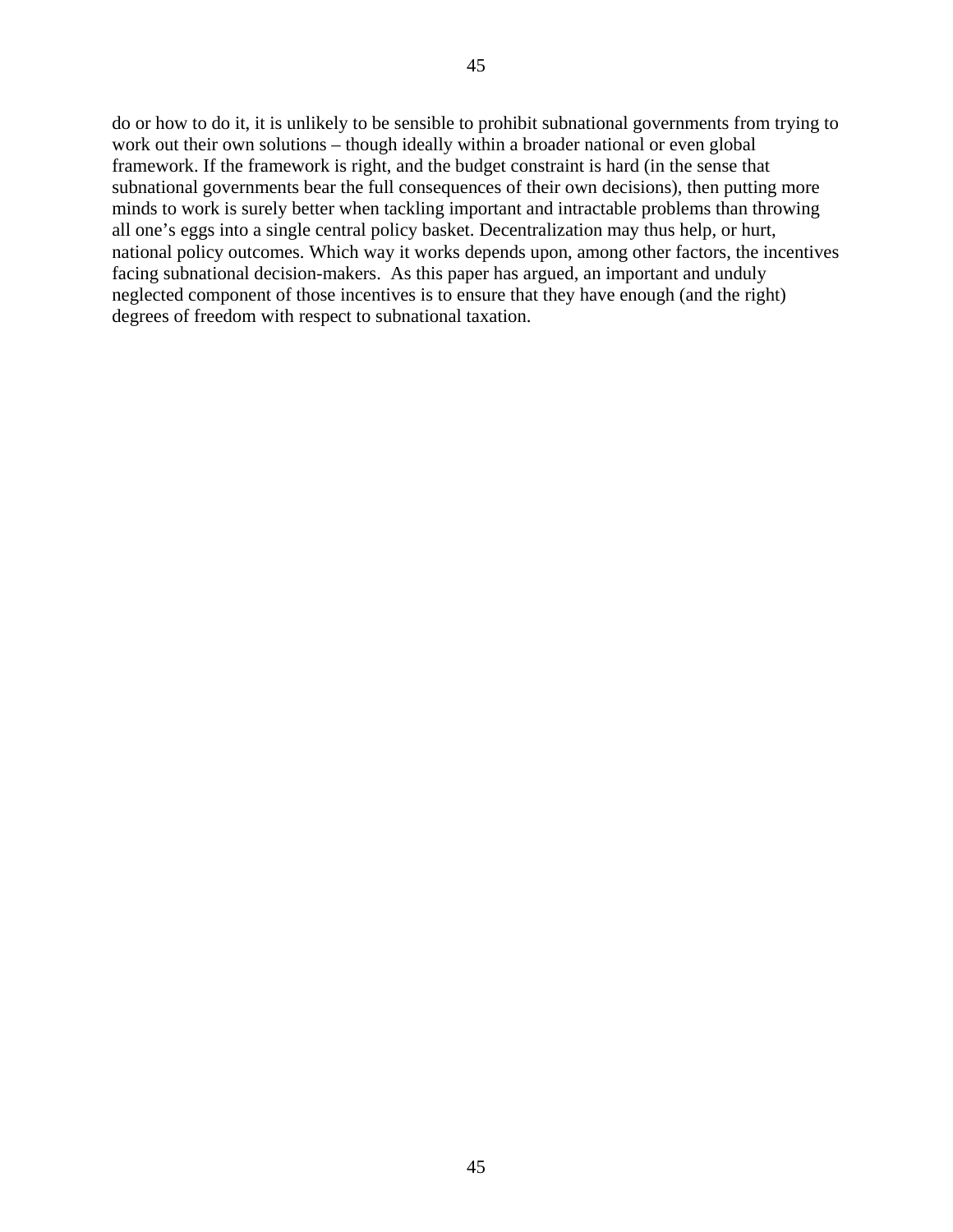do or how to do it, it is unlikely to be sensible to prohibit subnational governments from trying to work out their own solutions – though ideally within a broader national or even global framework. If the framework is right, and the budget constraint is hard (in the sense that subnational governments bear the full consequences of their own decisions), then putting more minds to work is surely better when tackling important and intractable problems than throwing all one's eggs into a single central policy basket. Decentralization may thus help, or hurt, national policy outcomes. Which way it works depends upon, among other factors, the incentives facing subnational decision-makers. As this paper has argued, an important and unduly neglected component of those incentives is to ensure that they have enough (and the right) degrees of freedom with respect to subnational taxation.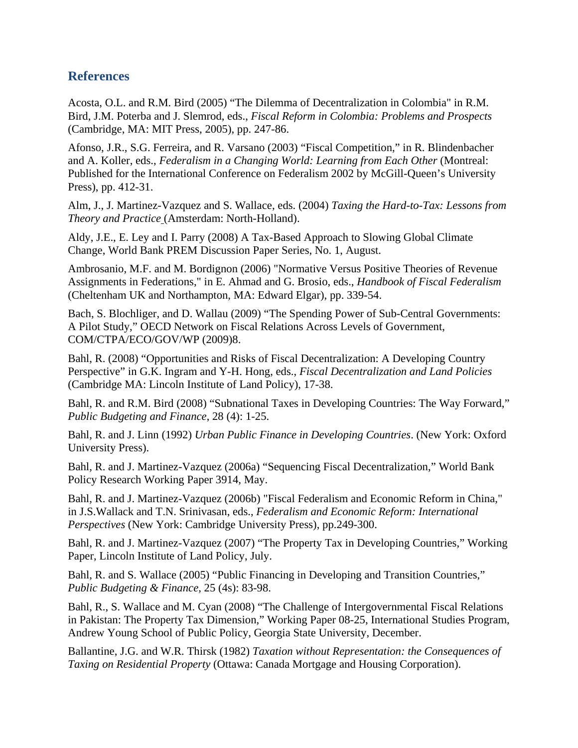## References

Acosta, O.L. and R.M. Bird (2005) "The Dilemma of Decentralization in Colombia" in R.M. Bird, J.M. Poterba and J. Slemrod, eds., *Fiscal Reform in Colombia: Problems and Prospects* (Cambridge, MA: MIT Press, 2005), pp. 247-86.

Afonso, J.R., S.G. Ferreira, and R. Varsano (2003) "Fiscal Competition," in R. Blindenbacher and A. Koller, eds., *Federalism in a Changing World: Learning from Each Other* (Montreal: Published for the International Conference on Federalism 2002 by McGill-Queen's University Press), pp. 412-31.

Alm, J., J. Martinez-Vazquez and S. Wallace, eds. (2004) *Taxing the Hard-to-Tax: Lessons from Theory and Practice* (Amsterdam: North-Holland).

Aldy, J.E., E. Ley and I. Parry (2008) A Tax-Based Approach to Slowing Global Climate Change, World Bank PREM Discussion Paper Series, No. 1, August.

Ambrosanio, M.F. and M. Bordignon (2006) "Normative Versus Positive Theories of Revenue Assignments in Federations," in E. Ahmad and G. Brosio, eds., *Handbook of Fiscal Federalism* (Cheltenham UK and Northampton, MA: Edward Elgar), pp. 339-54.

Bach, S. Blochliger, and D. Wallau (2009) "The Spending Power of Sub-Central Governments: A Pilot Study," OECD Network on Fiscal Relations Across Levels of Government, COM/CTPA/ECO/GOV/WP (2009)8.

Bahl, R. (2008) "Opportunities and Risks of Fiscal Decentralization: A Developing Country Perspective" in G.K. Ingram and Y-H. Hong, eds., *Fiscal Decentralization and Land Policies* (Cambridge MA: Lincoln Institute of Land Policy), 17-38.

Bahl, R. and R.M. Bird (2008) "Subnational Taxes in Developing Countries: The Way Forward," *Public Budgeting and Finance*, 28 (4): 1-25.

Bahl, R. and J. Linn (1992) *Urban Public Finance in Developing Countries*. (New York: Oxford University Press).

Bahl, R. and J. Martinez-Vazquez (2006a) "Sequencing Fiscal Decentralization," World Bank Policy Research Working Paper 3914, May.

Bahl, R. and J. Martinez-Vazquez (2006b) "Fiscal Federalism and Economic Reform in China," in J.S.Wallack and T.N. Srinivasan, eds., *Federalism and Economic Reform: International Perspectives* (New York: Cambridge University Press), pp.249-300.

Bahl, R. and J. Martinez-Vazquez (2007) "The Property Tax in Developing Countries," Working Paper, Lincoln Institute of Land Policy, July.

Bahl, R. and S. Wallace (2005) "Public Financing in Developing and Transition Countries," *Public Budgeting & Finance*, 25 (4s): 83-98.

Bahl, R., S. Wallace and M. Cyan (2008) "The Challenge of Intergovernmental Fiscal Relations in Pakistan: The Property Tax Dimension," Working Paper 08-25, International Studies Program, Andrew Young School of Public Policy, Georgia State University, December.

Ballantine, J.G. and W.R. Thirsk (1982) *Taxation without Representation: the Consequences of Taxing on Residential Property* (Ottawa: Canada Mortgage and Housing Corporation).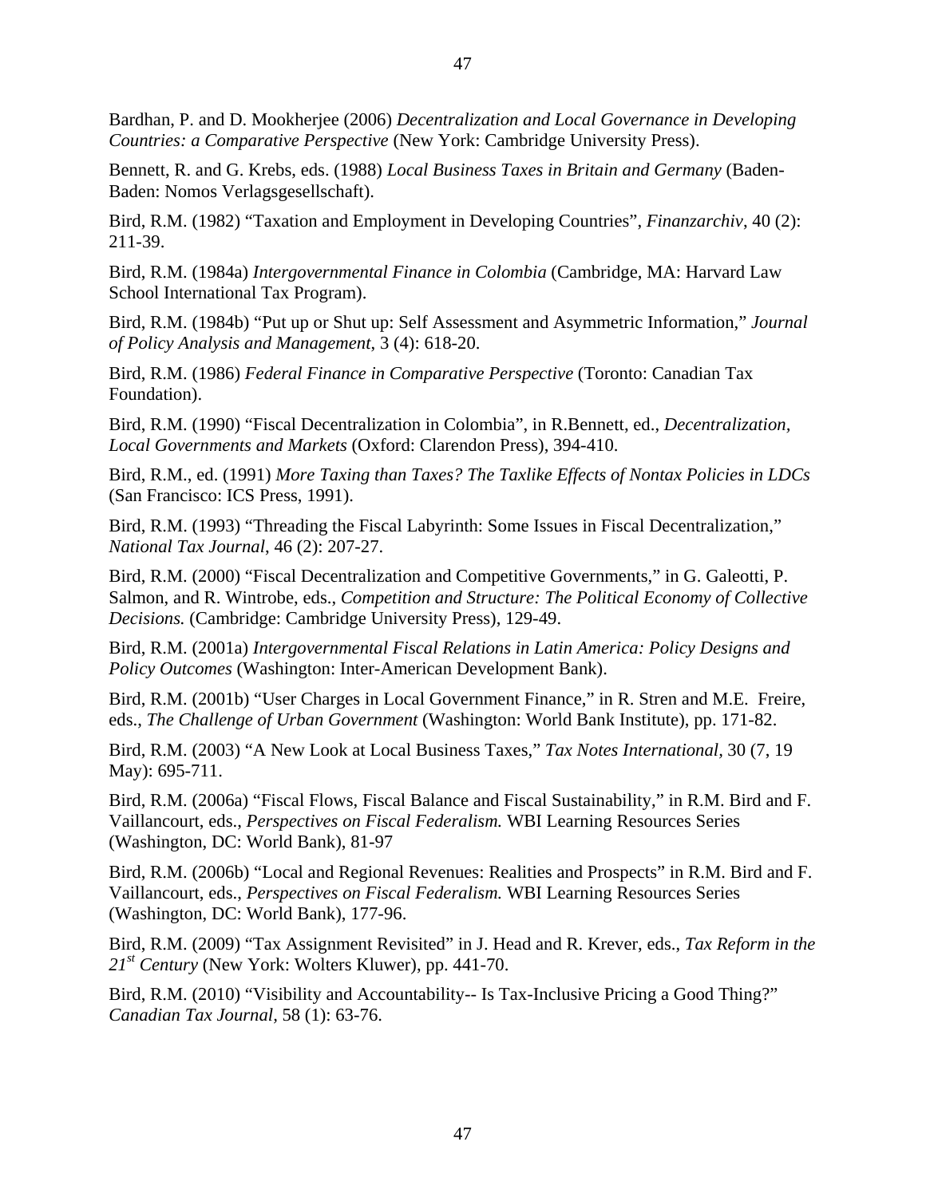Bardhan, P. and D. Mookherjee (2006) *Decentralization and Local Governance in Developing Countries: a Comparative Perspective* (New York: Cambridge University Press).

Bennett, R. and G. Krebs, eds. (1988) *Local Business Taxes in Britain and Germany* (Baden-Baden: Nomos Verlagsgesellschaft).

Bird, R.M. (1982) "Taxation and Employment in Developing Countries", *Finanzarchiv*, 40 (2): 211-39.

Bird, R.M. (1984a) *Intergovernmental Finance in Colombia* (Cambridge, MA: Harvard Law School International Tax Program).

Bird, R.M. (1984b) "Put up or Shut up: Self Assessment and Asymmetric Information," *Journal of Policy Analysis and Management*, 3 (4): 618-20.

Bird, R.M. (1986) *Federal Finance in Comparative Perspective* (Toronto: Canadian Tax Foundation).

Bird, R.M. (1990) "Fiscal Decentralization in Colombia", in R.Bennett, ed., *Decentralization, Local Governments and Markets* (Oxford: Clarendon Press), 394-410.

Bird, R.M., ed. (1991) *More Taxing than Taxes? The Taxlike Effects of Nontax Policies in LDCs* (San Francisco: ICS Press, 1991).

Bird, R.M. (1993) "Threading the Fiscal Labyrinth: Some Issues in Fiscal Decentralization," *National Tax Journal*, 46 (2): 207-27.

Bird, R.M. (2000) "Fiscal Decentralization and Competitive Governments," in G. Galeotti, P. Salmon, and R. Wintrobe, eds., *Competition and Structure: The Political Economy of Collective Decisions.* (Cambridge: Cambridge University Press), 129-49.

Bird, R.M. (2001a) *Intergovernmental Fiscal Relations in Latin America: Policy Designs and Policy Outcomes* (Washington: Inter-American Development Bank).

Bird, R.M. (2001b) "User Charges in Local Government Finance," in R. Stren and M.E. Freire, eds., *The Challenge of Urban Government* (Washington: World Bank Institute), pp. 171-82.

Bird, R.M. (2003) "A New Look at Local Business Taxes," *Tax Notes International*, 30 (7, 19 May): 695-711.

Bird, R.M. (2006a) "Fiscal Flows, Fiscal Balance and Fiscal Sustainability," in R.M. Bird and F. Vaillancourt, eds., *Perspectives on Fiscal Federalism.* WBI Learning Resources Series (Washington, DC: World Bank), 81-97

Bird, R.M. (2006b) "Local and Regional Revenues: Realities and Prospects" in R.M. Bird and F. Vaillancourt, eds., *Perspectives on Fiscal Federalism.* WBI Learning Resources Series (Washington, DC: World Bank), 177-96.

Bird, R.M. (2009) "Tax Assignment Revisited" in J. Head and R. Krever, eds., *Tax Reform in the 21st Century* (New York: Wolters Kluwer), pp. 441-70.

Bird, R.M. (2010) "Visibility and Accountability-- Is Tax-Inclusive Pricing a Good Thing?" *Canadian Tax Journal*, 58 (1): 63-76.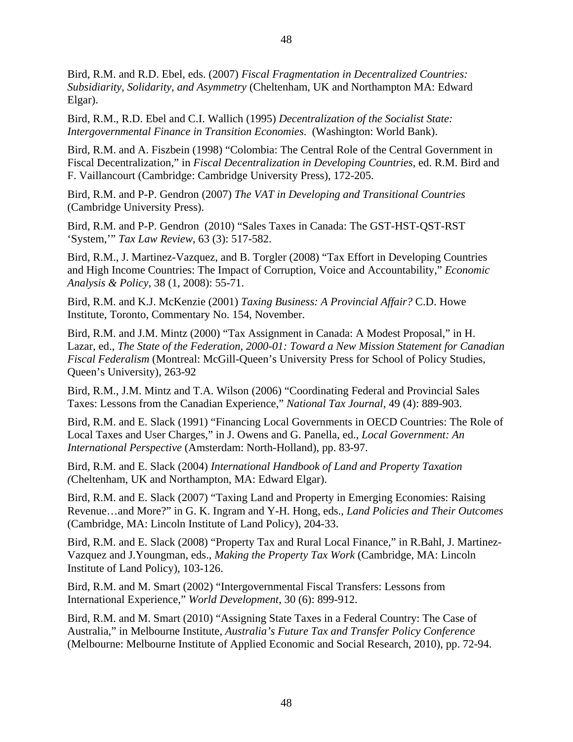Bird, R.M. and R.D. Ebel, eds. (2007) *Fiscal Fragmentation in Decentralized Countries: Subsidiarity, Solidarity, and Asymmetry* (Cheltenham, UK and Northampton MA: Edward Elgar).

Bird, R.M., R.D. Ebel and C.I. Wallich (1995) *Decentralization of the Socialist State: Intergovernmental Finance in Transition Economies*. (Washington: World Bank).

Bird, R.M. and A. Fiszbein (1998) "Colombia: The Central Role of the Central Government in Fiscal Decentralization," in *Fiscal Decentralization in Developing Countries*, ed. R.M. Bird and F. Vaillancourt (Cambridge: Cambridge University Press), 172-205.

Bird, R.M. and P-P. Gendron (2007) *The VAT in Developing and Transitional Countries* (Cambridge University Press).

Bird, R.M. and P-P. Gendron (2010) "Sales Taxes in Canada: The GST-HST-QST-RST 'System,'" *Tax Law Review*, 63 (3): 517-582.

Bird, R.M., J. Martinez-Vazquez, and B. Torgler (2008) "Tax Effort in Developing Countries and High Income Countries: The Impact of Corruption, Voice and Accountability," *Economic Analysis & Policy*, 38 (1, 2008): 55-71.

Bird, R.M. and K.J. McKenzie (2001) *Taxing Business: A Provincial Affair?* C.D. Howe Institute, Toronto, Commentary No. 154, November.

Bird, R.M. and J.M. Mintz (2000) "Tax Assignment in Canada: A Modest Proposal," in H. Lazar, ed., *The State of the Federation, 2000-01: Toward a New Mission Statement for Canadian Fiscal Federalism* (Montreal: McGill-Queen's University Press for School of Policy Studies, Queen's University), 263-92

Bird, R.M., J.M. Mintz and T.A. Wilson (2006) "Coordinating Federal and Provincial Sales Taxes: Lessons from the Canadian Experience," *National Tax Journal*, 49 (4): 889-903.

Bird, R.M. and E. Slack (1991) "Financing Local Governments in OECD Countries: The Role of Local Taxes and User Charges," in J. Owens and G. Panella, ed., *Local Government: An International Perspective* (Amsterdam: North-Holland), pp. 83-97.

Bird, R.M. and E. Slack (2004) *International Handbook of Land and Property Taxation* (Cheltenham, UK and Northampton, MA: Edward Elgar).

Bird, R.M. and E. Slack (2007) "Taxing Land and Property in Emerging Economies: Raising Revenue…and More?" in G. K. Ingram and Y-H. Hong, eds., *Land Policies and Their Outcomes* (Cambridge, MA: Lincoln Institute of Land Policy), 204-33.

Bird, R.M. and E. Slack (2008) "Property Tax and Rural Local Finance," in R.Bahl, J. Martinez-Vazquez and J.Youngman, eds., *Making the Property Tax Work* (Cambridge, MA: Lincoln Institute of Land Policy), 103-126.

Bird, R.M. and M. Smart (2002) "Intergovernmental Fiscal Transfers: Lessons from International Experience," *World Development*, 30 (6): 899-912.

Bird, R.M. and M. Smart (2010) "Assigning State Taxes in a Federal Country: The Case of Australia," in Melbourne Institute, *Australia's Future Tax and Transfer Policy Conference* (Melbourne: Melbourne Institute of Applied Economic and Social Research, 2010), pp. 72-94.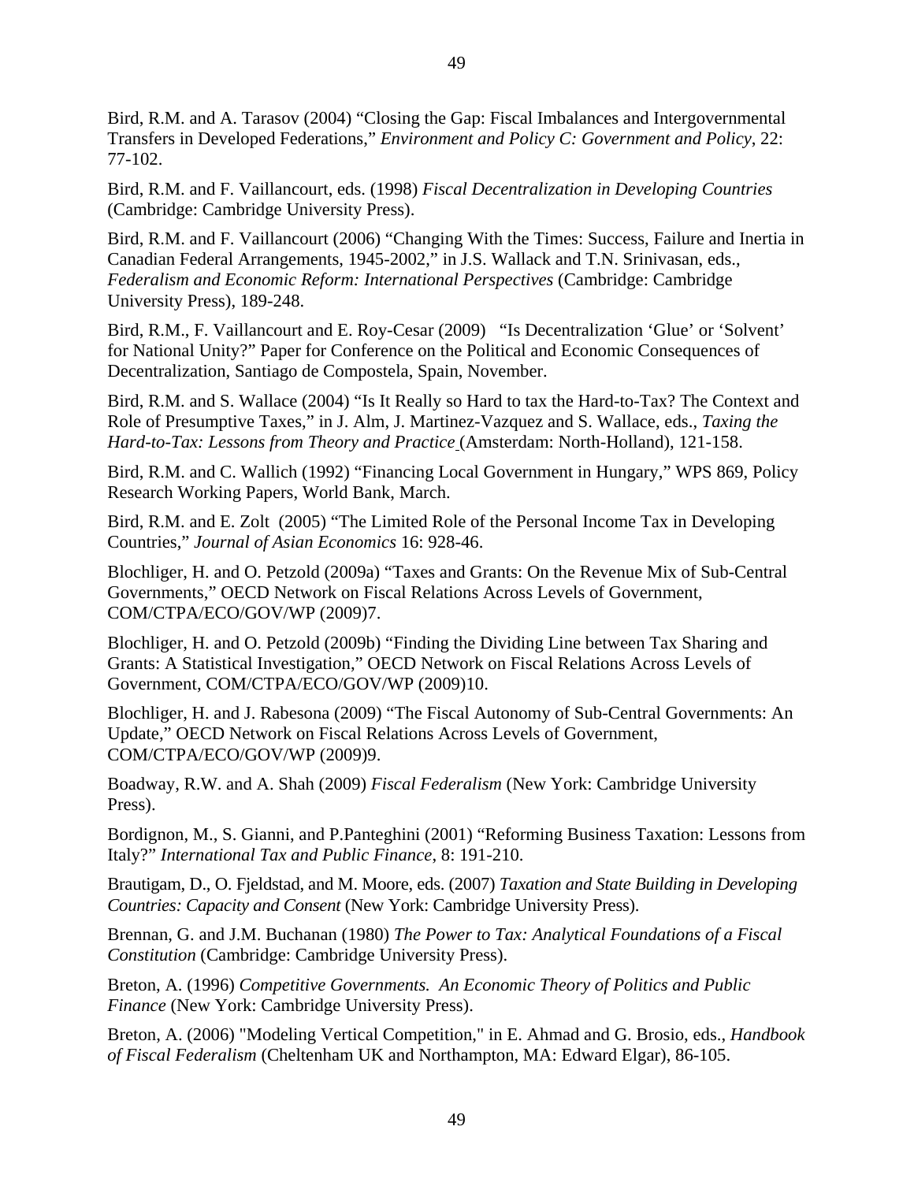Bird, R.M. and A. Tarasov (2004) "Closing the Gap: Fiscal Imbalances and Intergovernmental Transfers in Developed Federations," *Environment and Policy C: Government and Policy*, 22: 77-102.

Bird, R.M. and F. Vaillancourt, eds. (1998) *Fiscal Decentralization in Developing Countries* (Cambridge: Cambridge University Press).

Bird, R.M. and F. Vaillancourt (2006) "Changing With the Times: Success, Failure and Inertia in Canadian Federal Arrangements, 1945-2002," in J.S. Wallack and T.N. Srinivasan, eds., *Federalism and Economic Reform: International Perspectives* (Cambridge: Cambridge University Press), 189-248.

Bird, R.M., F. Vaillancourt and E. Roy-Cesar (2009) "Is Decentralization 'Glue' or 'Solvent' for National Unity?" Paper for Conference on the Political and Economic Consequences of Decentralization, Santiago de Compostela, Spain, November.

Bird, R.M. and S. Wallace (2004) "Is It Really so Hard to tax the Hard-to-Tax? The Context and Role of Presumptive Taxes," in J. Alm, J. Martinez-Vazquez and S. Wallace, eds., *Taxing the Hard-to-Tax: Lessons from Theory and Practice* (Amsterdam: North-Holland), 121-158.

Bird, R.M. and C. Wallich (1992) "Financing Local Government in Hungary," WPS 869, Policy Research Working Papers, World Bank, March.

Bird, R.M. and E. Zolt (2005) "The Limited Role of the Personal Income Tax in Developing Countries," *Journal of Asian Economics* 16: 928-46.

Blochliger, H. and O. Petzold (2009a) "Taxes and Grants: On the Revenue Mix of Sub-Central Governments," OECD Network on Fiscal Relations Across Levels of Government, COM/CTPA/ECO/GOV/WP (2009)7.

Blochliger, H. and O. Petzold (2009b) "Finding the Dividing Line between Tax Sharing and Grants: A Statistical Investigation," OECD Network on Fiscal Relations Across Levels of Government, COM/CTPA/ECO/GOV/WP (2009)10.

Blochliger, H. and J. Rabesona (2009) "The Fiscal Autonomy of Sub-Central Governments: An Update," OECD Network on Fiscal Relations Across Levels of Government, COM/CTPA/ECO/GOV/WP (2009)9.

Boadway, R.W. and A. Shah (2009) *Fiscal Federalism* (New York: Cambridge University Press).

Bordignon, M., S. Gianni, and P.Panteghini (2001) "Reforming Business Taxation: Lessons from Italy?" *International Tax and Public Finance*, 8: 191-210.

Brautigam, D., O. Fjeldstad, and M. Moore, eds. (2007) *Taxation and State Building in Developing Countries: Capacity and Consent* (New York: Cambridge University Press).

Brennan, G. and J.M. Buchanan (1980) *The Power to Tax: Analytical Foundations of a Fiscal Constitution* (Cambridge: Cambridge University Press).

Breton, A. (1996) *Competitive Governments. An Economic Theory of Politics and Public Finance* (New York: Cambridge University Press).

Breton, A. (2006) "Modeling Vertical Competition," in E. Ahmad and G. Brosio, eds., *Handbook of Fiscal Federalism* (Cheltenham UK and Northampton, MA: Edward Elgar), 86-105.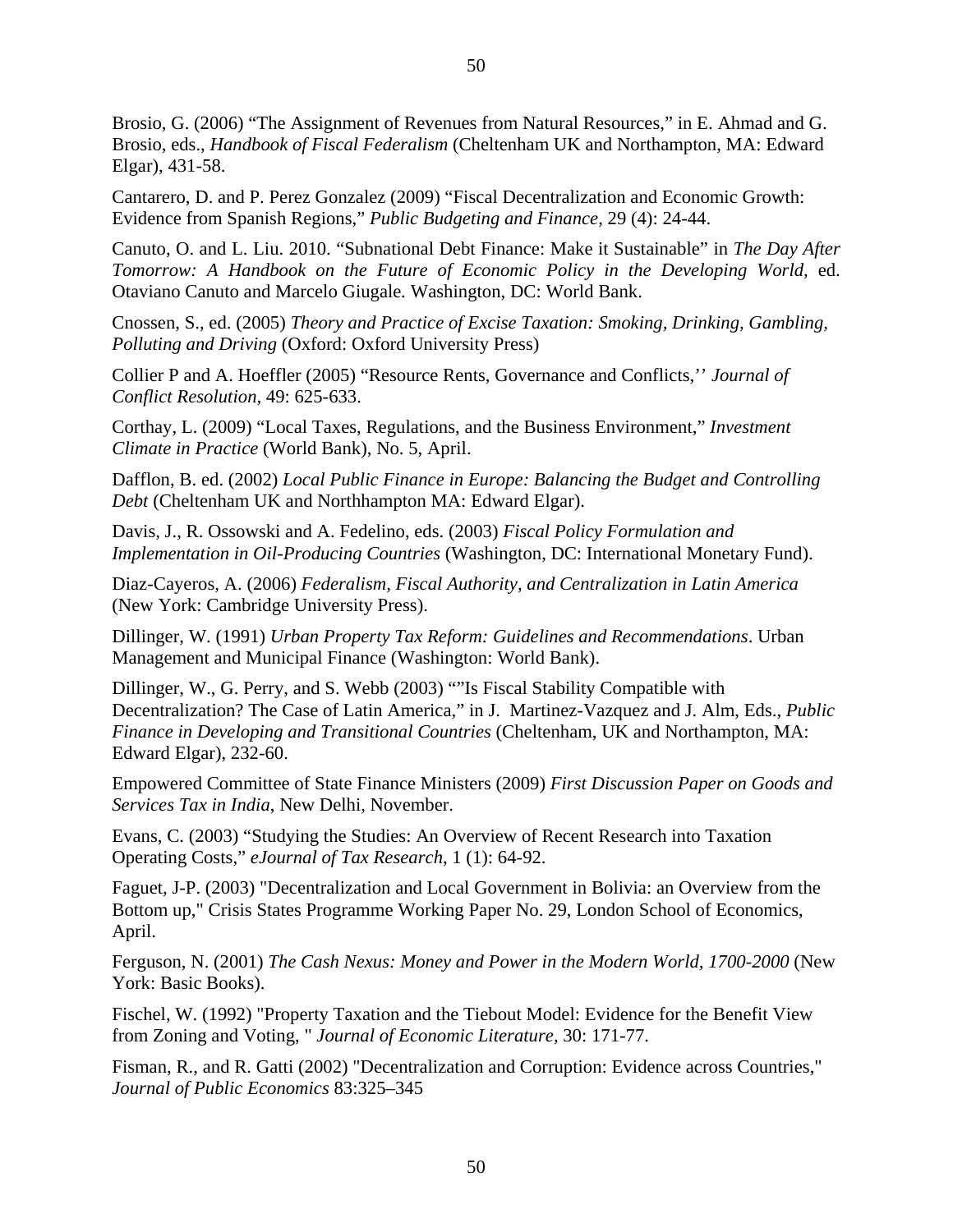Brosio, G. (2006) “The Assignment of Revenues from Natural Resources,” in E. Ahmad and G. Brosio, eds., *Handbook of Fiscal Federalism* (Cheltenham UK and Northampton, MA: Edward Elgar), 431-58.

Cantarero, D. and P. Perez Gonzalez (2009) “Fiscal Decentralization and Economic Growth: Evidence from Spanish Regions,” *Public Budgeting and Finance*, 29 (4): 24-44.

Canuto, O. and L. Liu. 2010. “Subnational Debt Finance: Make it Sustainable” in *The Day After Tomorrow: A Handbook on the Future of Economic Policy in the Developing World,* ed. Otaviano Canuto and Marcelo Giugale. Washington, DC: World Bank.

Cnossen, S., ed. (2005) *Theory and Practice of Excise Taxation: Smoking, Drinking, Gambling, Polluting and Driving* (Oxford: Oxford University Press)

Collier P and A. Hoeffler (2005) “Resource Rents, Governance and Conflicts,’’ *Journal of Conflict Resolution,* 49: 625-633.

Corthay, L. (2009) “Local Taxes, Regulations, and the Business Environment,” *Investment Climate in Practice* (World Bank), No. 5, April.

Dafflon, B. ed. (2002) *Local Public Finance in Europe: Balancing the Budget and Controlling Debt* (Cheltenham UK and Northhampton MA: Edward Elgar).

Davis, J., R. Ossowski and A. Fedelino, eds. (2003) *Fiscal Policy Formulation and Implementation in Oil-Producing Countries* (Washington, DC: International Monetary Fund).

Diaz-Cayeros, A. (2006) *Federalism, Fiscal Authority, and Centralization in Latin America* (New York: Cambridge University Press).

Dillinger, W. (1991) *Urban Property Tax Reform: Guidelines and Recommendations*. Urban Management and Municipal Finance (Washington: World Bank).

Dillinger, W., G. Perry, and S. Webb (2003) “”Is Fiscal Stability Compatible with Decentralization? The Case of Latin America,” in J. Martinez-Vazquez and J. Alm, Eds., *Public Finance in Developing and Transitional Countries* (Cheltenham, UK and Northampton, MA: Edward Elgar), 232-60.

Empowered Committee of State Finance Ministers (2009) *First Discussion Paper on Goods and Services Tax in India*, New Delhi, November.

Evans, C. (2003) “Studying the Studies: An Overview of Recent Research into Taxation Operating Costs,” *eJournal of Tax Research*, 1 (1): 64-92.

Faguet, J-P. (2003) "Decentralization and Local Government in Bolivia: an Overview from the Bottom up," Crisis States Programme Working Paper No. 29, London School of Economics, April.

Ferguson, N. (2001) *The Cash Nexus: Money and Power in the Modern World, 1700-2000* (New York: Basic Books).

Fischel, W. (1992) "Property Taxation and the Tiebout Model: Evidence for the Benefit View from Zoning and Voting, " *Journal of Economic Literature,* 30: 171-77.

Fisman, R., and R. Gatti (2002) "Decentralization and Corruption: Evidence across Countries," *Journal of Public Economics* 83:325–345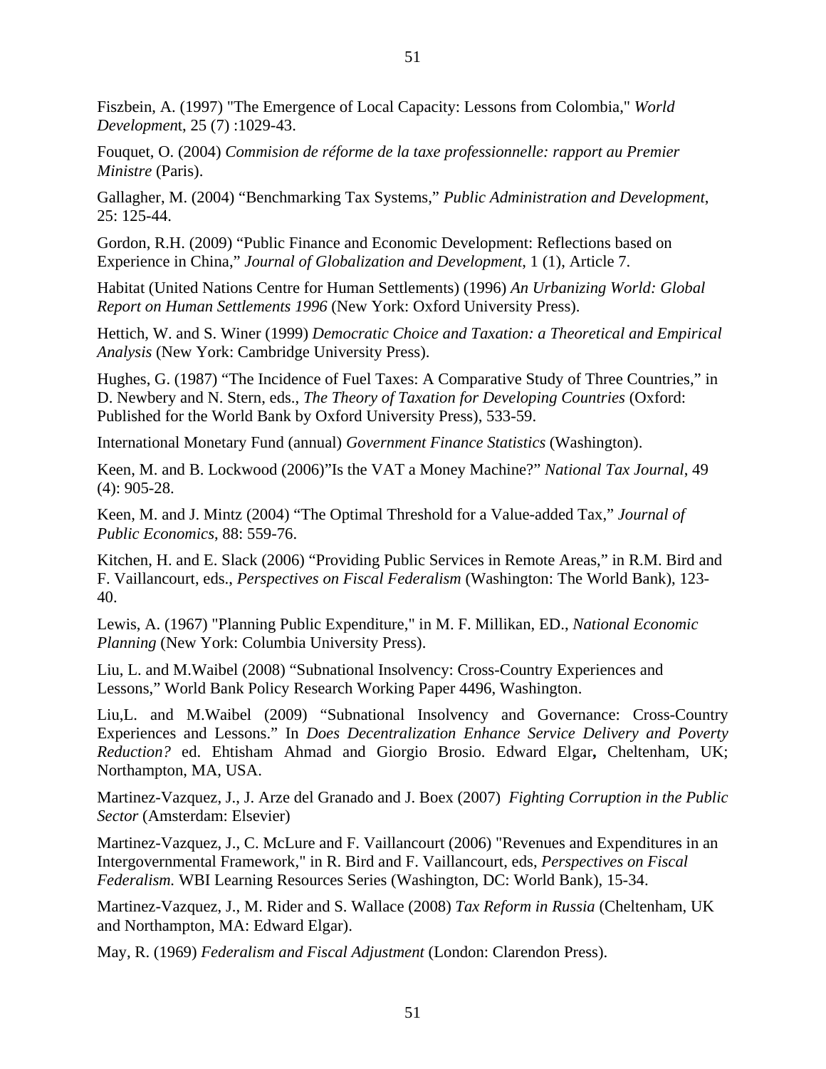Fiszbein, A. (1997) "The Emergence of Local Capacity: Lessons from Colombia," *World Development*, 25 (7) :1029-43.

Fouquet, O. (2004) *Commision de réforme de la taxe professionnelle: rapport au Premier Ministre* (Paris).

Gallagher, M. (2004) "Benchmarking Tax Systems," *Public Administration and Development*, 25: 125-44.

Gordon, R.H. (2009) "Public Finance and Economic Development: Reflections based on Experience in China," *Journal of Globalization and Development*, 1 (1), Article 7.

Habitat (United Nations Centre for Human Settlements) (1996) *An Urbanizing World: Global Report on Human Settlements 1996* (New York: Oxford University Press).

Hettich, W. and S. Winer (1999) *Democratic Choice and Taxation: a Theoretical and Empirical Analysis* (New York: Cambridge University Press).

Hughes, G. (1987) "The Incidence of Fuel Taxes: A Comparative Study of Three Countries," in D. Newbery and N. Stern, eds., *The Theory of Taxation for Developing Countries* (Oxford: Published for the World Bank by Oxford University Press), 533-59.

International Monetary Fund (annual) *Government Finance Statistics* (Washington).

Keen, M. and B. Lockwood (2006)"Is the VAT a Money Machine?" *National Tax Journal*, 49 (4): 905-28.

Keen, M. and J. Mintz (2004) "The Optimal Threshold for a Value-added Tax," *Journal of Public Economics*, 88: 559-76.

Kitchen, H. and E. Slack (2006) "Providing Public Services in Remote Areas," in R.M. Bird and F. Vaillancourt, eds., *Perspectives on Fiscal Federalism* (Washington: The World Bank), 123-40.

Lewis, A. (1967) "Planning Public Expenditure," in M. F. Millikan, ED., *National Economic Planning* (New York: Columbia University Press).

Liu, L. and M.Waibel (2008) "Subnational Insolvency: Cross-Country Experiences and Lessons," World Bank Policy Research Working Paper 4496, Washington.

Liu,L. and M.Waibel (2009) "Subnational Insolvency and Governance: Cross-Country Experiences and Lessons." In *Does Decentralization Enhance Service Delivery and Poverty Reduction?* ed. Ehtisham Ahmad and Giorgio Brosio. Edward Elgar**,** Cheltenham, UK; Northampton, MA, USA.

Martinez-Vazquez, J., J. Arze del Granado and J. Boex (2007) *Fighting Corruption in the Public Sector* (Amsterdam: Elsevier)

Martinez-Vazquez, J., C. McLure and F. Vaillancourt (2006) "Revenues and Expenditures in an Intergovernmental Framework," in R. Bird and F. Vaillancourt, eds, *Perspectives on Fiscal Federalism.* WBI Learning Resources Series (Washington, DC: World Bank), 15-34.

Martinez-Vazquez, J., M. Rider and S. Wallace (2008) *Tax Reform in Russia* (Cheltenham, UK and Northampton, MA: Edward Elgar).

May, R. (1969) *Federalism and Fiscal Adjustment* (London: Clarendon Press).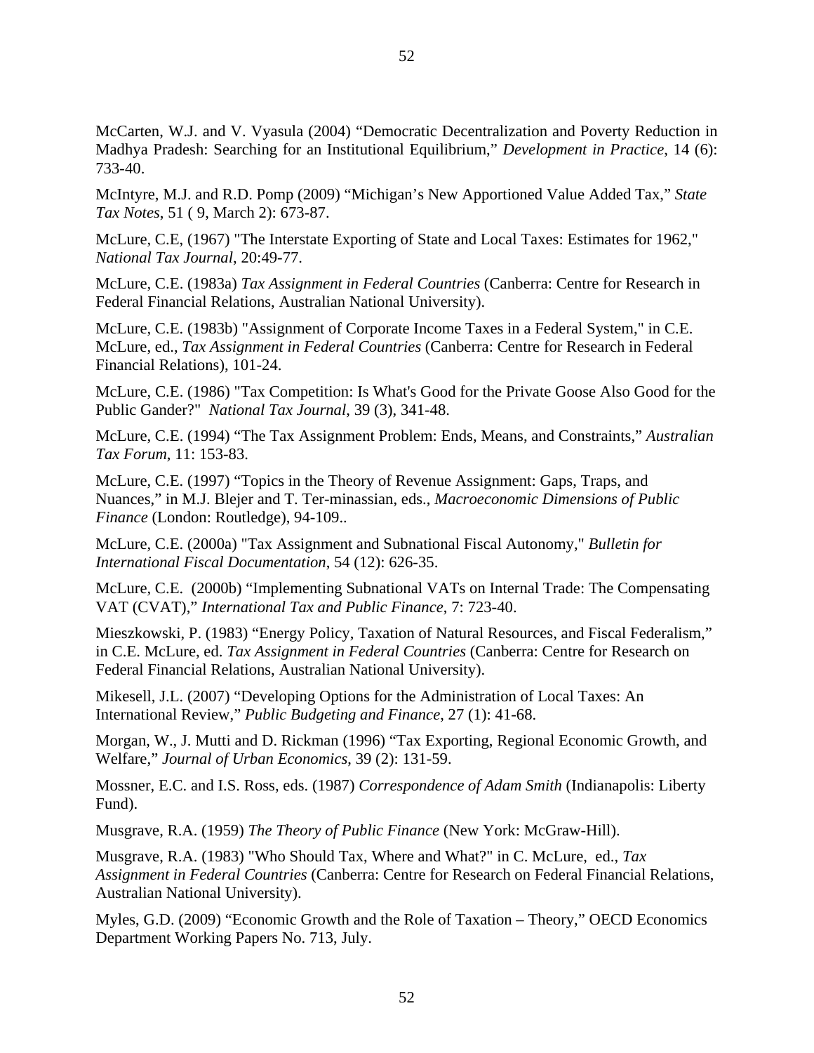McCarten, W.J. and V. Vyasula (2004) "Democratic Decentralization and Poverty Reduction in Madhya Pradesh: Searching for an Institutional Equilibrium," *Development in Practice*, 14 (6): 733-40.

McIntyre, M.J. and R.D. Pomp (2009) "Michigan's New Apportioned Value Added Tax," *State Tax Notes*, 51 ( 9, March 2): 673-87.

McLure, C.E, (1967) "The Interstate Exporting of State and Local Taxes: Estimates for 1962," *National Tax Journal*, 20:49-77.

McLure, C.E. (1983a) *Tax Assignment in Federal Countries* (Canberra: Centre for Research in Federal Financial Relations, Australian National University).

McLure, C.E. (1983b) "Assignment of Corporate Income Taxes in a Federal System," in C.E. McLure, ed., *Tax Assignment in Federal Countries* (Canberra: Centre for Research in Federal Financial Relations), 101-24.

McLure, C.E. (1986) "Tax Competition: Is What's Good for the Private Goose Also Good for the Public Gander?" *National Tax Journal*, 39 (3), 341-48.

McLure, C.E. (1994) "The Tax Assignment Problem: Ends, Means, and Constraints," *Australian Tax Forum*, 11: 153-83.

McLure, C.E. (1997) "Topics in the Theory of Revenue Assignment: Gaps, Traps, and Nuances," in M.J. Blejer and T. Ter-minassian, eds., *Macroeconomic Dimensions of Public Finance* (London: Routledge), 94-109..

McLure, C.E. (2000a) "Tax Assignment and Subnational Fiscal Autonomy," *Bulletin for International Fiscal Documentation*, 54 (12): 626-35.

McLure, C.E. (2000b) "Implementing Subnational VATs on Internal Trade: The Compensating VAT (CVAT)," *International Tax and Public Finance*, 7: 723-40.

Mieszkowski, P. (1983) "Energy Policy, Taxation of Natural Resources, and Fiscal Federalism," in C.E. McLure, ed. *Tax Assignment in Federal Countries* (Canberra: Centre for Research on Federal Financial Relations, Australian National University).

Mikesell, J.L. (2007) "Developing Options for the Administration of Local Taxes: An International Review," *Public Budgeting and Finance*, 27 (1): 41-68.

Morgan, W., J. Mutti and D. Rickman (1996) "Tax Exporting, Regional Economic Growth, and Welfare," *Journal of Urban Economics*, 39 (2): 131-59.

Mossner, E.C. and I.S. Ross, eds. (1987) *Correspondence of Adam Smith* (Indianapolis: Liberty Fund).

Musgrave, R.A. (1959) *The Theory of Public Finance* (New York: McGraw-Hill).

Musgrave, R.A. (1983) "Who Should Tax, Where and What?" in C. McLure, ed., *Tax Assignment in Federal Countries* (Canberra: Centre for Research on Federal Financial Relations, Australian National University).

Myles, G.D. (2009) "Economic Growth and the Role of Taxation – Theory," OECD Economics Department Working Papers No. 713, July.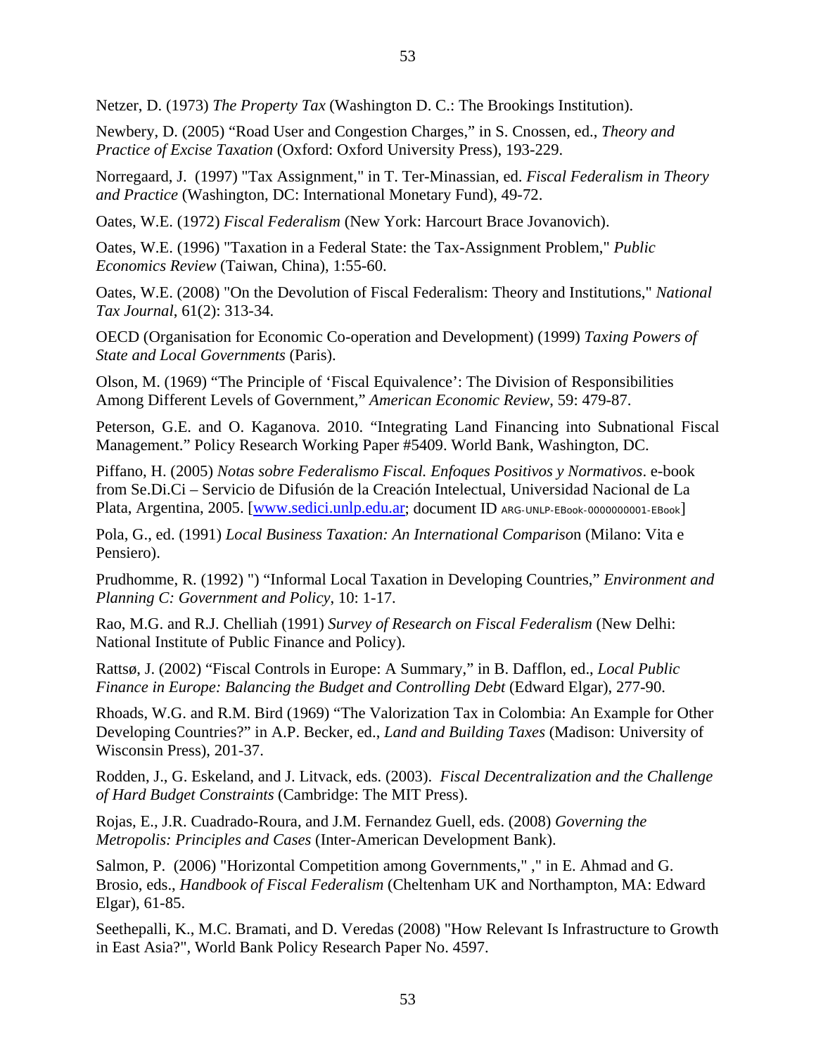Netzer, D. (1973) *The Property Tax* (Washington D. C.: The Brookings Institution).

Newbery, D. (2005) “Road User and Congestion Charges,” in S. Cnossen, ed., *Theory and Practice of Excise Taxation* (Oxford: Oxford University Press), 193-229.

Norregaard, J. (1997) "Tax Assignment," in T. Ter-Minassian, ed. *Fiscal Federalism in Theory and Practice* (Washington, DC: International Monetary Fund), 49-72.

Oates, W.E. (1972) *Fiscal Federalism* (New York: Harcourt Brace Jovanovich).

Oates, W.E. (1996) "Taxation in a Federal State: the Tax-Assignment Problem," *Public Economics Review* (Taiwan, China), 1:55-60.

Oates, W.E. (2008) "On the Devolution of Fiscal Federalism: Theory and Institutions," *National Tax Journal*, 61(2): 313-34.

OECD (Organisation for Economic Co-operation and Development) (1999) *Taxing Powers of State and Local Governments* (Paris).

Olson, M. (1969) “The Principle of ‘Fiscal Equivalence’: The Division of Responsibilities Among Different Levels of Government,” *American Economic Review*, 59: 479-87.

Peterson, G.E. and O. Kaganova. 2010. “Integrating Land Financing into Subnational Fiscal Management.” Policy Research Working Paper #5409. World Bank, Washington, DC.

Piffano, H. (2005) *Notas sobre Federalismo Fiscal. Enfoques Positivos y Normativos*. e-book from Se.Di.Ci – Servicio de Difusión de la Creación Intelectual, Universidad Nacional de La Plata, Argentina, 2005. [www.sedici.unlp.edu.ar; document ID ARG-UNLP-EBook-0000000001-EBook]

Pola, G., ed. (1991) *Local Business Taxation: An International Compariso*n (Milano: Vita e Pensiero).

Prudhomme, R. (1992) ") “Informal Local Taxation in Developing Countries,” *Environment and Planning C: Government and Policy*, 10: 1-17.

Rao, M.G. and R.J. Chelliah (1991) *Survey of Research on Fiscal Federalism* (New Delhi: National Institute of Public Finance and Policy).

Rattsø, J. (2002) “Fiscal Controls in Europe: A Summary,” in B. Dafflon, ed., *Local Public Finance in Europe: Balancing the Budget and Controlling Debt* (Edward Elgar), 277-90.

Rhoads, W.G. and R.M. Bird (1969) “The Valorization Tax in Colombia: An Example for Other Developing Countries?” in A.P. Becker, ed., *Land and Building Taxes* (Madison: University of Wisconsin Press), 201-37.

Rodden, J., G. Eskeland, and J. Litvack, eds. (2003). *Fiscal Decentralization and the Challenge of Hard Budget Constraints* (Cambridge: The MIT Press).

Rojas, E., J.R. Cuadrado-Roura, and J.M. Fernandez Guell, eds. (2008) *Governing the Metropolis: Principles and Cases* (Inter-American Development Bank).

Salmon, P. (2006) "Horizontal Competition among Governments," ," in E. Ahmad and G. Brosio, eds., *Handbook of Fiscal Federalism* (Cheltenham UK and Northampton, MA: Edward Elgar), 61-85.

Seethepalli, K., M.C. Bramati, and D. Veredas (2008) "How Relevant Is Infrastructure to Growth in East Asia?", World Bank Policy Research Paper No. 4597.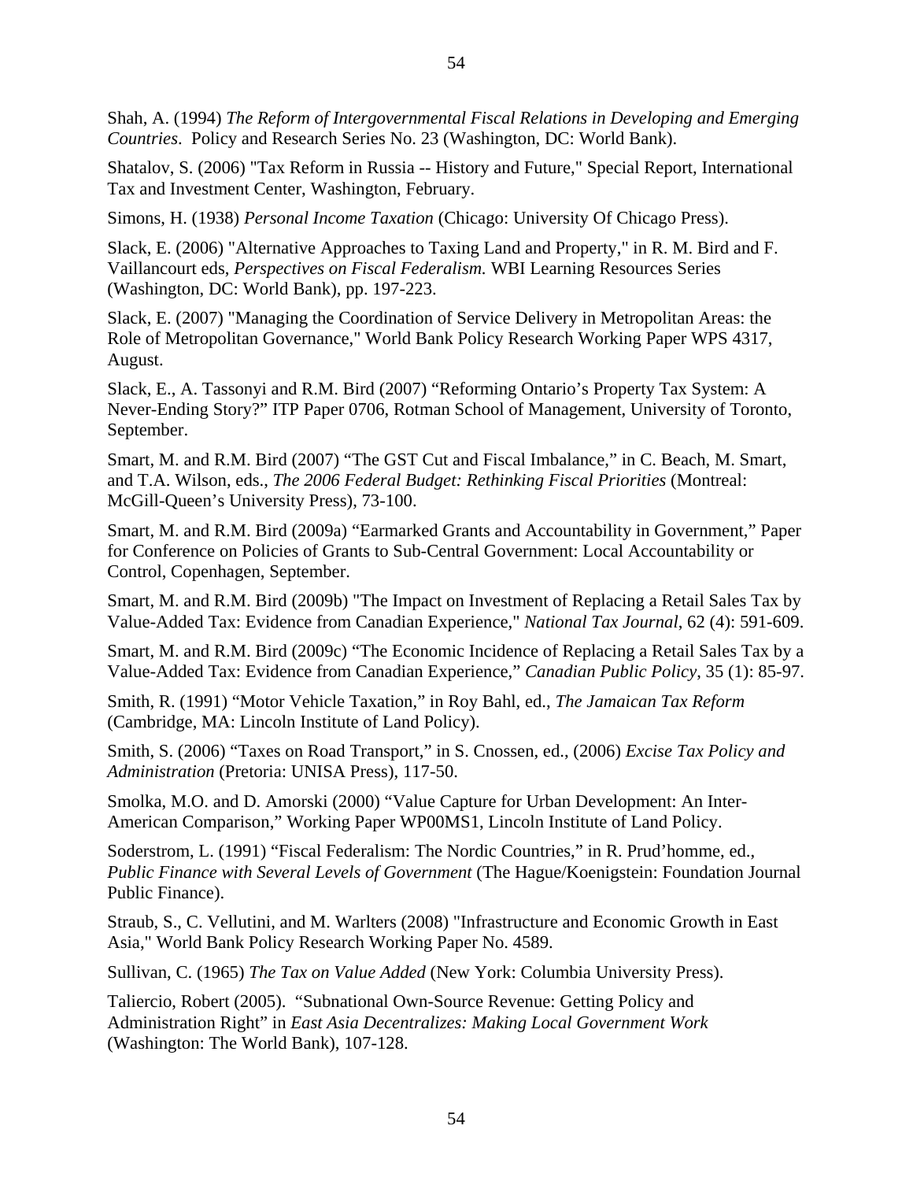Shah, A. (1994) *The Reform of Intergovernmental Fiscal Relations in Developing and Emerging Countries*. Policy and Research Series No. 23 (Washington, DC: World Bank).

Shatalov, S. (2006) "Tax Reform in Russia -- History and Future," Special Report, International Tax and Investment Center, Washington, February.

Simons, H. (1938) *Personal Income Taxation* (Chicago: University Of Chicago Press).

Slack, E. (2006) "Alternative Approaches to Taxing Land and Property," in R. M. Bird and F. Vaillancourt eds, *Perspectives on Fiscal Federalism.* WBI Learning Resources Series (Washington, DC: World Bank), pp. 197-223.

Slack, E. (2007) "Managing the Coordination of Service Delivery in Metropolitan Areas: the Role of Metropolitan Governance," World Bank Policy Research Working Paper WPS 4317, August.

Slack, E., A. Tassonyi and R.M. Bird (2007) "Reforming Ontario's Property Tax System: A Never-Ending Story?" ITP Paper 0706, Rotman School of Management, University of Toronto, September.

Smart, M. and R.M. Bird (2007) "The GST Cut and Fiscal Imbalance," in C. Beach, M. Smart, and T.A. Wilson, eds., *The 2006 Federal Budget: Rethinking Fiscal Priorities* (Montreal: McGill-Queen's University Press), 73-100.

Smart, M. and R.M. Bird (2009a) "Earmarked Grants and Accountability in Government," Paper for Conference on Policies of Grants to Sub-Central Government: Local Accountability or Control, Copenhagen, September.

Smart, M. and R.M. Bird (2009b) "The Impact on Investment of Replacing a Retail Sales Tax by Value-Added Tax: Evidence from Canadian Experience," *National Tax Journal*, 62 (4): 591-609.

Smart, M. and R.M. Bird (2009c) "The Economic Incidence of Replacing a Retail Sales Tax by a Value-Added Tax: Evidence from Canadian Experience," *Canadian Public Policy*, 35 (1): 85-97.

Smith, R. (1991) "Motor Vehicle Taxation," in Roy Bahl, ed., *The Jamaican Tax Reform* (Cambridge, MA: Lincoln Institute of Land Policy).

Smith, S. (2006) "Taxes on Road Transport," in S. Cnossen, ed., (2006) *Excise Tax Policy and Administration* (Pretoria: UNISA Press), 117-50.

Smolka, M.O. and D. Amorski (2000) "Value Capture for Urban Development: An Inter-American Comparison," Working Paper WP00MS1, Lincoln Institute of Land Policy.

Soderstrom, L. (1991) "Fiscal Federalism: The Nordic Countries," in R. Prud'homme, ed., *Public Finance with Several Levels of Government* (The Hague/Koenigstein: Foundation Journal Public Finance).

Straub, S., C. Vellutini, and M. Warlters (2008) "Infrastructure and Economic Growth in East Asia," World Bank Policy Research Working Paper No. 4589.

Sullivan, C. (1965) *The Tax on Value Added* (New York: Columbia University Press).

Taliercio, Robert (2005). "Subnational Own-Source Revenue: Getting Policy and Administration Right" in *East Asia Decentralizes: Making Local Government Work* (Washington: The World Bank), 107-128.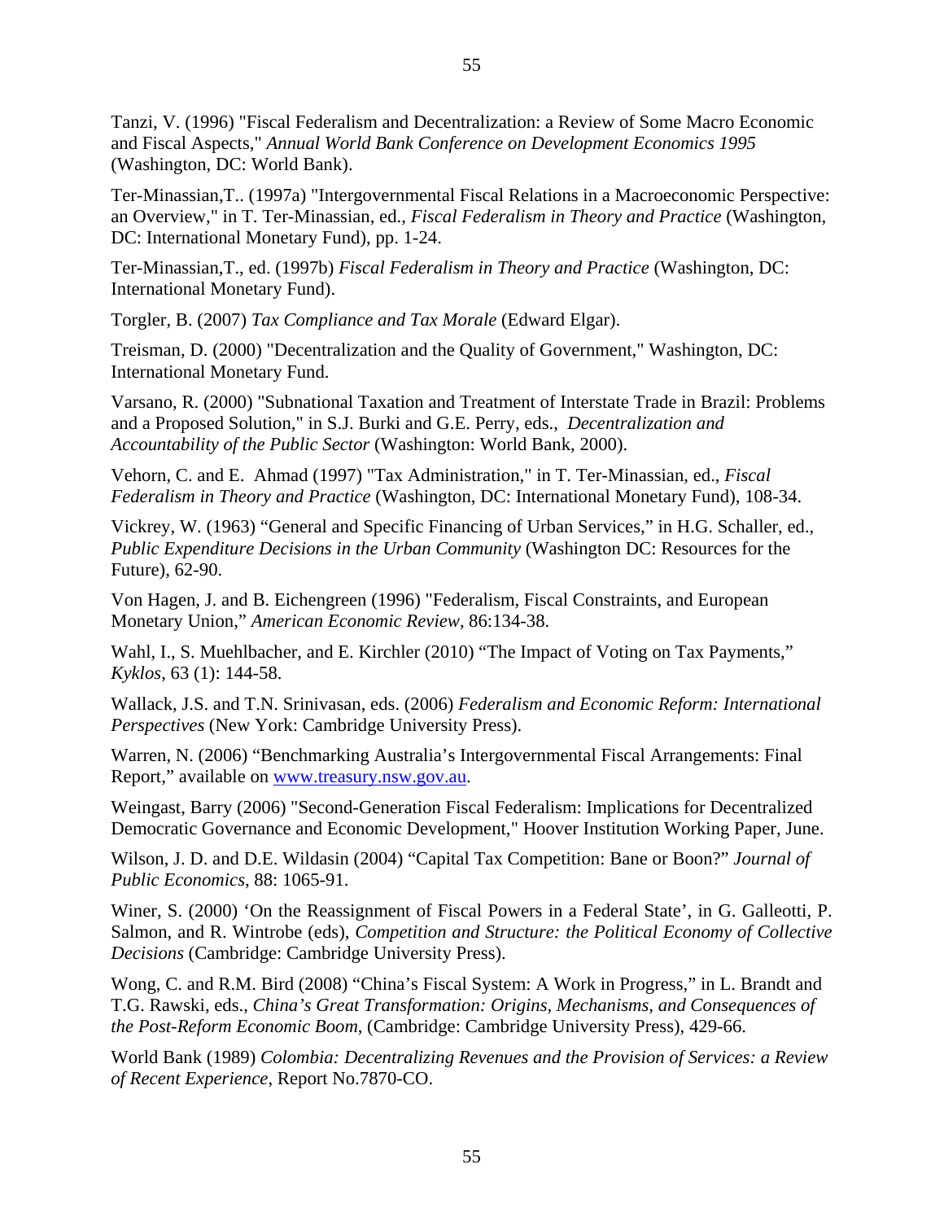Tanzi, V. (1996) "Fiscal Federalism and Decentralization: a Review of Some Macro Economic and Fiscal Aspects," *Annual World Bank Conference on Development Economics 1995* (Washington, DC: World Bank).

Ter-Minassian,T.. (1997a) "Intergovernmental Fiscal Relations in a Macroeconomic Perspective: an Overview," in T. Ter-Minassian, ed., *Fiscal Federalism in Theory and Practice* (Washington, DC: International Monetary Fund), pp. 1-24.

Ter-Minassian,T., ed. (1997b) *Fiscal Federalism in Theory and Practice* (Washington, DC: International Monetary Fund).

Torgler, B. (2007) *Tax Compliance and Tax Morale* (Edward Elgar).

Treisman, D. (2000) "Decentralization and the Quality of Government," Washington, DC: International Monetary Fund.

Varsano, R. (2000) "Subnational Taxation and Treatment of Interstate Trade in Brazil: Problems and a Proposed Solution," in S.J. Burki and G.E. Perry, eds., *Decentralization and Accountability of the Public Sector* (Washington: World Bank, 2000).

Vehorn, C. and E. Ahmad (1997) "Tax Administration," in T. Ter-Minassian, ed., *Fiscal Federalism in Theory and Practice* (Washington, DC: International Monetary Fund), 108-34.

Vickrey, W. (1963) "General and Specific Financing of Urban Services," in H.G. Schaller, ed., *Public Expenditure Decisions in the Urban Community* (Washington DC: Resources for the Future), 62-90.

Von Hagen, J. and B. Eichengreen (1996) "Federalism, Fiscal Constraints, and European Monetary Union," *American Economic Review*, 86:134-38.

Wahl, I., S. Muehlbacher, and E. Kirchler (2010) "The Impact of Voting on Tax Payments," *Kyklos*, 63 (1): 144-58.

Wallack, J.S. and T.N. Srinivasan, eds. (2006) *Federalism and Economic Reform: International Perspectives* (New York: Cambridge University Press).

Warren, N. (2006) "Benchmarking Australia's Intergovernmental Fiscal Arrangements: Final Report," available on www.treasury.nsw.gov.au.

Weingast, Barry (2006) "Second-Generation Fiscal Federalism: Implications for Decentralized Democratic Governance and Economic Development," Hoover Institution Working Paper, June.

Wilson, J. D. and D.E. Wildasin (2004) "Capital Tax Competition: Bane or Boon?" *Journal of Public Economics*, 88: 1065-91.

Winer, S. (2000) 'On the Reassignment of Fiscal Powers in a Federal State', in G. Galleotti, P. Salmon, and R. Wintrobe (eds), *Competition and Structure: the Political Economy of Collective Decisions* (Cambridge: Cambridge University Press).

Wong, C. and R.M. Bird (2008) "China's Fiscal System: A Work in Progress," in L. Brandt and T.G. Rawski, eds., *China's Great Transformation: Origins, Mechanisms, and Consequences of the Post-Reform Economic Boom*, (Cambridge: Cambridge University Press), 429-66.

World Bank (1989) *Colombia: Decentralizing Revenues and the Provision of Services: a Review of Recent Experience*, Report No.7870-CO.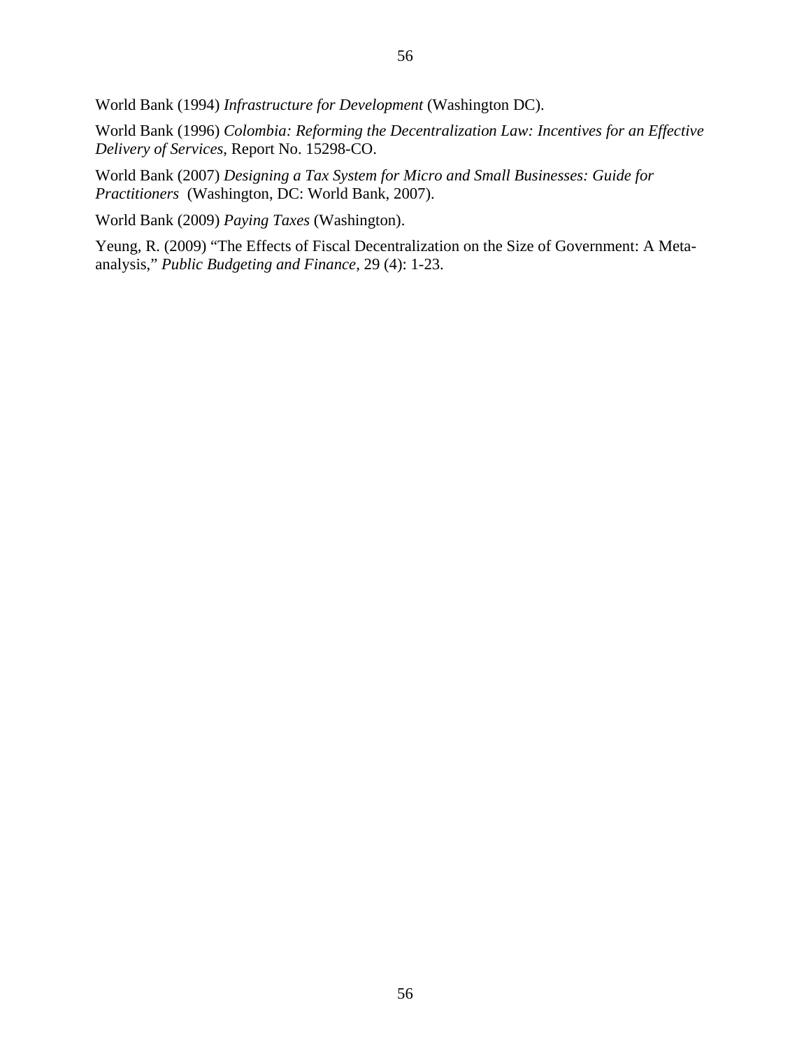World Bank (1994) *Infrastructure for Development* (Washington DC).

World Bank (1996) *Colombia: Reforming the Decentralization Law: Incentives for an Effective Delivery of Services*, Report No. 15298-CO.

World Bank (2007) *Designing a Tax System for Micro and Small Businesses: Guide for Practitioners* (Washington, DC: World Bank, 2007).

World Bank (2009) *Paying Taxes* (Washington).

Yeung, R. (2009) "The Effects of Fiscal Decentralization on the Size of Government: A Meta-analysis," *Public Budgeting and Finance*, 29 (4): 1-23.